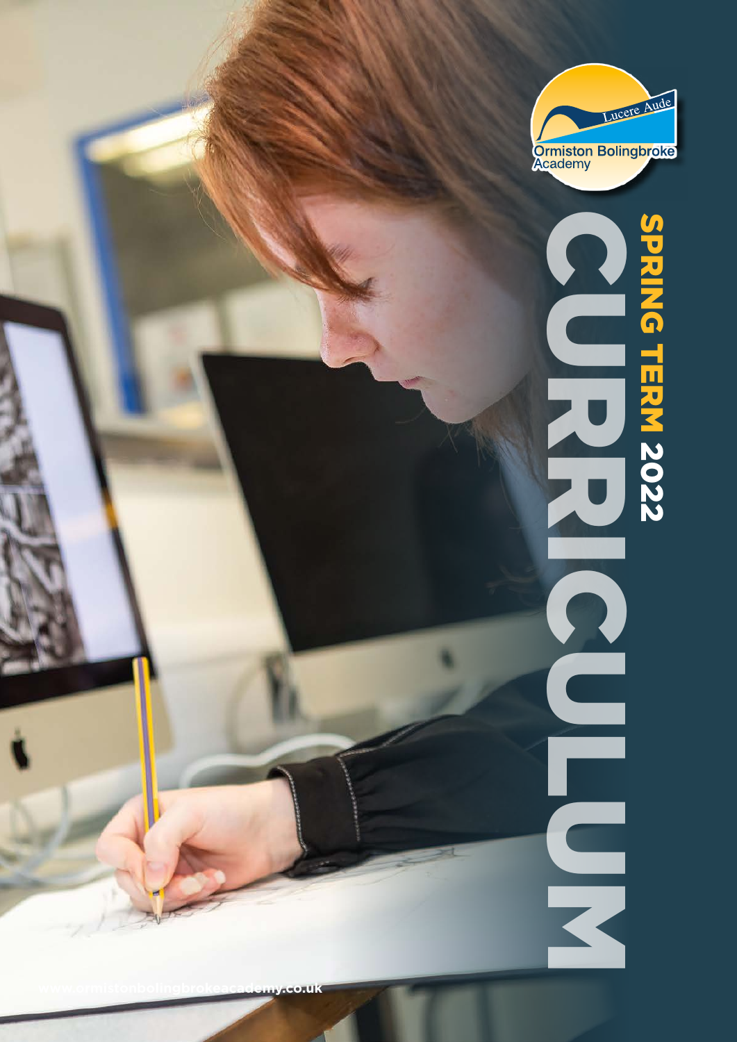Ormiston Bolingbroke Academy

Lucere Aude

# CURRICULUM

## SPRING TERM 2022

www.ormistonbolingbrokeacademy.co.uk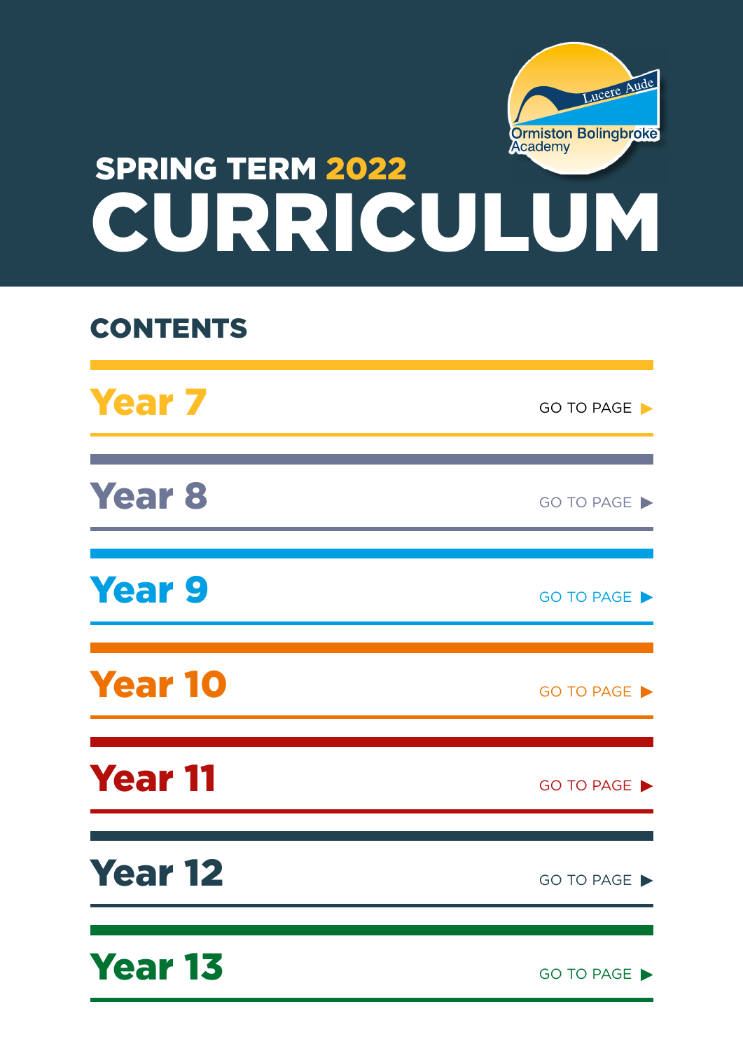Ormiston Bolingbroke Academy

Lucere Aude

SPRING TERM 2022

# CURRICULUM

## CONTENTS

Year 7 — GO TO PAGE ▶

Year 8 — GO TO PAGE ▶

Year 9 — GO TO PAGE ▶

Year 10 — GO TO PAGE ▶

Year 11 — GO TO PAGE ▶

Year 12 — GO TO PAGE ▶

Year 13 — GO TO PAGE ▶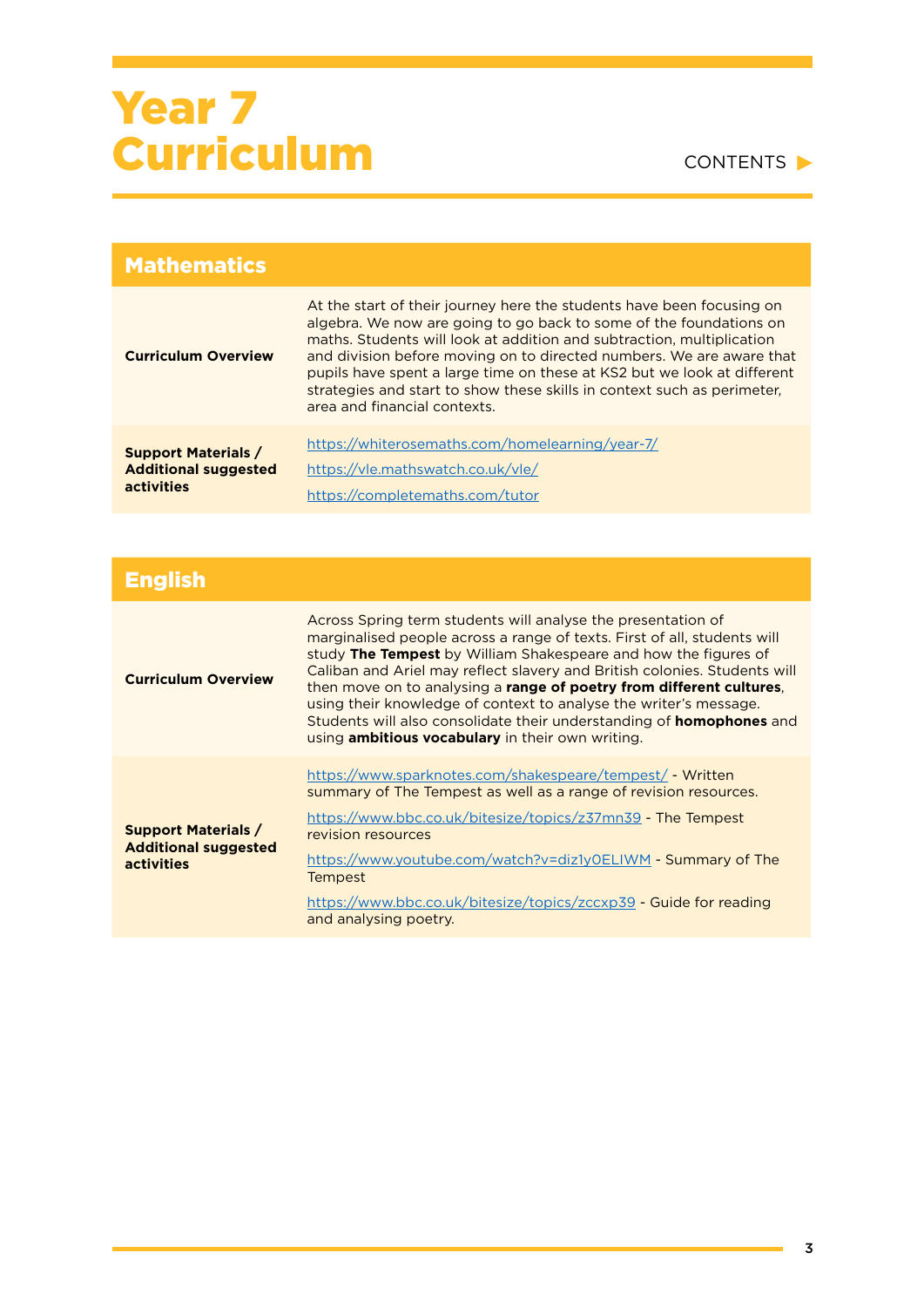# Year 7 Curriculum

CONTENTS ▶

## Mathematics

| | |
|---|---|
| **Curriculum Overview** | At the start of their journey here the students have been focusing on algebra. We now are going to go back to some of the foundations on maths. Students will look at addition and subtraction, multiplication and division before moving on to directed numbers. We are aware that pupils have spent a large time on these at KS2 but we look at different strategies and start to show these skills in context such as perimeter, area and financial contexts. |
| **Support Materials / Additional suggested activities** | https://whiterosemaths.com/homelearning/year-7/ <br> https://vle.mathswatch.co.uk/vle/ <br> https://completemaths.com/tutor |

## English

| | |
|---|---|
| **Curriculum Overview** | Across Spring term students will analyse the presentation of marginalised people across a range of texts. First of all, students will study **The Tempest** by William Shakespeare and how the figures of Caliban and Ariel may reflect slavery and British colonies. Students will then move on to analysing a **range of poetry from different cultures**, using their knowledge of context to analyse the writer's message. Students will also consolidate their understanding of **homophones** and using **ambitious vocabulary** in their own writing. |
| **Support Materials / Additional suggested activities** | https://www.sparknotes.com/shakespeare/tempest/ - Written summary of The Tempest as well as a range of revision resources. <br> https://www.bbc.co.uk/bitesize/topics/z37mn39 - The Tempest revision resources <br> https://www.youtube.com/watch?v=diz1y0ELIWM - Summary of The Tempest <br> https://www.bbc.co.uk/bitesize/topics/zccxp39 - Guide for reading and analysing poetry. |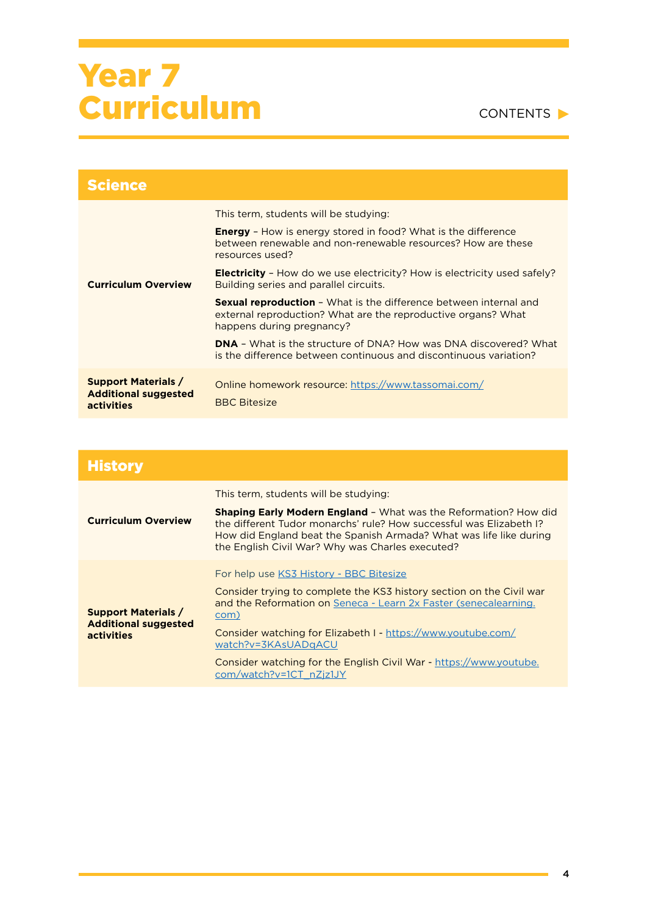# Year 7 Curriculum

CONTENTS ▶

## Science

| | |
|---|---|
| **Curriculum Overview** | This term, students will be studying:<br><br>**Energy** – How is energy stored in food? What is the difference between renewable and non-renewable resources? How are these resources used?<br><br>**Electricity** – How do we use electricity? How is electricity used safely? Building series and parallel circuits.<br><br>**Sexual reproduction** – What is the difference between internal and external reproduction? What are the reproductive organs? What happens during pregnancy?<br><br>**DNA** – What is the structure of DNA? How was DNA discovered? What is the difference between continuous and discontinuous variation? |
| **Support Materials / Additional suggested activities** | Online homework resource: https://www.tassomai.com/<br><br>BBC Bitesize |

## History

| | |
|---|---|
| **Curriculum Overview** | This term, students will be studying:<br><br>**Shaping Early Modern England** – What was the Reformation? How did the different Tudor monarchs' rule? How successful was Elizabeth I? How did England beat the Spanish Armada? What was life like during the English Civil War? Why was Charles executed? |
| **Support Materials / Additional suggested activities** | For help use KS3 History - BBC Bitesize<br><br>Consider trying to complete the KS3 history section on the Civil war and the Reformation on Seneca - Learn 2x Faster (senecalearning.com)<br><br>Consider watching for Elizabeth I - https://www.youtube.com/watch?v=3KAsUADqACU<br><br>Consider watching for the English Civil War - https://www.youtube.com/watch?v=1CT_nZjz1JY |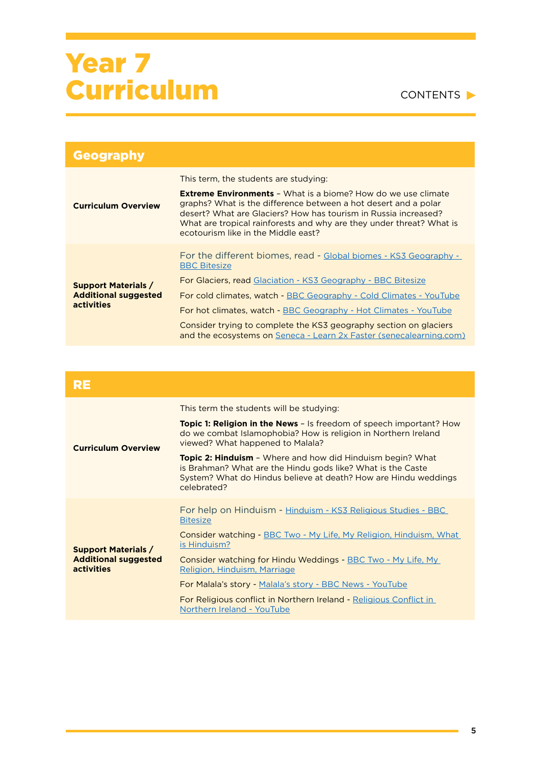# Year 7 Curriculum

CONTENTS ▶

## Geography

| | |
|---|---|
| **Curriculum Overview** | This term, the students are studying:<br><br>**Extreme Environments** – What is a biome? How do we use climate graphs? What is the difference between a hot desert and a polar desert? What are Glaciers? How has tourism in Russia increased? What are tropical rainforests and why are they under threat? What is ecotourism like in the Middle east? |
| **Support Materials / Additional suggested activities** | For the different biomes, read - Global biomes - KS3 Geography - BBC Bitesize<br><br>For Glaciers, read Glaciation - KS3 Geography - BBC Bitesize<br><br>For cold climates, watch - BBC Geography - Cold Climates - YouTube<br><br>For hot climates, watch - BBC Geography - Hot Climates - YouTube<br><br>Consider trying to complete the KS3 geography section on glaciers and the ecosystems on Seneca - Learn 2x Faster (senecalearning.com) |

## RE

| | |
|---|---|
| **Curriculum Overview** | This term the students will be studying:<br><br>**Topic 1: Religion in the News** – Is freedom of speech important? How do we combat Islamophobia? How is religion in Northern Ireland viewed? What happened to Malala?<br><br>**Topic 2: Hinduism** – Where and how did Hinduism begin? What is Brahman? What are the Hindu gods like? What is the Caste System? What do Hindus believe at death? How are Hindu weddings celebrated? |
| **Support Materials / Additional suggested activities** | For help on Hinduism - Hinduism - KS3 Religious Studies - BBC Bitesize<br><br>Consider watching - BBC Two - My Life, My Religion, Hinduism, What is Hinduism?<br><br>Consider watching for Hindu Weddings - BBC Two - My Life, My Religion, Hinduism, Marriage<br><br>For Malala's story - Malala's story - BBC News - YouTube<br><br>For Religious conflict in Northern Ireland - Religious Conflict in Northern Ireland - YouTube |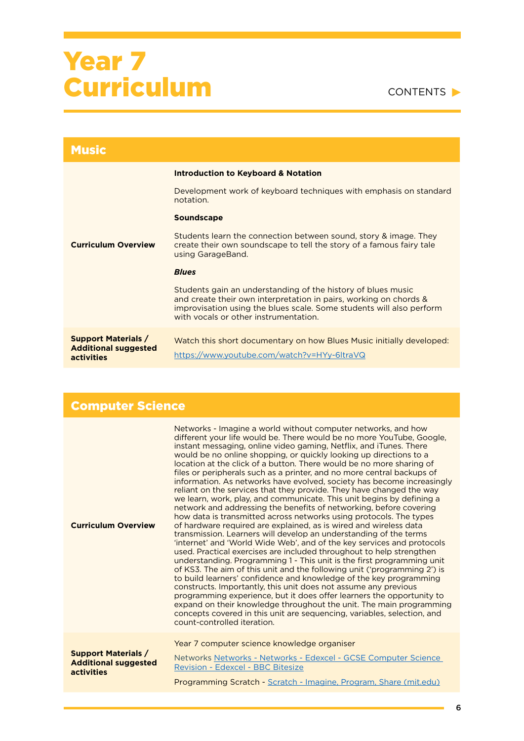# Year 7 Curriculum

CONTENTS ▶

## Music

| | |
|---|---|
| **Curriculum Overview** | **Introduction to Keyboard & Notation**<br><br>Development work of keyboard techniques with emphasis on standard notation.<br><br>**Soundscape**<br><br>Students learn the connection between sound, story & image. They create their own soundscape to tell the story of a famous fairy tale using GarageBand.<br><br>***Blues***<br><br>Students gain an understanding of the history of blues music and create their own interpretation in pairs, working on chords & improvisation using the blues scale. Some students will also perform with vocals or other instrumentation. |
| **Support Materials / Additional suggested activities** | Watch this short documentary on how Blues Music initially developed:<br><br>https://www.youtube.com/watch?v=HYy-6ltraVQ |

## Computer Science

| | |
|---|---|
| **Curriculum Overview** | Networks - Imagine a world without computer networks, and how different your life would be. There would be no more YouTube, Google, instant messaging, online video gaming, Netflix, and iTunes. There would be no online shopping, or quickly looking up directions to a location at the click of a button. There would be no more sharing of files or peripherals such as a printer, and no more central backups of information. As networks have evolved, society has become increasingly reliant on the services that they provide. They have changed the way we learn, work, play, and communicate. This unit begins by defining a network and addressing the benefits of networking, before covering how data is transmitted across networks using protocols. The types of hardware required are explained, as is wired and wireless data transmission. Learners will develop an understanding of the terms 'internet' and 'World Wide Web', and of the key services and protocols used. Practical exercises are included throughout to help strengthen understanding. Programming 1 - This unit is the first programming unit of KS3. The aim of this unit and the following unit ('programming 2') is to build learners' confidence and knowledge of the key programming constructs. Importantly, this unit does not assume any previous programming experience, but it does offer learners the opportunity to expand on their knowledge throughout the unit. The main programming concepts covered in this unit are sequencing, variables, selection, and count-controlled iteration. |
| **Support Materials / Additional suggested activities** | Year 7 computer science knowledge organiser<br><br>Networks Networks - Networks - Edexcel - GCSE Computer Science Revision - Edexcel - BBC Bitesize<br><br>Programming Scratch - Scratch - Imagine, Program, Share (mit.edu) |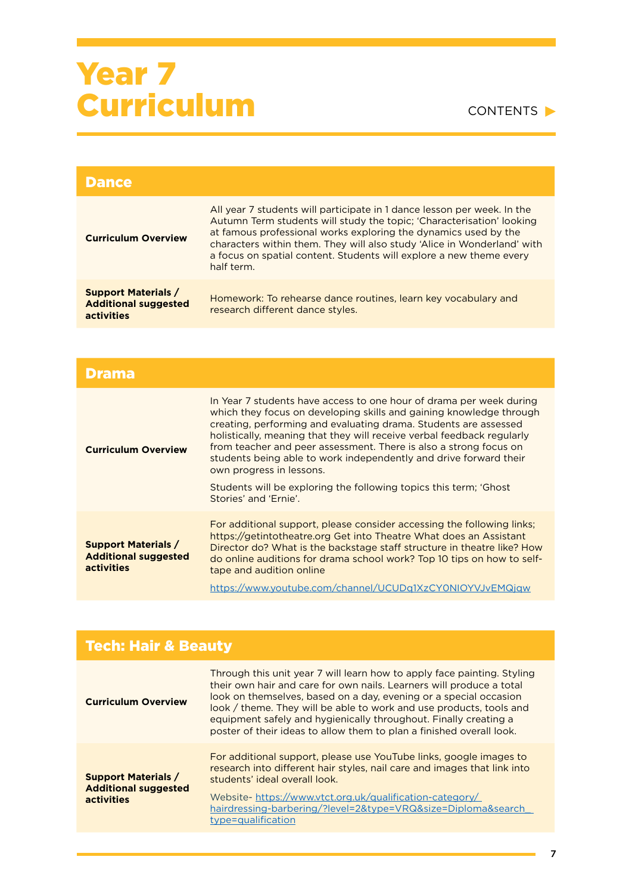# Year 7 Curriculum

CONTENTS ▶

## Dance

| | |
|---|---|
| **Curriculum Overview** | All year 7 students will participate in 1 dance lesson per week. In the Autumn Term students will study the topic; 'Characterisation' looking at famous professional works exploring the dynamics used by the characters within them. They will also study 'Alice in Wonderland' with a focus on spatial content. Students will explore a new theme every half term. |
| **Support Materials / Additional suggested activities** | Homework: To rehearse dance routines, learn key vocabulary and research different dance styles. |

## Drama

| | |
|---|---|
| **Curriculum Overview** | In Year 7 students have access to one hour of drama per week during which they focus on developing skills and gaining knowledge through creating, performing and evaluating drama. Students are assessed holistically, meaning that they will receive verbal feedback regularly from teacher and peer assessment. There is also a strong focus on students being able to work independently and drive forward their own progress in lessons.<br><br>Students will be exploring the following topics this term; 'Ghost Stories' and 'Ernie'. |
| **Support Materials / Additional suggested activities** | For additional support, please consider accessing the following links; https://getintotheatre.org Get into Theatre What does an Assistant Director do? What is the backstage staff structure in theatre like? How do online auditions for drama school work? Top 10 tips on how to self-tape and audition online<br><br>https://www.youtube.com/channel/UCUDq1XzCY0NIOYVJvEMQjqw |

## Tech: Hair & Beauty

| | |
|---|---|
| **Curriculum Overview** | Through this unit year 7 will learn how to apply face painting. Styling their own hair and care for own nails. Learners will produce a total look on themselves, based on a day, evening or a special occasion look / theme. They will be able to work and use products, tools and equipment safely and hygienically throughout. Finally creating a poster of their ideas to allow them to plan a finished overall look. |
| **Support Materials / Additional suggested activities** | For additional support, please use YouTube links, google images to research into different hair styles, nail care and images that link into students' ideal overall look.<br><br>Website- https://www.vtct.org.uk/qualification-category/hairdressing-barbering/?level=2&type=VRQ&size=Diploma&search_type=qualification |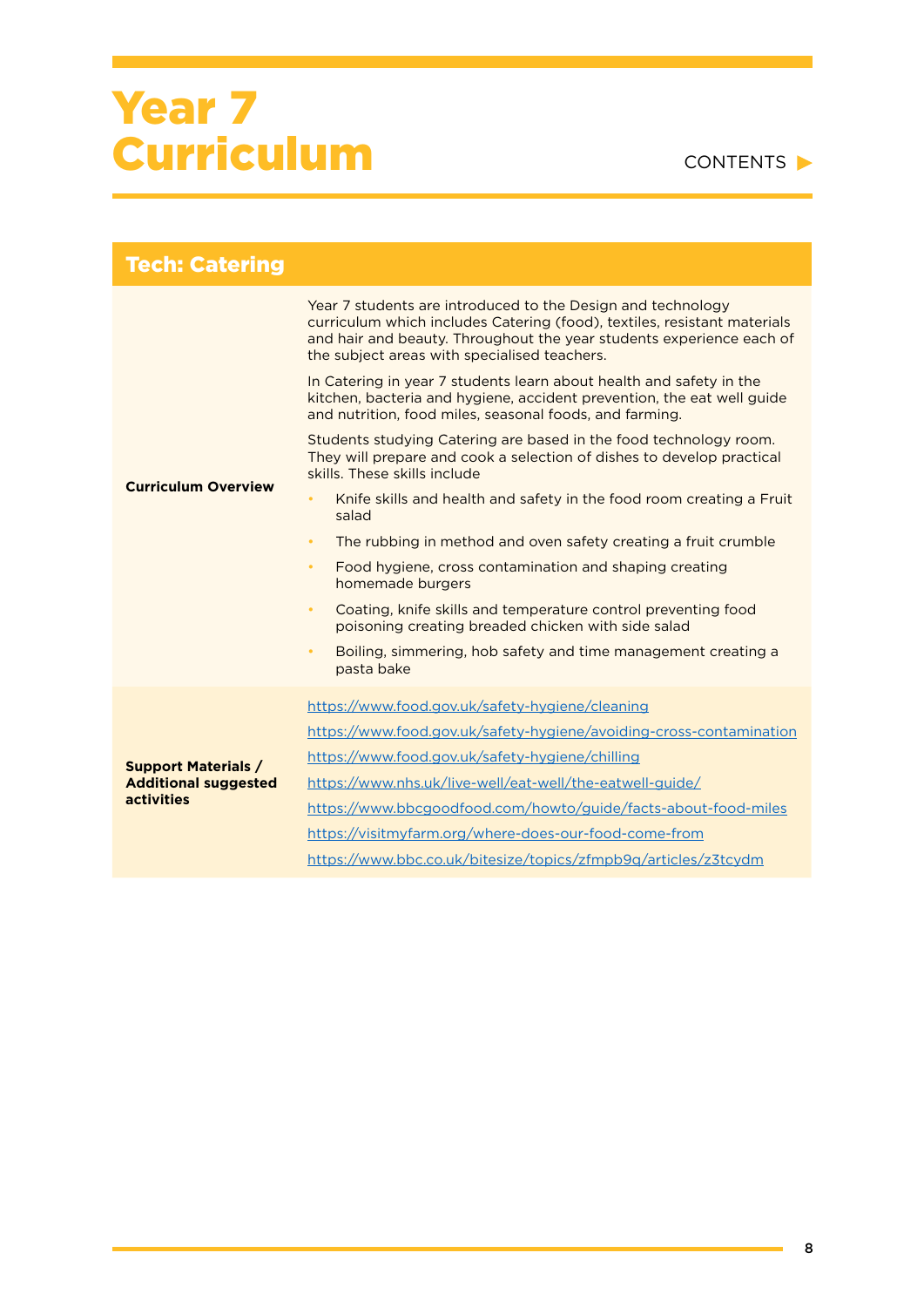# Year 7 Curriculum

CONTENTS ▶

## Tech: Catering

| | |
|---|---|
| **Curriculum Overview** | Year 7 students are introduced to the Design and technology curriculum which includes Catering (food), textiles, resistant materials and hair and beauty. Throughout the year students experience each of the subject areas with specialised teachers.<br><br>In Catering in year 7 students learn about health and safety in the kitchen, bacteria and hygiene, accident prevention, the eat well guide and nutrition, food miles, seasonal foods, and farming.<br><br>Students studying Catering are based in the food technology room. They will prepare and cook a selection of dishes to develop practical skills. These skills include<br>• Knife skills and health and safety in the food room creating a Fruit salad<br>• The rubbing in method and oven safety creating a fruit crumble<br>• Food hygiene, cross contamination and shaping creating homemade burgers<br>• Coating, knife skills and temperature control preventing food poisoning creating breaded chicken with side salad<br>• Boiling, simmering, hob safety and time management creating a pasta bake |
| **Support Materials / Additional suggested activities** | https://www.food.gov.uk/safety-hygiene/cleaning<br>https://www.food.gov.uk/safety-hygiene/avoiding-cross-contamination<br>https://www.food.gov.uk/safety-hygiene/chilling<br>https://www.nhs.uk/live-well/eat-well/the-eatwell-guide/<br>https://www.bbcgoodfood.com/howto/guide/facts-about-food-miles<br>https://visitmyfarm.org/where-does-our-food-come-from<br>https://www.bbc.co.uk/bitesize/topics/zfmpb9q/articles/z3tcydm |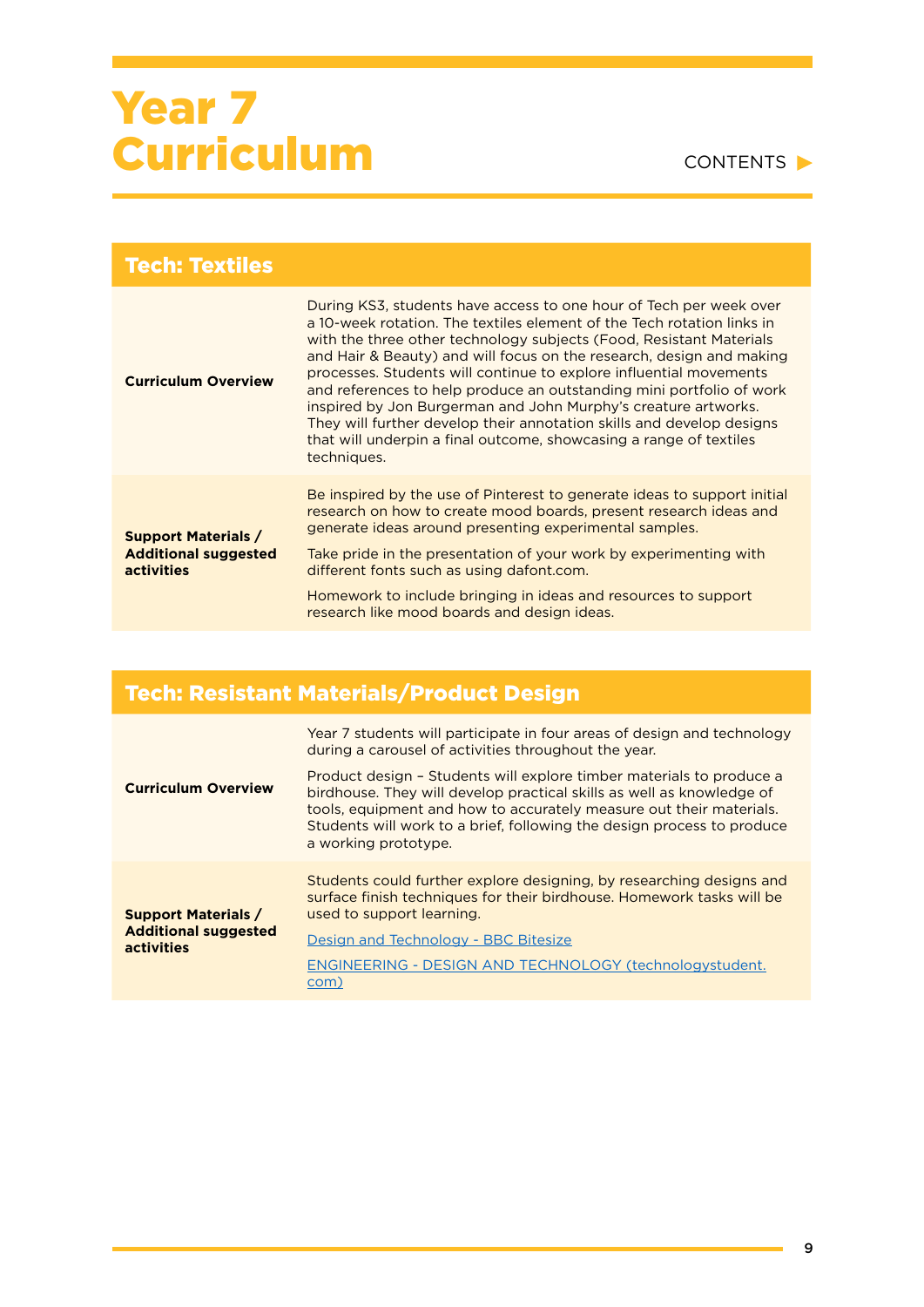# Year 7 Curriculum

CONTENTS ▶

## Tech: Textiles

| | |
|---|---|
| **Curriculum Overview** | During KS3, students have access to one hour of Tech per week over a 10-week rotation. The textiles element of the Tech rotation links in with the three other technology subjects (Food, Resistant Materials and Hair & Beauty) and will focus on the research, design and making processes. Students will continue to explore influential movements and references to help produce an outstanding mini portfolio of work inspired by Jon Burgerman and John Murphy's creature artworks. They will further develop their annotation skills and develop designs that will underpin a final outcome, showcasing a range of textiles techniques. |
| **Support Materials / Additional suggested activities** | Be inspired by the use of Pinterest to generate ideas to support initial research on how to create mood boards, present research ideas and generate ideas around presenting experimental samples.<br><br>Take pride in the presentation of your work by experimenting with different fonts such as using dafont.com.<br><br>Homework to include bringing in ideas and resources to support research like mood boards and design ideas. |

## Tech: Resistant Materials/Product Design

| | |
|---|---|
| **Curriculum Overview** | Year 7 students will participate in four areas of design and technology during a carousel of activities throughout the year.<br><br>Product design – Students will explore timber materials to produce a birdhouse. They will develop practical skills as well as knowledge of tools, equipment and how to accurately measure out their materials. Students will work to a brief, following the design process to produce a working prototype. |
| **Support Materials / Additional suggested activities** | Students could further explore designing, by researching designs and surface finish techniques for their birdhouse. Homework tasks will be used to support learning.<br><br>Design and Technology - BBC Bitesize<br><br>ENGINEERING - DESIGN AND TECHNOLOGY (technologystudent.com) |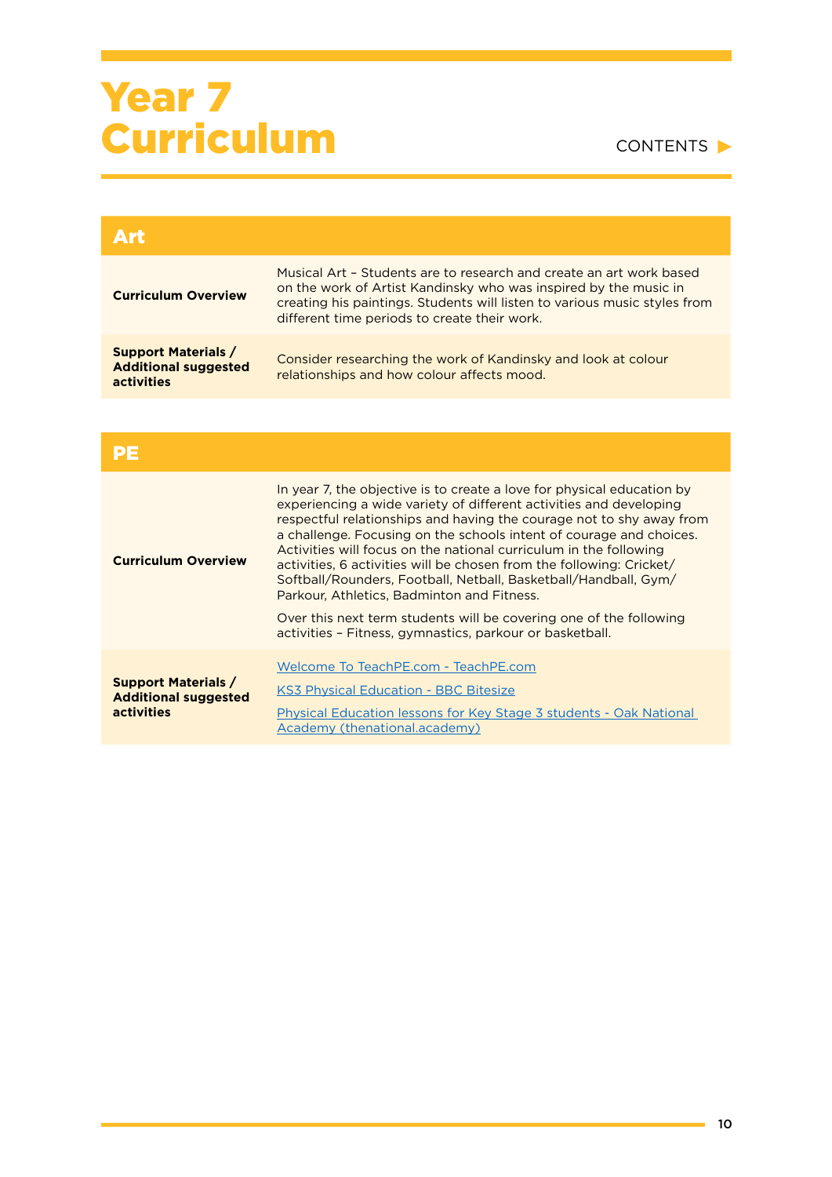# Year 7 Curriculum

CONTENTS ▶

## Art

| | |
|---|---|
| **Curriculum Overview** | Musical Art – Students are to research and create an art work based on the work of Artist Kandinsky who was inspired by the music in creating his paintings. Students will listen to various music styles from different time periods to create their work. |
| **Support Materials / Additional suggested activities** | Consider researching the work of Kandinsky and look at colour relationships and how colour affects mood. |

## PE

| | |
|---|---|
| **Curriculum Overview** | In year 7, the objective is to create a love for physical education by experiencing a wide variety of different activities and developing respectful relationships and having the courage not to shy away from a challenge. Focusing on the schools intent of courage and choices. Activities will focus on the national curriculum in the following activities, 6 activities will be chosen from the following: Cricket/Softball/Rounders, Football, Netball, Basketball/Handball, Gym/Parkour, Athletics, Badminton and Fitness.<br><br>Over this next term students will be covering one of the following activities – Fitness, gymnastics, parkour or basketball. |
| **Support Materials / Additional suggested activities** | Welcome To TeachPE.com - TeachPE.com<br><br>KS3 Physical Education - BBC Bitesize<br><br>Physical Education lessons for Key Stage 3 students - Oak National Academy (thenational.academy) |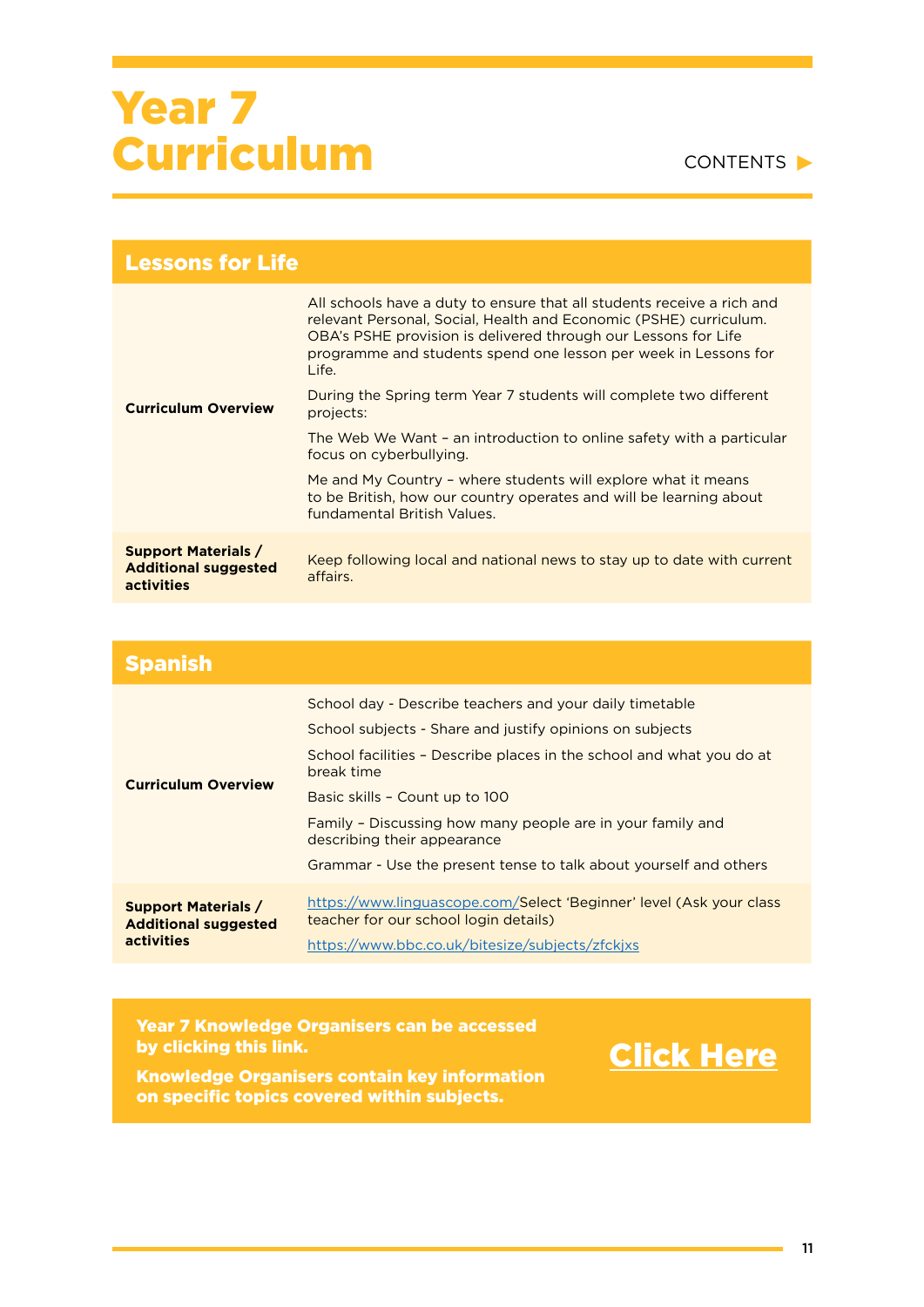# Year 7 Curriculum

CONTENTS ▶

## Lessons for Life

| | |
|---|---|
| **Curriculum Overview** | All schools have a duty to ensure that all students receive a rich and relevant Personal, Social, Health and Economic (PSHE) curriculum. OBA's PSHE provision is delivered through our Lessons for Life programme and students spend one lesson per week in Lessons for Life.<br><br>During the Spring term Year 7 students will complete two different projects:<br><br>The Web We Want – an introduction to online safety with a particular focus on cyberbullying.<br><br>Me and My Country – where students will explore what it means to be British, how our country operates and will be learning about fundamental British Values. |
| **Support Materials / Additional suggested activities** | Keep following local and national news to stay up to date with current affairs. |

## Spanish

| | |
|---|---|
| **Curriculum Overview** | School day - Describe teachers and your daily timetable<br><br>School subjects - Share and justify opinions on subjects<br><br>School facilities – Describe places in the school and what you do at break time<br><br>Basic skills – Count up to 100<br><br>Family – Discussing how many people are in your family and describing their appearance<br><br>Grammar - Use the present tense to talk about yourself and others |
| **Support Materials / Additional suggested activities** | https://www.linguascope.com/Select 'Beginner' level (Ask your class teacher for our school login details)<br><br>https://www.bbc.co.uk/bitesize/subjects/zfckjxs |

**Year 7 Knowledge Organisers can be accessed by clicking this link.**

**Knowledge Organisers contain key information on specific topics covered within subjects.**

**Click Here**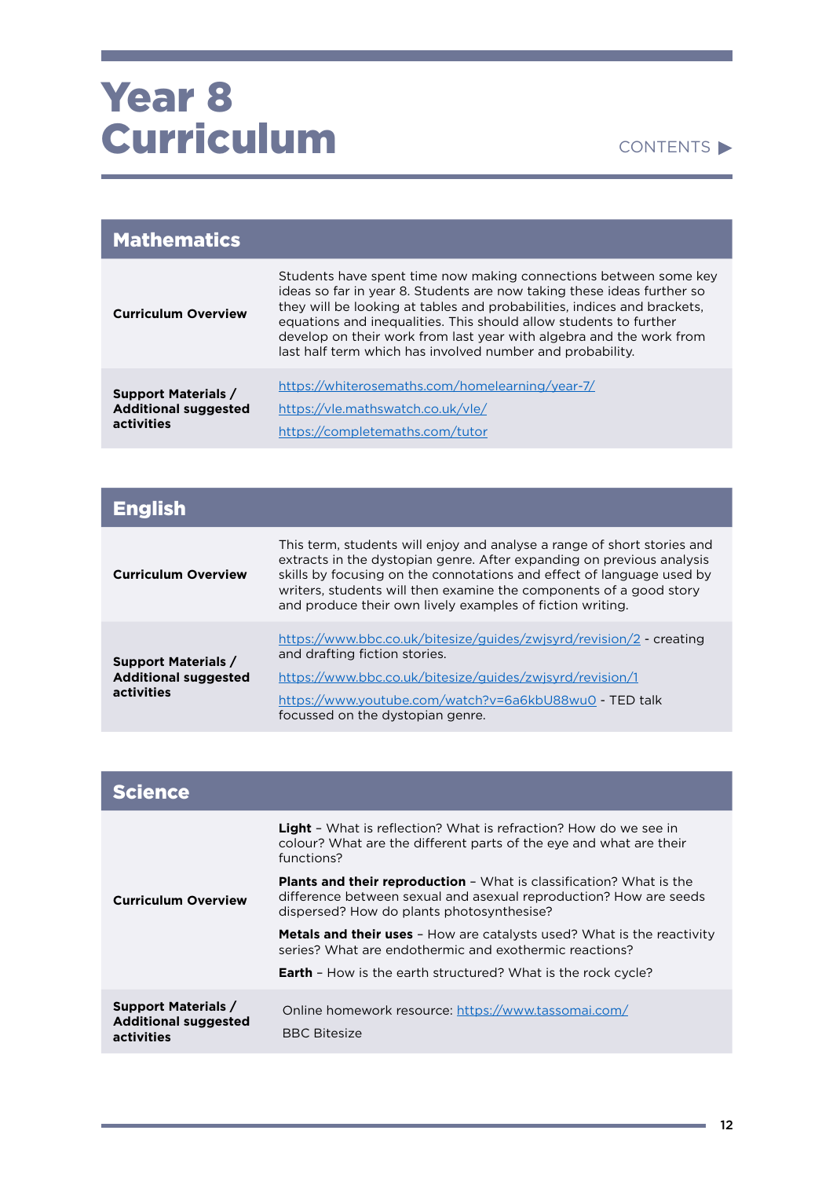# Year 8 Curriculum

CONTENTS ▶

## Mathematics

| | |
|---|---|
| **Curriculum Overview** | Students have spent time now making connections between some key ideas so far in year 8. Students are now taking these ideas further so they will be looking at tables and probabilities, indices and brackets, equations and inequalities. This should allow students to further develop on their work from last year with algebra and the work from last half term which has involved number and probability. |
| **Support Materials / Additional suggested activities** | https://whiterosemaths.com/homelearning/year-7/ <br> https://vle.mathswatch.co.uk/vle/ <br> https://completemaths.com/tutor |

## English

| | |
|---|---|
| **Curriculum Overview** | This term, students will enjoy and analyse a range of short stories and extracts in the dystopian genre. After expanding on previous analysis skills by focusing on the connotations and effect of language used by writers, students will then examine the components of a good story and produce their own lively examples of fiction writing. |
| **Support Materials / Additional suggested activities** | https://www.bbc.co.uk/bitesize/guides/zwjsyrd/revision/2 - creating and drafting fiction stories. <br> https://www.bbc.co.uk/bitesize/guides/zwjsyrd/revision/1 <br> https://www.youtube.com/watch?v=6a6kbU88wu0 - TED talk focussed on the dystopian genre. |

## Science

| | |
|---|---|
| **Curriculum Overview** | **Light** – What is reflection? What is refraction? How do we see in colour? What are the different parts of the eye and what are their functions? <br> **Plants and their reproduction** – What is classification? What is the difference between sexual and asexual reproduction? How are seeds dispersed? How do plants photosynthesise? <br> **Metals and their uses** – How are catalysts used? What is the reactivity series? What are endothermic and exothermic reactions? <br> **Earth** – How is the earth structured? What is the rock cycle? |
| **Support Materials / Additional suggested activities** | Online homework resource: https://www.tassomai.com/ <br> BBC Bitesize |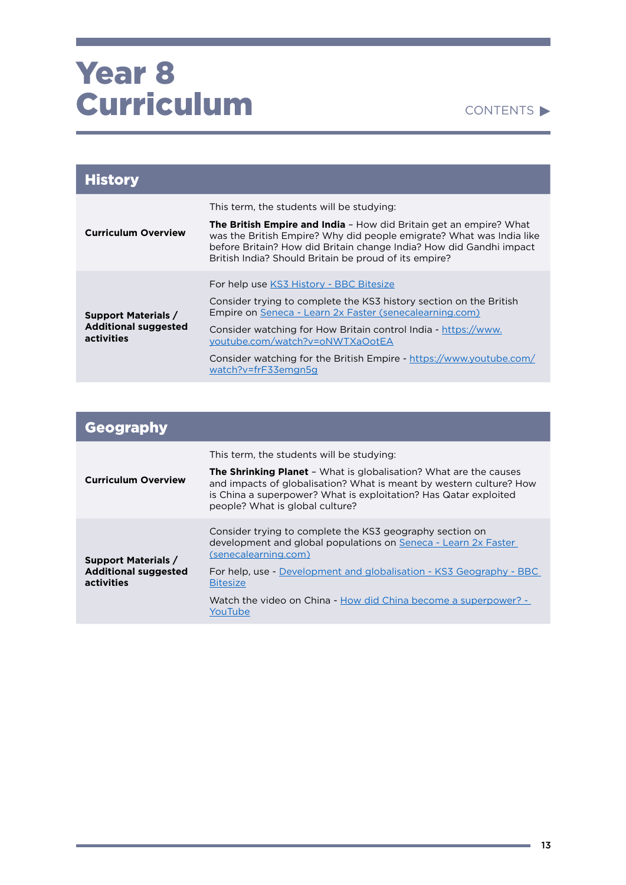# Year 8 Curriculum

CONTENTS ▶

## History

| | |
|---|---|
| **Curriculum Overview** | This term, the students will be studying:<br><br>**The British Empire and India** – How did Britain get an empire? What was the British Empire? Why did people emigrate? What was India like before Britain? How did Britain change India? How did Gandhi impact British India? Should Britain be proud of its empire? |
| **Support Materials / Additional suggested activities** | For help use [KS3 History - BBC Bitesize]<br><br>Consider trying to complete the KS3 history section on the British Empire on [Seneca - Learn 2x Faster (senecalearning.com)]<br><br>Consider watching for How Britain control India - https://www.youtube.com/watch?v=oNWTXaOotEA<br><br>Consider watching for the British Empire - https://www.youtube.com/watch?v=frF33emgn5g |

## Geography

| | |
|---|---|
| **Curriculum Overview** | This term, the students will be studying:<br><br>**The Shrinking Planet** – What is globalisation? What are the causes and impacts of globalisation? What is meant by western culture? How is China a superpower? What is exploitation? Has Qatar exploited people? What is global culture? |
| **Support Materials / Additional suggested activities** | Consider trying to complete the KS3 geography section on development and global populations on [Seneca - Learn 2x Faster (senecalearning.com)]<br><br>For help, use - [Development and globalisation - KS3 Geography - BBC Bitesize]<br><br>Watch the video on China - [How did China become a superpower? - YouTube] |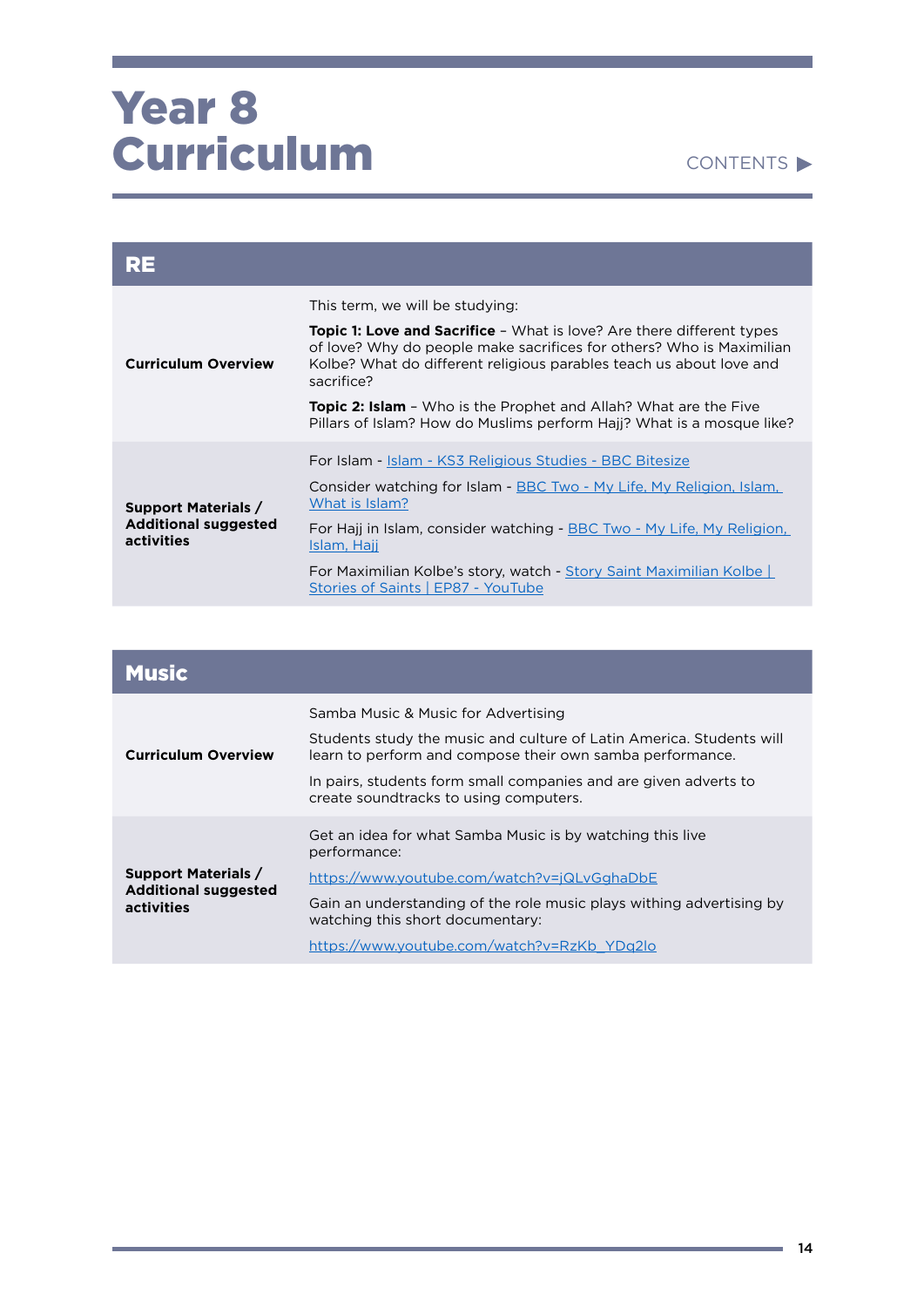# Year 8 Curriculum

CONTENTS ▶

## RE

| | |
|---|---|
| **Curriculum Overview** | This term, we will be studying:<br><br>**Topic 1: Love and Sacrifice** – What is love? Are there different types of love? Why do people make sacrifices for others? Who is Maximilian Kolbe? What do different religious parables teach us about love and sacrifice?<br><br>**Topic 2: Islam** – Who is the Prophet and Allah? What are the Five Pillars of Islam? How do Muslims perform Hajj? What is a mosque like? |
| **Support Materials / Additional suggested activities** | For Islam - Islam - KS3 Religious Studies - BBC Bitesize<br><br>Consider watching for Islam - BBC Two - My Life, My Religion, Islam, What is Islam?<br><br>For Hajj in Islam, consider watching - BBC Two - My Life, My Religion, Islam, Hajj<br><br>For Maximilian Kolbe's story, watch - Story Saint Maximilian Kolbe \| Stories of Saints \| EP87 - YouTube |

## Music

| | |
|---|---|
| **Curriculum Overview** | Samba Music & Music for Advertising<br><br>Students study the music and culture of Latin America. Students will learn to perform and compose their own samba performance.<br><br>In pairs, students form small companies and are given adverts to create soundtracks to using computers. |
| **Support Materials / Additional suggested activities** | Get an idea for what Samba Music is by watching this live performance:<br><br>https://www.youtube.com/watch?v=jQLvGghaDbE<br><br>Gain an understanding of the role music plays withing advertising by watching this short documentary:<br><br>https://www.youtube.com/watch?v=RzKb_YDq2lo |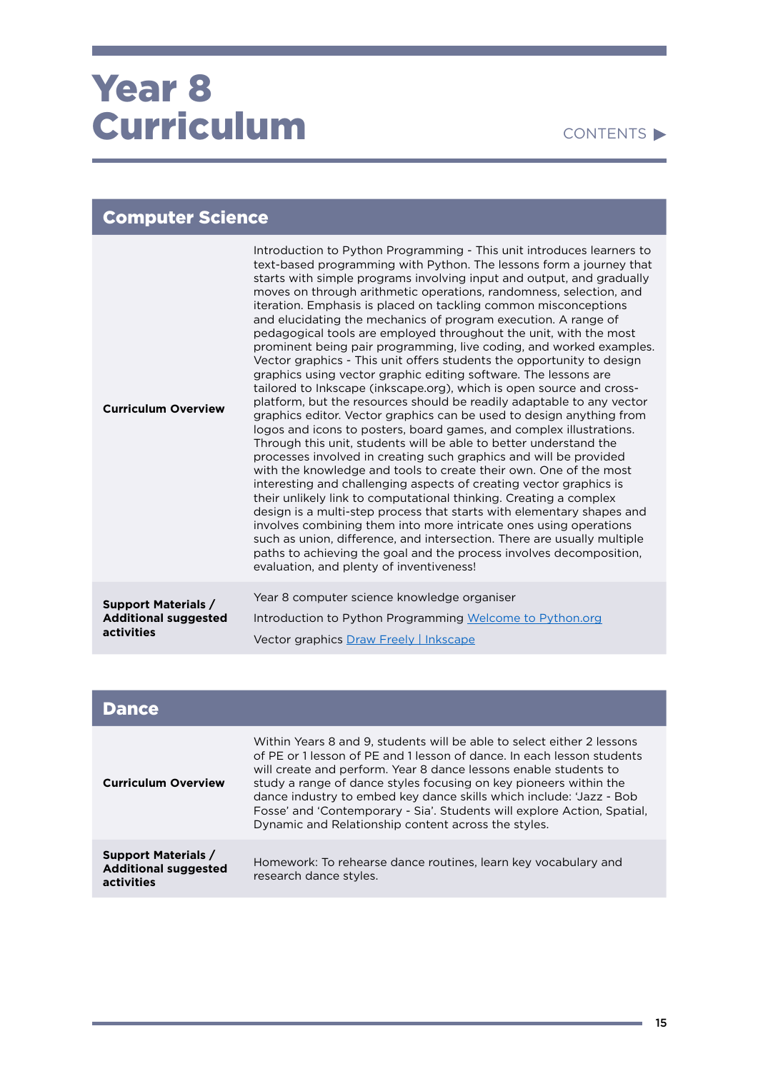# Year 8 Curriculum

CONTENTS ▶

## Computer Science

| | |
|---|---|
| **Curriculum Overview** | Introduction to Python Programming - This unit introduces learners to text-based programming with Python. The lessons form a journey that starts with simple programs involving input and output, and gradually moves on through arithmetic operations, randomness, selection, and iteration. Emphasis is placed on tackling common misconceptions and elucidating the mechanics of program execution. A range of pedagogical tools are employed throughout the unit, with the most prominent being pair programming, live coding, and worked examples. Vector graphics - This unit offers students the opportunity to design graphics using vector graphic editing software. The lessons are tailored to Inkscape (inkscape.org), which is open source and cross-platform, but the resources should be readily adaptable to any vector graphics editor. Vector graphics can be used to design anything from logos and icons to posters, board games, and complex illustrations. Through this unit, students will be able to better understand the processes involved in creating such graphics and will be provided with the knowledge and tools to create their own. One of the most interesting and challenging aspects of creating vector graphics is their unlikely link to computational thinking. Creating a complex design is a multi-step process that starts with elementary shapes and involves combining them into more intricate ones using operations such as union, difference, and intersection. There are usually multiple paths to achieving the goal and the process involves decomposition, evaluation, and plenty of inventiveness! |
| **Support Materials / Additional suggested activities** | Year 8 computer science knowledge organiser<br>Introduction to Python Programming Welcome to Python.org<br>Vector graphics Draw Freely \| Inkscape |

## Dance

| | |
|---|---|
| **Curriculum Overview** | Within Years 8 and 9, students will be able to select either 2 lessons of PE or 1 lesson of PE and 1 lesson of dance. In each lesson students will create and perform. Year 8 dance lessons enable students to study a range of dance styles focusing on key pioneers within the dance industry to embed key dance skills which include: 'Jazz - Bob Fosse' and 'Contemporary - Sia'. Students will explore Action, Spatial, Dynamic and Relationship content across the styles. |
| **Support Materials / Additional suggested activities** | Homework: To rehearse dance routines, learn key vocabulary and research dance styles. |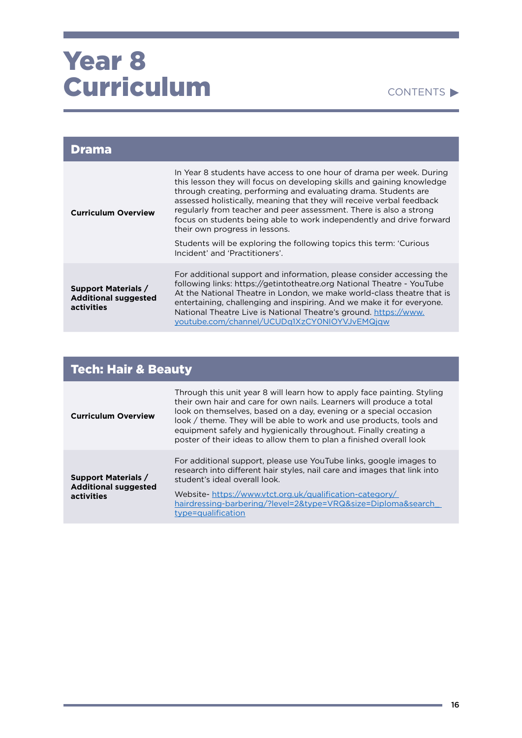# Year 8 Curriculum

CONTENTS ▶

## Drama

| | |
|---|---|
| **Curriculum Overview** | In Year 8 students have access to one hour of drama per week. During this lesson they will focus on developing skills and gaining knowledge through creating, performing and evaluating drama. Students are assessed holistically, meaning that they will receive verbal feedback regularly from teacher and peer assessment. There is also a strong focus on students being able to work independently and drive forward their own progress in lessons.<br><br>Students will be exploring the following topics this term: 'Curious Incident' and 'Practitioners'. |
| **Support Materials / Additional suggested activities** | For additional support and information, please consider accessing the following links: https://getintotheatre.org National Theatre - YouTube At the National Theatre in London, we make world-class theatre that is entertaining, challenging and inspiring. And we make it for everyone. National Theatre Live is National Theatre's ground. https://www.youtube.com/channel/UCUDq1XzCY0NIOYVJvEMQjqw |

## Tech: Hair & Beauty

| | |
|---|---|
| **Curriculum Overview** | Through this unit year 8 will learn how to apply face painting. Styling their own hair and care for own nails. Learners will produce a total look on themselves, based on a day, evening or a special occasion look / theme. They will be able to work and use products, tools and equipment safely and hygienically throughout. Finally creating a poster of their ideas to allow them to plan a finished overall look |
| **Support Materials / Additional suggested activities** | For additional support, please use YouTube links, google images to research into different hair styles, nail care and images that link into student's ideal overall look.<br><br>Website- https://www.vtct.org.uk/qualification-category/hairdressing-barbering/?level=2&type=VRQ&size=Diploma&search_type=qualification |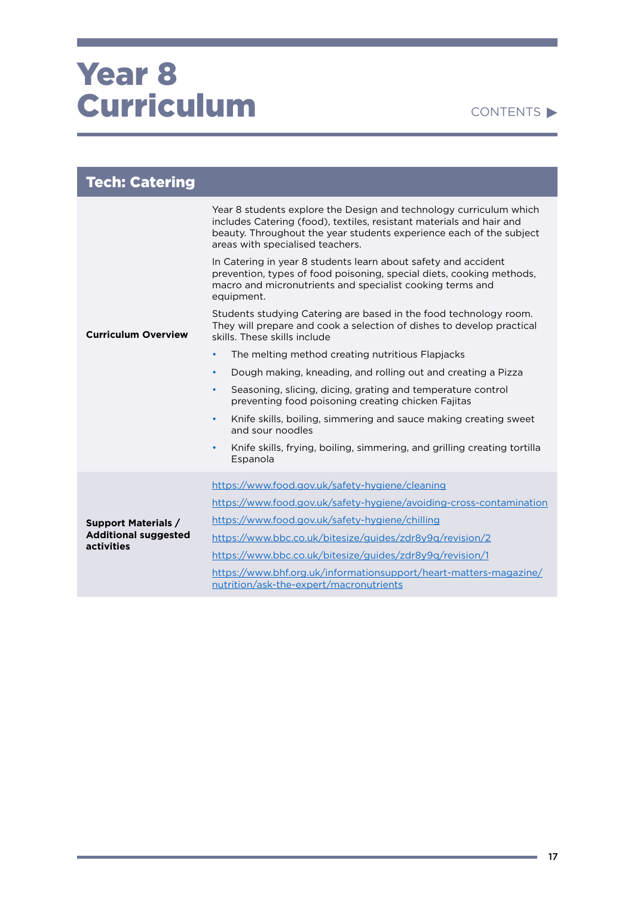# Year 8 Curriculum

CONTENTS ▶

## Tech: Catering

| | |
|---|---|
| **Curriculum Overview** | Year 8 students explore the Design and technology curriculum which includes Catering (food), textiles, resistant materials and hair and beauty. Throughout the year students experience each of the subject areas with specialised teachers.<br><br>In Catering in year 8 students learn about safety and accident prevention, types of food poisoning, special diets, cooking methods, macro and micronutrients and specialist cooking terms and equipment.<br><br>Students studying Catering are based in the food technology room. They will prepare and cook a selection of dishes to develop practical skills. These skills include<br>• The melting method creating nutritious Flapjacks<br>• Dough making, kneading, and rolling out and creating a Pizza<br>• Seasoning, slicing, dicing, grating and temperature control preventing food poisoning creating chicken Fajitas<br>• Knife skills, boiling, simmering and sauce making creating sweet and sour noodles<br>• Knife skills, frying, boiling, simmering, and grilling creating tortilla Espanola |
| **Support Materials / Additional suggested activities** | https://www.food.gov.uk/safety-hygiene/cleaning<br>https://www.food.gov.uk/safety-hygiene/avoiding-cross-contamination<br>https://www.food.gov.uk/safety-hygiene/chilling<br>https://www.bbc.co.uk/bitesize/guides/zdr8y9q/revision/2<br>https://www.bbc.co.uk/bitesize/guides/zdr8y9q/revision/1<br>https://www.bhf.org.uk/informationsupport/heart-matters-magazine/nutrition/ask-the-expert/macronutrients |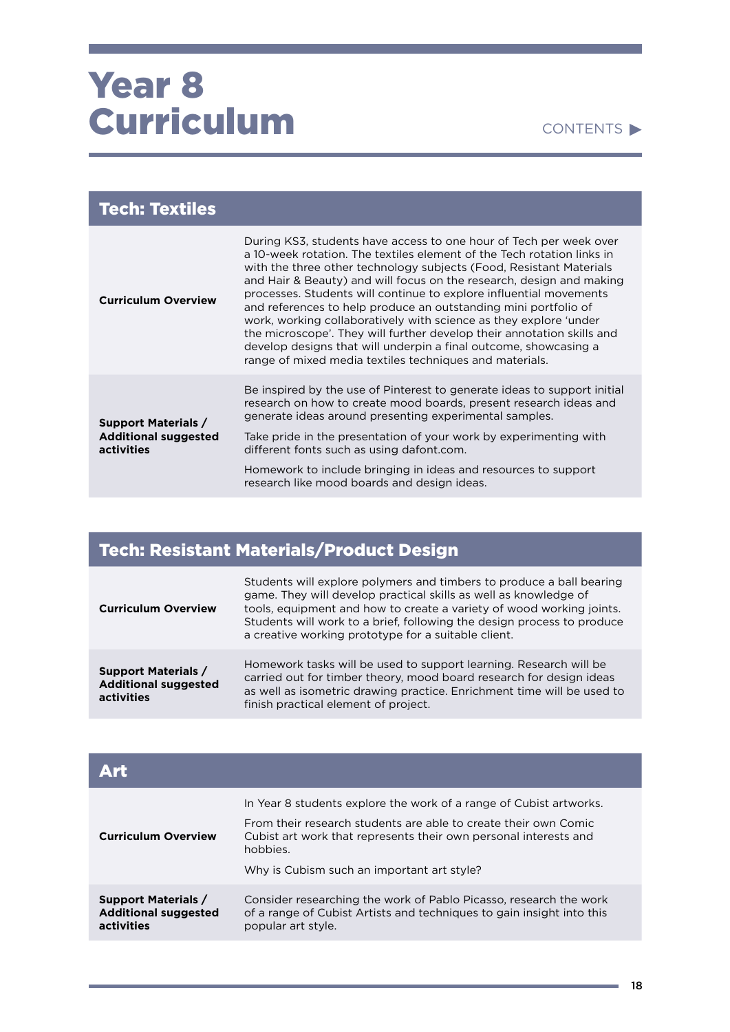# Year 8 Curriculum

CONTENTS ▶

## Tech: Textiles

| | |
|---|---|
| **Curriculum Overview** | During KS3, students have access to one hour of Tech per week over a 10-week rotation. The textiles element of the Tech rotation links in with the three other technology subjects (Food, Resistant Materials and Hair & Beauty) and will focus on the research, design and making processes. Students will continue to explore influential movements and references to help produce an outstanding mini portfolio of work, working collaboratively with science as they explore 'under the microscope'. They will further develop their annotation skills and develop designs that will underpin a final outcome, showcasing a range of mixed media textiles techniques and materials. |
| **Support Materials / Additional suggested activities** | Be inspired by the use of Pinterest to generate ideas to support initial research on how to create mood boards, present research ideas and generate ideas around presenting experimental samples.<br><br>Take pride in the presentation of your work by experimenting with different fonts such as using dafont.com.<br><br>Homework to include bringing in ideas and resources to support research like mood boards and design ideas. |

## Tech: Resistant Materials/Product Design

| | |
|---|---|
| **Curriculum Overview** | Students will explore polymers and timbers to produce a ball bearing game. They will develop practical skills as well as knowledge of tools, equipment and how to create a variety of wood working joints. Students will work to a brief, following the design process to produce a creative working prototype for a suitable client. |
| **Support Materials / Additional suggested activities** | Homework tasks will be used to support learning. Research will be carried out for timber theory, mood board research for design ideas as well as isometric drawing practice. Enrichment time will be used to finish practical element of project. |

## Art

| | |
|---|---|
| **Curriculum Overview** | In Year 8 students explore the work of a range of Cubist artworks.<br><br>From their research students are able to create their own Comic Cubist art work that represents their own personal interests and hobbies.<br><br>Why is Cubism such an important art style? |
| **Support Materials / Additional suggested activities** | Consider researching the work of Pablo Picasso, research the work of a range of Cubist Artists and techniques to gain insight into this popular art style. |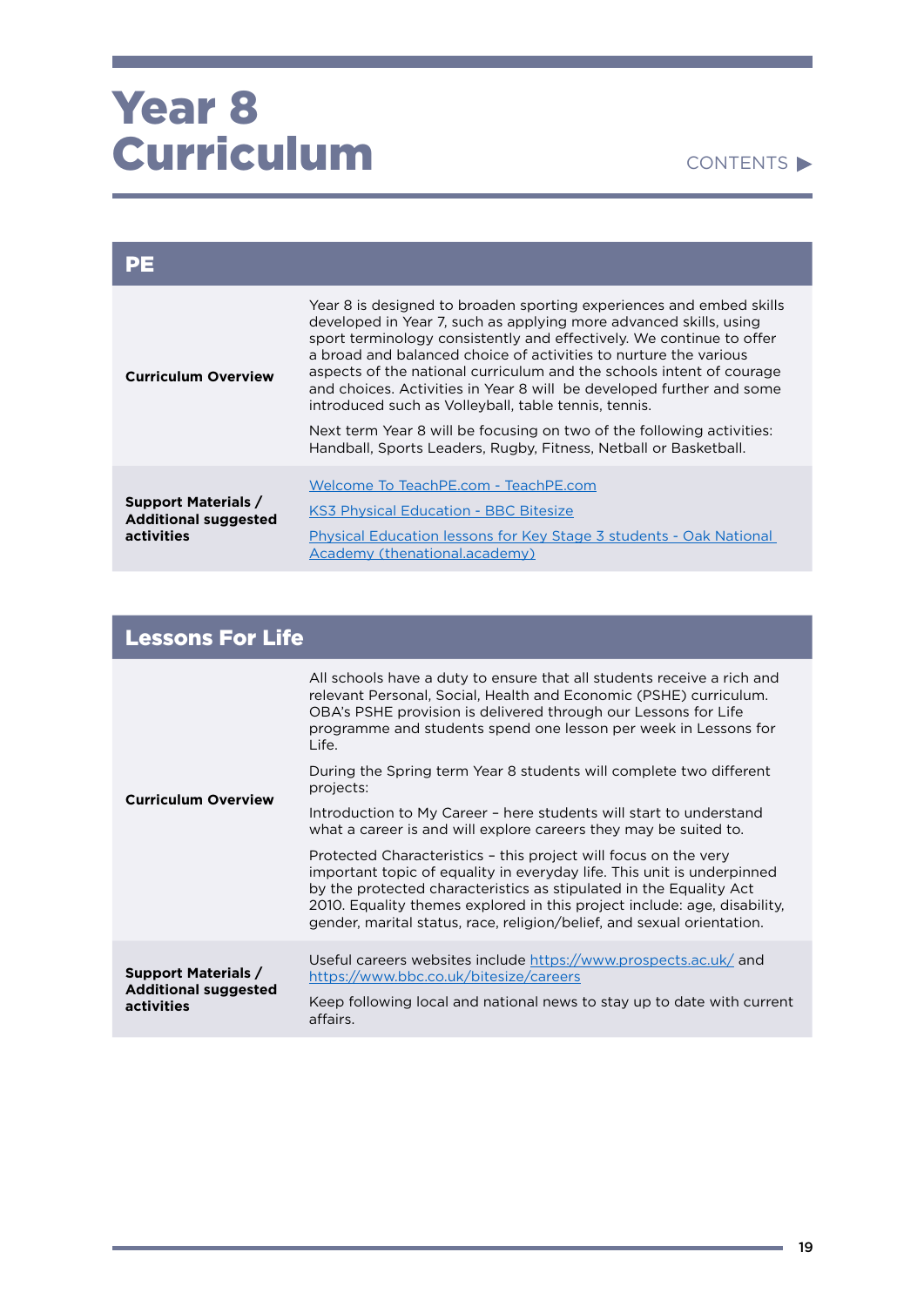# Year 8 Curriculum

## PE

| | |
|---|---|
| **Curriculum Overview** | Year 8 is designed to broaden sporting experiences and embed skills developed in Year 7, such as applying more advanced skills, using sport terminology consistently and effectively. We continue to offer a broad and balanced choice of activities to nurture the various aspects of the national curriculum and the schools intent of courage and choices. Activities in Year 8 will be developed further and some introduced such as Volleyball, table tennis, tennis.<br><br>Next term Year 8 will be focusing on two of the following activities: Handball, Sports Leaders, Rugby, Fitness, Netball or Basketball. |
| **Support Materials / Additional suggested activities** | Welcome To TeachPE.com - TeachPE.com<br><br>KS3 Physical Education - BBC Bitesize<br><br>Physical Education lessons for Key Stage 3 students - Oak National Academy (thenational.academy) |

## Lessons For Life

| | |
|---|---|
| **Curriculum Overview** | All schools have a duty to ensure that all students receive a rich and relevant Personal, Social, Health and Economic (PSHE) curriculum. OBA's PSHE provision is delivered through our Lessons for Life programme and students spend one lesson per week in Lessons for Life.<br><br>During the Spring term Year 8 students will complete two different projects:<br><br>Introduction to My Career – here students will start to understand what a career is and will explore careers they may be suited to.<br><br>Protected Characteristics – this project will focus on the very important topic of equality in everyday life. This unit is underpinned by the protected characteristics as stipulated in the Equality Act 2010. Equality themes explored in this project include: age, disability, gender, marital status, race, religion/belief, and sexual orientation. |
| **Support Materials / Additional suggested activities** | Useful careers websites include https://www.prospects.ac.uk/ and https://www.bbc.co.uk/bitesize/careers<br><br>Keep following local and national news to stay up to date with current affairs. |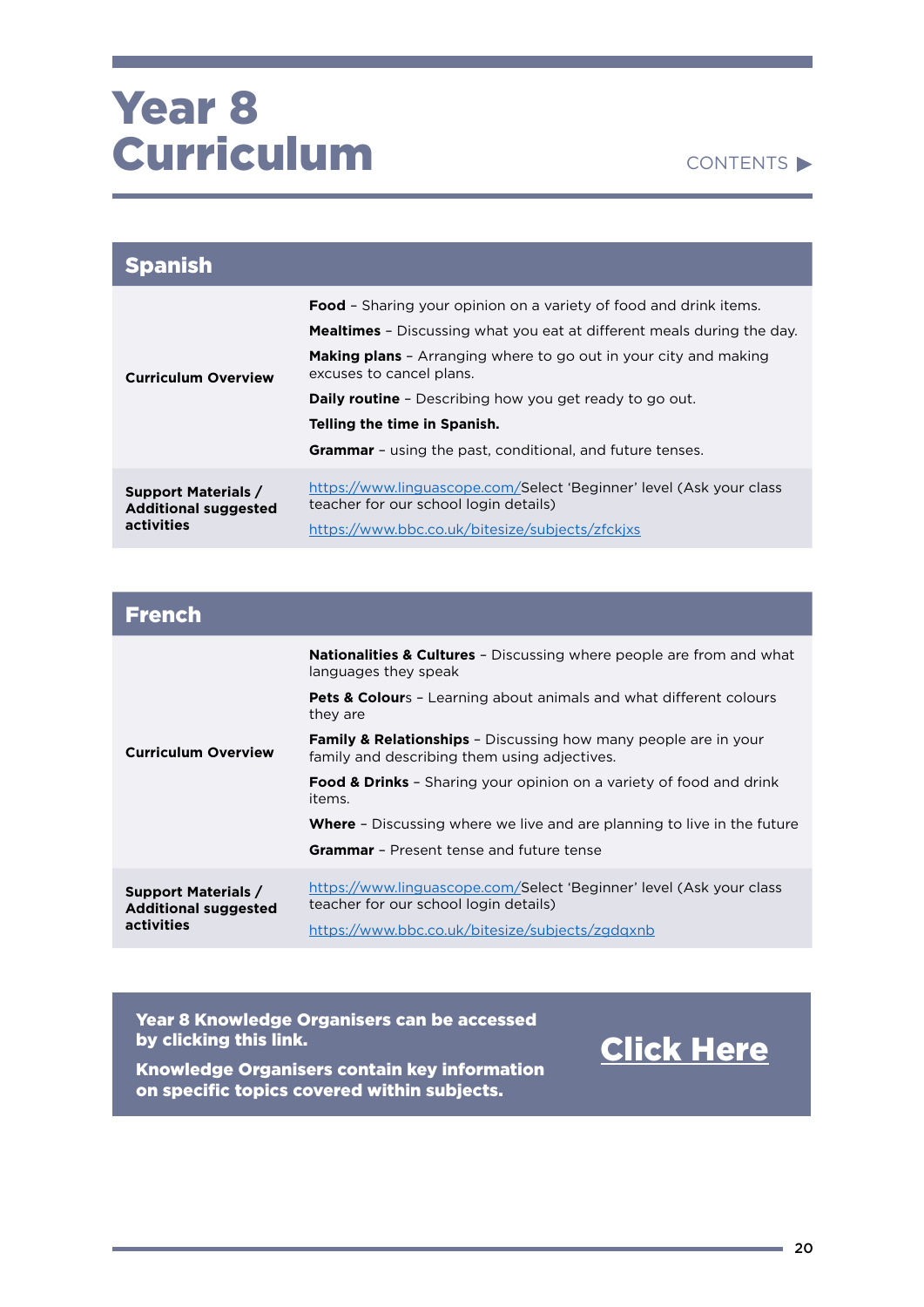# Year 8 Curriculum

CONTENTS ▶

## Spanish

| | |
|---|---|
| **Curriculum Overview** | **Food** – Sharing your opinion on a variety of food and drink items.<br>**Mealtimes** – Discussing what you eat at different meals during the day.<br>**Making plans** – Arranging where to go out in your city and making excuses to cancel plans.<br>**Daily routine** – Describing how you get ready to go out.<br>**Telling the time in Spanish.**<br>**Grammar** – using the past, conditional, and future tenses. |
| **Support Materials / Additional suggested activities** | https://www.linguascope.com/Select 'Beginner' level (Ask your class teacher for our school login details)<br>https://www.bbc.co.uk/bitesize/subjects/zfckjxs |

## French

| | |
|---|---|
| **Curriculum Overview** | **Nationalities & Cultures** – Discussing where people are from and what languages they speak<br>**Pets & Colours** – Learning about animals and what different colours they are<br>**Family & Relationships** – Discussing how many people are in your family and describing them using adjectives.<br>**Food & Drinks** – Sharing your opinion on a variety of food and drink items.<br>**Where** – Discussing where we live and are planning to live in the future<br>**Grammar** – Present tense and future tense |
| **Support Materials / Additional suggested activities** | https://www.linguascope.com/Select 'Beginner' level (Ask your class teacher for our school login details)<br>https://www.bbc.co.uk/bitesize/subjects/zgdqxnb |

**Year 8 Knowledge Organisers can be accessed by clicking this link.**

**Knowledge Organisers contain key information on specific topics covered within subjects.**

**Click Here**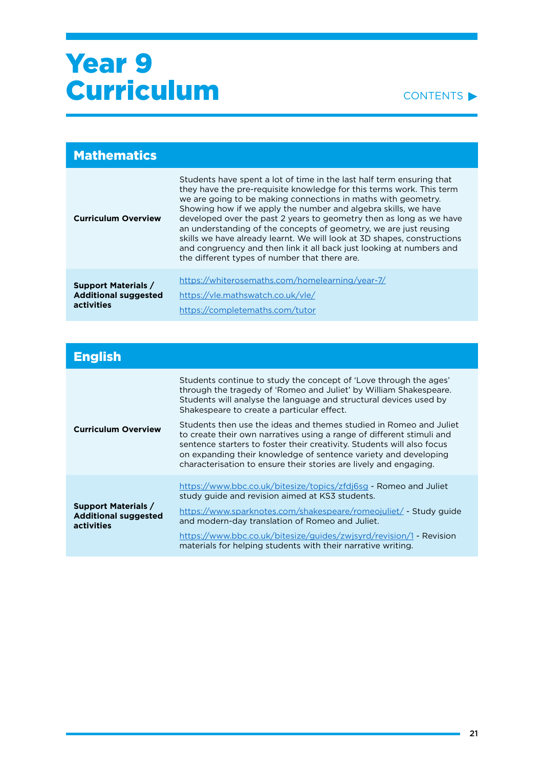# Year 9 Curriculum

CONTENTS ▶

## Mathematics

| | |
|---|---|
| **Curriculum Overview** | Students have spent a lot of time in the last half term ensuring that they have the pre-requisite knowledge for this terms work. This term we are going to be making connections in maths with geometry. Showing how if we apply the number and algebra skills, we have developed over the past 2 years to geometry then as long as we have an understanding of the concepts of geometry, we are just reusing skills we have already learnt. We will look at 3D shapes, constructions and congruency and then link it all back just looking at numbers and the different types of number that there are. |
| **Support Materials / Additional suggested activities** | https://whiterosemaths.com/homelearning/year-7/<br>https://vle.mathswatch.co.uk/vle/<br>https://completemaths.com/tutor |

## English

| | |
|---|---|
| **Curriculum Overview** | Students continue to study the concept of 'Love through the ages' through the tragedy of 'Romeo and Juliet' by William Shakespeare. Students will analyse the language and structural devices used by Shakespeare to create a particular effect.<br><br>Students then use the ideas and themes studied in Romeo and Juliet to create their own narratives using a range of different stimuli and sentence starters to foster their creativity. Students will also focus on expanding their knowledge of sentence variety and developing characterisation to ensure their stories are lively and engaging. |
| **Support Materials / Additional suggested activities** | https://www.bbc.co.uk/bitesize/topics/zfdj6sg - Romeo and Juliet study guide and revision aimed at KS3 students.<br><br>https://www.sparknotes.com/shakespeare/romeojuliet/ - Study guide and modern-day translation of Romeo and Juliet.<br><br>https://www.bbc.co.uk/bitesize/guides/zwjsyrd/revision/1 - Revision materials for helping students with their narrative writing. |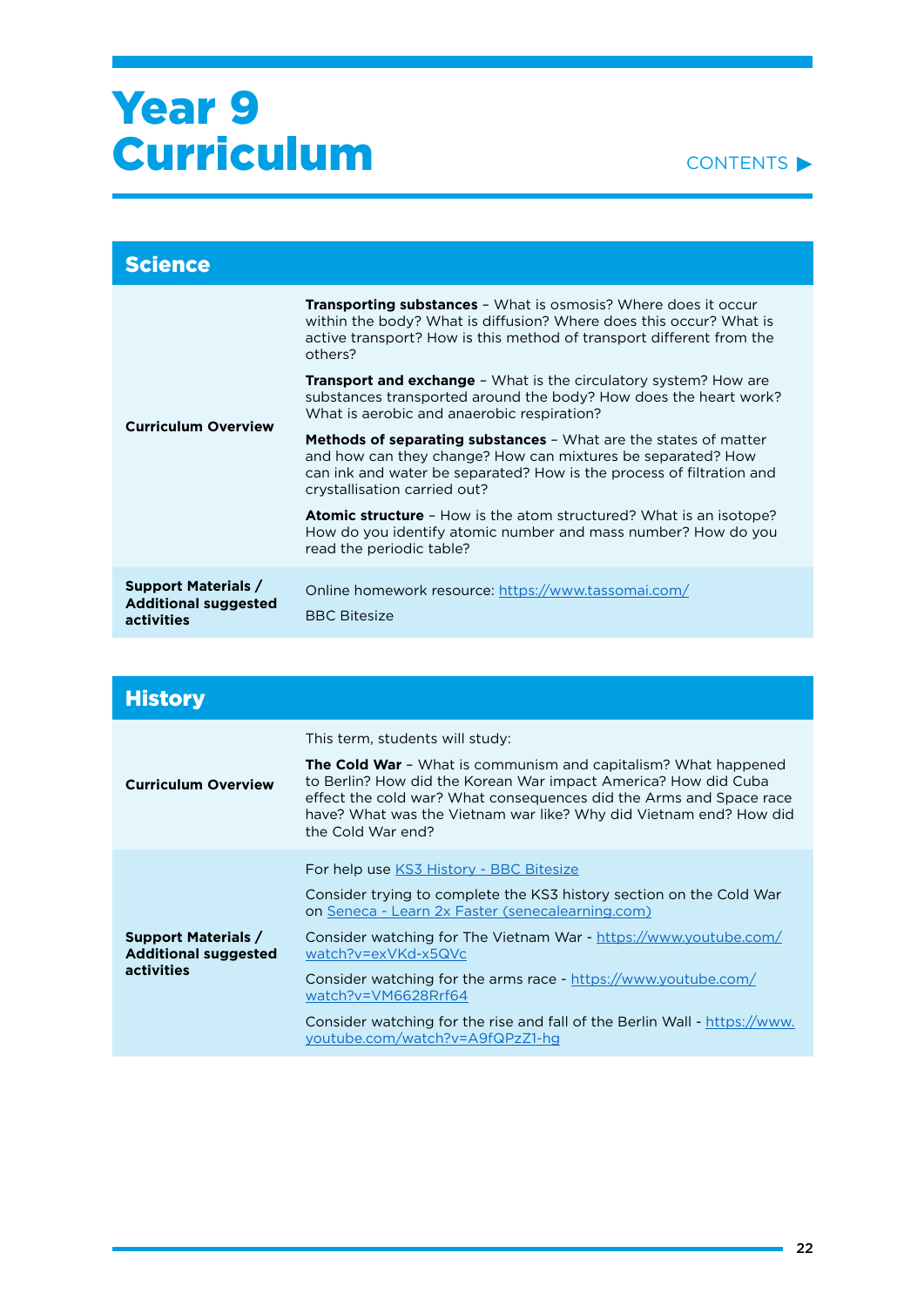# Year 9 Curriculum

CONTENTS ▶

## Science

| | |
|---|---|
| **Curriculum Overview** | **Transporting substances** – What is osmosis? Where does it occur within the body? What is diffusion? Where does this occur? What is active transport? How is this method of transport different from the others?<br><br>**Transport and exchange** – What is the circulatory system? How are substances transported around the body? How does the heart work? What is aerobic and anaerobic respiration?<br><br>**Methods of separating substances** – What are the states of matter and how can they change? How can mixtures be separated? How can ink and water be separated? How is the process of filtration and crystallisation carried out?<br><br>**Atomic structure** – How is the atom structured? What is an isotope? How do you identify atomic number and mass number? How do you read the periodic table? |
| **Support Materials / Additional suggested activities** | Online homework resource: https://www.tassomai.com/<br><br>BBC Bitesize |

## History

| | |
|---|---|
| **Curriculum Overview** | This term, students will study:<br><br>**The Cold War** – What is communism and capitalism? What happened to Berlin? How did the Korean War impact America? How did Cuba effect the cold war? What consequences did the Arms and Space race have? What was the Vietnam war like? Why did Vietnam end? How did the Cold War end? |
| **Support Materials / Additional suggested activities** | For help use KS3 History - BBC Bitesize<br><br>Consider trying to complete the KS3 history section on the Cold War on Seneca - Learn 2x Faster (senecalearning.com)<br><br>Consider watching for The Vietnam War - https://www.youtube.com/watch?v=exVKd-x5QVc<br><br>Consider watching for the arms race - https://www.youtube.com/watch?v=VM6628Rrf64<br><br>Consider watching for the rise and fall of the Berlin Wall - https://www.youtube.com/watch?v=A9fQPzZ1-hg |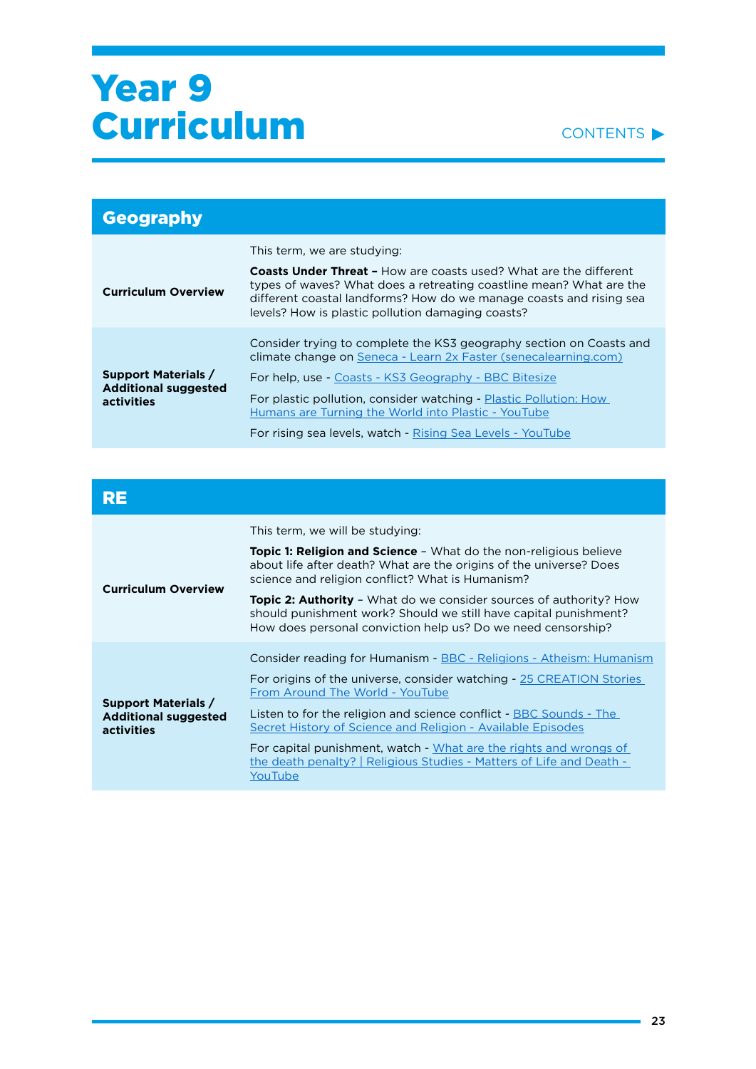# Year 9 Curriculum

CONTENTS ▶

## Geography

| | |
|---|---|
| **Curriculum Overview** | This term, we are studying:<br><br>**Coasts Under Threat –** How are coasts used? What are the different types of waves? What does a retreating coastline mean? What are the different coastal landforms? How do we manage coasts and rising sea levels? How is plastic pollution damaging coasts? |
| **Support Materials / Additional suggested activities** | Consider trying to complete the KS3 geography section on Coasts and climate change on Seneca - Learn 2x Faster (senecalearning.com)<br><br>For help, use - Coasts - KS3 Geography - BBC Bitesize<br><br>For plastic pollution, consider watching - Plastic Pollution: How Humans are Turning the World into Plastic - YouTube<br><br>For rising sea levels, watch - Rising Sea Levels - YouTube |

## RE

| | |
|---|---|
| **Curriculum Overview** | This term, we will be studying:<br><br>**Topic 1: Religion and Science** – What do the non-religious believe about life after death? What are the origins of the universe? Does science and religion conflict? What is Humanism?<br><br>**Topic 2: Authority** – What do we consider sources of authority? How should punishment work? Should we still have capital punishment? How does personal conviction help us? Do we need censorship? |
| **Support Materials / Additional suggested activities** | Consider reading for Humanism - BBC - Religions - Atheism: Humanism<br><br>For origins of the universe, consider watching - 25 CREATION Stories From Around The World - YouTube<br><br>Listen to for the religion and science conflict - BBC Sounds - The Secret History of Science and Religion - Available Episodes<br><br>For capital punishment, watch - What are the rights and wrongs of the death penalty? \| Religious Studies - Matters of Life and Death - YouTube |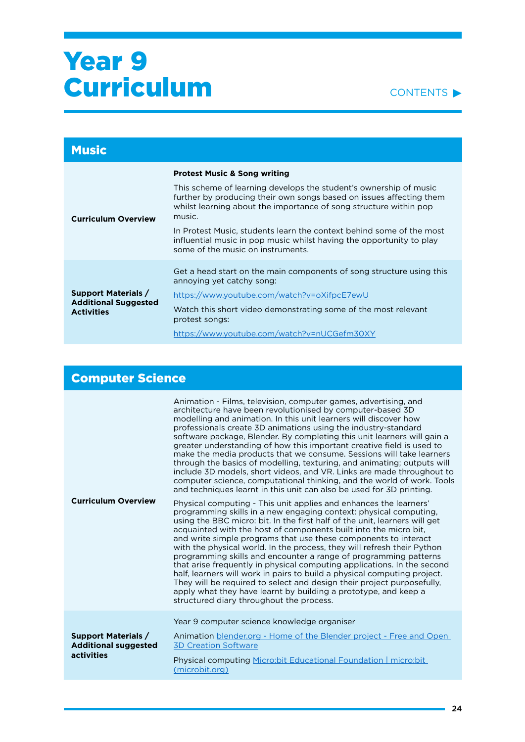# Year 9 Curriculum

CONTENTS ▶

## Music

| | |
|---|---|
| **Curriculum Overview** | **Protest Music & Song writing**<br><br>This scheme of learning develops the student's ownership of music further by producing their own songs based on issues affecting them whilst learning about the importance of song structure within pop music.<br><br>In Protest Music, students learn the context behind some of the most influential music in pop music whilst having the opportunity to play some of the music on instruments. |
| **Support Materials / Additional Suggested Activities** | Get a head start on the main components of song structure using this annoying yet catchy song:<br><br>https://www.youtube.com/watch?v=oXifpcE7ewU<br><br>Watch this short video demonstrating some of the most relevant protest songs:<br><br>https://www.youtube.com/watch?v=nUCGefm30XY |

## Computer Science

| | |
|---|---|
| **Curriculum Overview** | Animation - Films, television, computer games, advertising, and architecture have been revolutionised by computer-based 3D modelling and animation. In this unit learners will discover how professionals create 3D animations using the industry-standard software package, Blender. By completing this unit learners will gain a greater understanding of how this important creative field is used to make the media products that we consume. Sessions will take learners through the basics of modelling, texturing, and animating; outputs will include 3D models, short videos, and VR. Links are made throughout to computer science, computational thinking, and the world of work. Tools and techniques learnt in this unit can also be used for 3D printing.<br><br>Physical computing - This unit applies and enhances the learners' programming skills in a new engaging context: physical computing, using the BBC micro: bit. In the first half of the unit, learners will get acquainted with the host of components built into the micro bit, and write simple programs that use these components to interact with the physical world. In the process, they will refresh their Python programming skills and encounter a range of programming patterns that arise frequently in physical computing applications. In the second half, learners will work in pairs to build a physical computing project. They will be required to select and design their project purposefully, apply what they have learnt by building a prototype, and keep a structured diary throughout the process. |
| **Support Materials / Additional suggested activities** | Year 9 computer science knowledge organiser<br><br>Animation blender.org - Home of the Blender project - Free and Open 3D Creation Software<br><br>Physical computing Micro:bit Educational Foundation \| micro:bit (microbit.org) |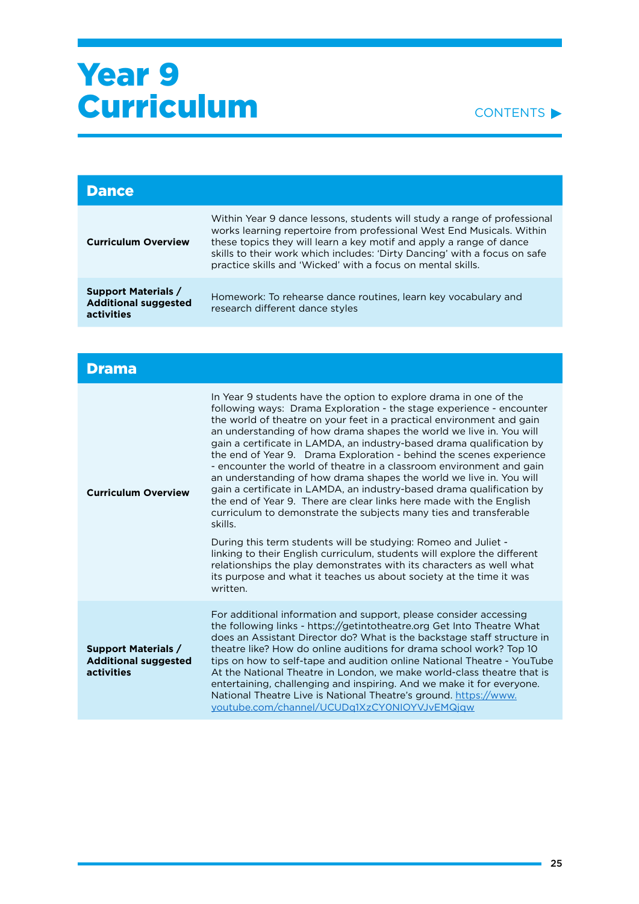# Year 9 Curriculum

CONTENTS ▶

| Dance | |
|---|---|
| **Curriculum Overview** | Within Year 9 dance lessons, students will study a range of professional works learning repertoire from professional West End Musicals. Within these topics they will learn a key motif and apply a range of dance skills to their work which includes: 'Dirty Dancing' with a focus on safe practice skills and 'Wicked' with a focus on mental skills. |
| **Support Materials / Additional suggested activities** | Homework: To rehearse dance routines, learn key vocabulary and research different dance styles |

| Drama | |
|---|---|
| **Curriculum Overview** | In Year 9 students have the option to explore drama in one of the following ways: Drama Exploration - the stage experience - encounter the world of theatre on your feet in a practical environment and gain an understanding of how drama shapes the world we live in. You will gain a certificate in LAMDA, an industry-based drama qualification by the end of Year 9. Drama Exploration - behind the scenes experience - encounter the world of theatre in a classroom environment and gain an understanding of how drama shapes the world we live in. You will gain a certificate in LAMDA, an industry-based drama qualification by the end of Year 9. There are clear links here made with the English curriculum to demonstrate the subjects many ties and transferable skills.<br><br>During this term students will be studying: Romeo and Juliet - linking to their English curriculum, students will explore the different relationships the play demonstrates with its characters as well what its purpose and what it teaches us about society at the time it was written. |
| **Support Materials / Additional suggested activities** | For additional information and support, please consider accessing the following links - https://getintotheatre.org Get Into Theatre What does an Assistant Director do? What is the backstage staff structure in theatre like? How do online auditions for drama school work? Top 10 tips on how to self-tape and audition online National Theatre - YouTube At the National Theatre in London, we make world-class theatre that is entertaining, challenging and inspiring. And we make it for everyone. National Theatre Live is National Theatre's ground. https://www.youtube.com/channel/UCUDq1XzCY0NIOYVJvEMQjqw |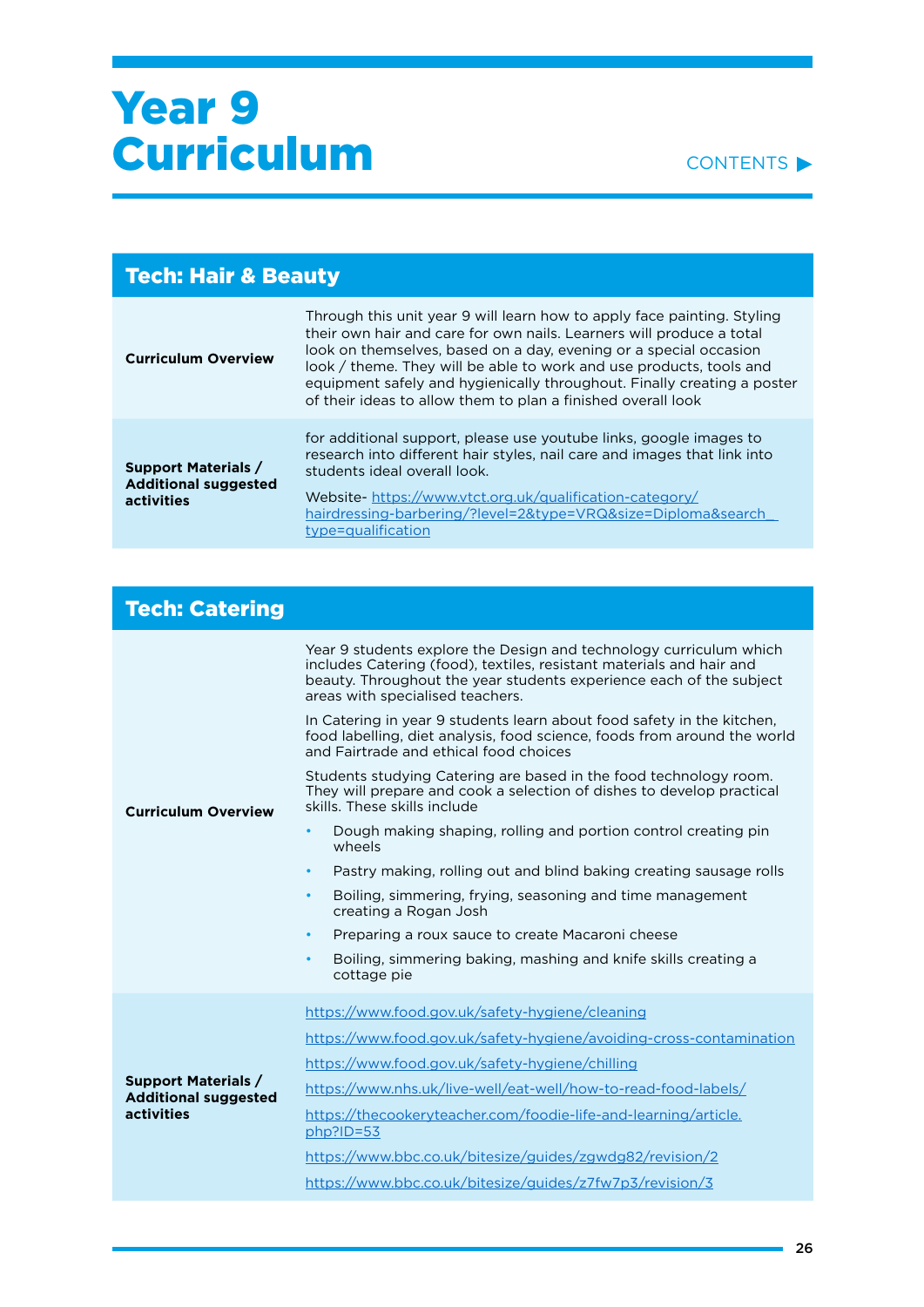# Year 9 Curriculum

CONTENTS ▶

## Tech: Hair & Beauty

| | |
|---|---|
| **Curriculum Overview** | Through this unit year 9 will learn how to apply face painting. Styling their own hair and care for own nails. Learners will produce a total look on themselves, based on a day, evening or a special occasion look / theme. They will be able to work and use products, tools and equipment safely and hygienically throughout. Finally creating a poster of their ideas to allow them to plan a finished overall look |
| **Support Materials / Additional suggested activities** | for additional support, please use youtube links, google images to research into different hair styles, nail care and images that link into students ideal overall look.<br><br>Website- https://www.vtct.org.uk/qualification-category/hairdressing-barbering/?level=2&type=VRQ&size=Diploma&search_type=qualification |

## Tech: Catering

| | |
|---|---|
| **Curriculum Overview** | Year 9 students explore the Design and technology curriculum which includes Catering (food), textiles, resistant materials and hair and beauty. Throughout the year students experience each of the subject areas with specialised teachers.<br><br>In Catering in year 9 students learn about food safety in the kitchen, food labelling, diet analysis, food science, foods from around the world and Fairtrade and ethical food choices<br><br>Students studying Catering are based in the food technology room. They will prepare and cook a selection of dishes to develop practical skills. These skills include<br><br>• Dough making shaping, rolling and portion control creating pin wheels<br>• Pastry making, rolling out and blind baking creating sausage rolls<br>• Boiling, simmering, frying, seasoning and time management creating a Rogan Josh<br>• Preparing a roux sauce to create Macaroni cheese<br>• Boiling, simmering baking, mashing and knife skills creating a cottage pie |
| **Support Materials / Additional suggested activities** | https://www.food.gov.uk/safety-hygiene/cleaning<br><br>https://www.food.gov.uk/safety-hygiene/avoiding-cross-contamination<br><br>https://www.food.gov.uk/safety-hygiene/chilling<br><br>https://www.nhs.uk/live-well/eat-well/how-to-read-food-labels/<br><br>https://thecookeryteacher.com/foodie-life-and-learning/article.php?ID=53<br><br>https://www.bbc.co.uk/bitesize/guides/zgwdg82/revision/2<br><br>https://www.bbc.co.uk/bitesize/guides/z7fw7p3/revision/3 |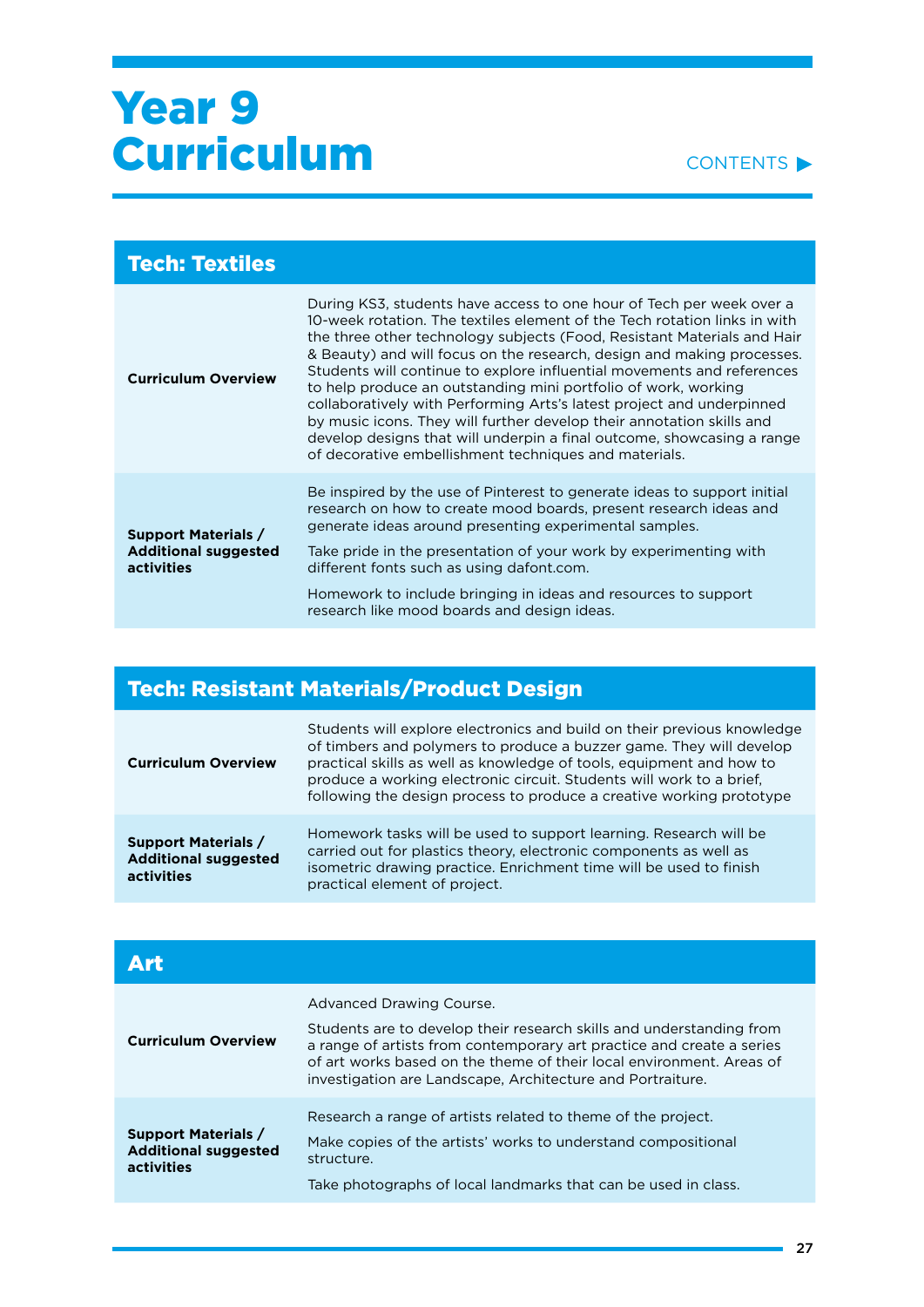# Year 9 Curriculum

CONTENTS ▶

## Tech: Textiles

| | |
|---|---|
| **Curriculum Overview** | During KS3, students have access to one hour of Tech per week over a 10-week rotation. The textiles element of the Tech rotation links in with the three other technology subjects (Food, Resistant Materials and Hair & Beauty) and will focus on the research, design and making processes. Students will continue to explore influential movements and references to help produce an outstanding mini portfolio of work, working collaboratively with Performing Arts's latest project and underpinned by music icons. They will further develop their annotation skills and develop designs that will underpin a final outcome, showcasing a range of decorative embellishment techniques and materials. |
| **Support Materials / Additional suggested activities** | Be inspired by the use of Pinterest to generate ideas to support initial research on how to create mood boards, present research ideas and generate ideas around presenting experimental samples.<br><br>Take pride in the presentation of your work by experimenting with different fonts such as using dafont.com.<br><br>Homework to include bringing in ideas and resources to support research like mood boards and design ideas. |

## Tech: Resistant Materials/Product Design

| | |
|---|---|
| **Curriculum Overview** | Students will explore electronics and build on their previous knowledge of timbers and polymers to produce a buzzer game. They will develop practical skills as well as knowledge of tools, equipment and how to produce a working electronic circuit. Students will work to a brief, following the design process to produce a creative working prototype |
| **Support Materials / Additional suggested activities** | Homework tasks will be used to support learning. Research will be carried out for plastics theory, electronic components as well as isometric drawing practice. Enrichment time will be used to finish practical element of project. |

## Art

| | |
|---|---|
| **Curriculum Overview** | Advanced Drawing Course.<br><br>Students are to develop their research skills and understanding from a range of artists from contemporary art practice and create a series of art works based on the theme of their local environment. Areas of investigation are Landscape, Architecture and Portraiture. |
| **Support Materials / Additional suggested activities** | Research a range of artists related to theme of the project.<br><br>Make copies of the artists' works to understand compositional structure.<br><br>Take photographs of local landmarks that can be used in class. |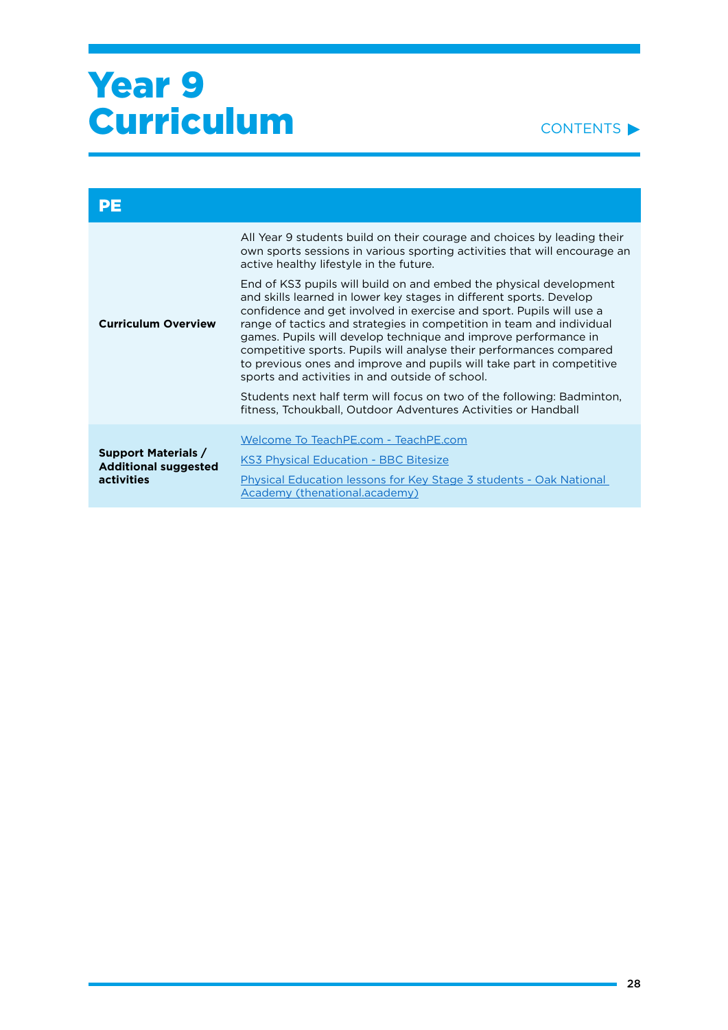# Year 9 Curriculum

CONTENTS ▶

| PE | |
|---|---|
| **Curriculum Overview** | All Year 9 students build on their courage and choices by leading their own sports sessions in various sporting activities that will encourage an active healthy lifestyle in the future.<br><br>End of KS3 pupils will build on and embed the physical development and skills learned in lower key stages in different sports. Develop confidence and get involved in exercise and sport. Pupils will use a range of tactics and strategies in competition in team and individual games. Pupils will develop technique and improve performance in competitive sports. Pupils will analyse their performances compared to previous ones and improve and pupils will take part in competitive sports and activities in and outside of school.<br><br>Students next half term will focus on two of the following: Badminton, fitness, Tchoukball, Outdoor Adventures Activities or Handball |
| **Support Materials / Additional suggested activities** | Welcome To TeachPE.com - TeachPE.com<br><br>KS3 Physical Education - BBC Bitesize<br><br>Physical Education lessons for Key Stage 3 students - Oak National Academy (thenational.academy) |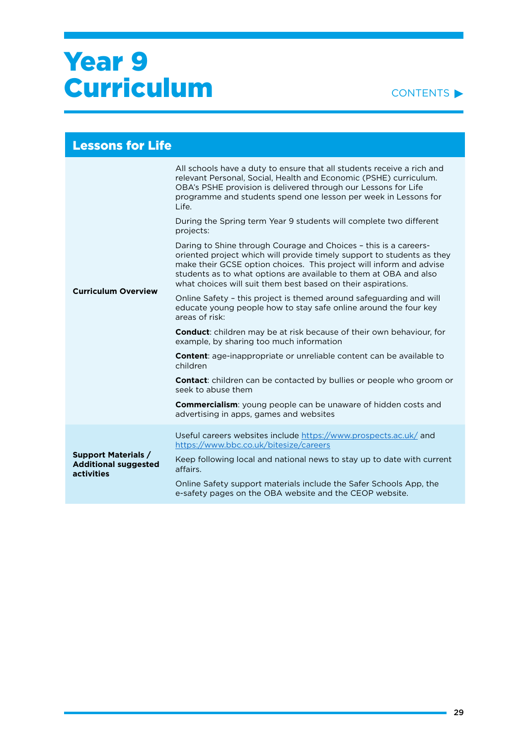# Year 9 Curriculum

CONTENTS ▶

## Lessons for Life

| | |
|---|---|
| **Curriculum Overview** | All schools have a duty to ensure that all students receive a rich and relevant Personal, Social, Health and Economic (PSHE) curriculum. OBA's PSHE provision is delivered through our Lessons for Life programme and students spend one lesson per week in Lessons for Life.<br><br>During the Spring term Year 9 students will complete two different projects:<br><br>Daring to Shine through Courage and Choices – this is a careers-oriented project which will provide timely support to students as they make their GCSE option choices. This project will inform and advise students as to what options are available to them at OBA and also what choices will suit them best based on their aspirations.<br><br>Online Safety – this project is themed around safeguarding and will educate young people how to stay safe online around the four key areas of risk:<br><br>**Conduct**: children may be at risk because of their own behaviour, for example, by sharing too much information<br><br>**Content**: age-inappropriate or unreliable content can be available to children<br><br>**Contact**: children can be contacted by bullies or people who groom or seek to abuse them<br><br>**Commercialism**: young people can be unaware of hidden costs and advertising in apps, games and websites |
| **Support Materials / Additional suggested activities** | Useful careers websites include https://www.prospects.ac.uk/ and https://www.bbc.co.uk/bitesize/careers<br><br>Keep following local and national news to stay up to date with current affairs.<br><br>Online Safety support materials include the Safer Schools App, the e-safety pages on the OBA website and the CEOP website. |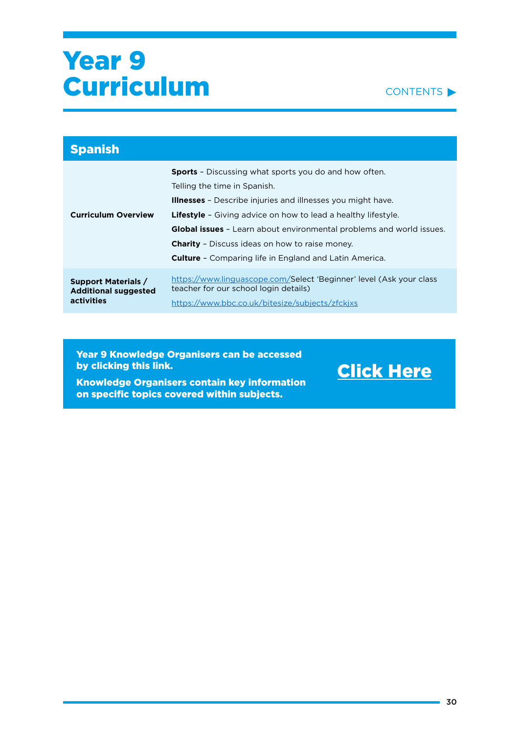# Year 9 Curriculum

CONTENTS ▶

## Spanish

| | |
|---|---|
| **Curriculum Overview** | **Sports** – Discussing what sports you do and how often.<br>Telling the time in Spanish.<br>**Illnesses** – Describe injuries and illnesses you might have.<br>**Lifestyle** – Giving advice on how to lead a healthy lifestyle.<br>**Global issues** – Learn about environmental problems and world issues.<br>**Charity** – Discuss ideas on how to raise money.<br>**Culture** – Comparing life in England and Latin America. |
| **Support Materials / Additional suggested activities** | https://www.linguascope.com/Select 'Beginner' level (Ask your class teacher for our school login details)<br>https://www.bbc.co.uk/bitesize/subjects/zfckjxs |

**Year 9 Knowledge Organisers can be accessed by clicking this link.**

**Knowledge Organisers contain key information on specific topics covered within subjects.**

**Click Here**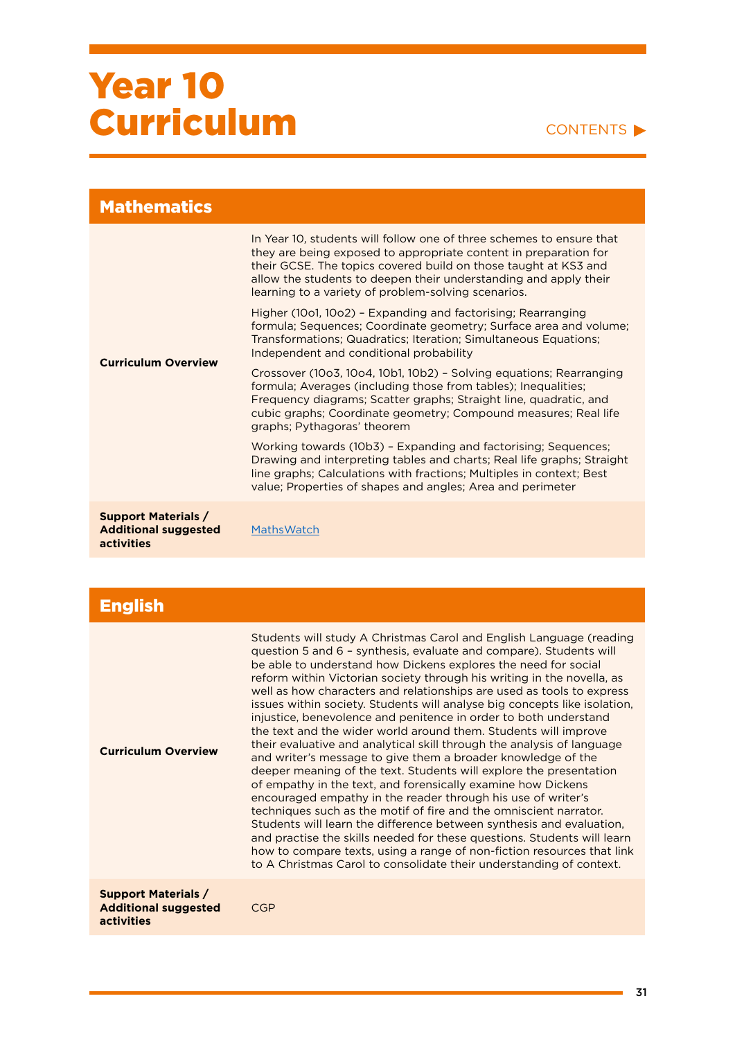# Year 10 Curriculum

CONTENTS ▶

## Mathematics

| | |
|---|---|
| **Curriculum Overview** | In Year 10, students will follow one of three schemes to ensure that they are being exposed to appropriate content in preparation for their GCSE. The topics covered build on those taught at KS3 and allow the students to deepen their understanding and apply their learning to a variety of problem-solving scenarios.<br><br>Higher (10o1, 10o2) – Expanding and factorising; Rearranging formula; Sequences; Coordinate geometry; Surface area and volume; Transformations; Quadratics; Iteration; Simultaneous Equations; Independent and conditional probability<br><br>Crossover (10o3, 10o4, 10b1, 10b2) – Solving equations; Rearranging formula; Averages (including those from tables); Inequalities; Frequency diagrams; Scatter graphs; Straight line, quadratic, and cubic graphs; Coordinate geometry; Compound measures; Real life graphs; Pythagoras' theorem<br><br>Working towards (10b3) – Expanding and factorising; Sequences; Drawing and interpreting tables and charts; Real life graphs; Straight line graphs; Calculations with fractions; Multiples in context; Best value; Properties of shapes and angles; Area and perimeter |
| **Support Materials / Additional suggested activities** | MathsWatch |

## English

| | |
|---|---|
| **Curriculum Overview** | Students will study A Christmas Carol and English Language (reading question 5 and 6 – synthesis, evaluate and compare). Students will be able to understand how Dickens explores the need for social reform within Victorian society through his writing in the novella, as well as how characters and relationships are used as tools to express issues within society. Students will analyse big concepts like isolation, injustice, benevolence and penitence in order to both understand the text and the wider world around them. Students will improve their evaluative and analytical skill through the analysis of language and writer's message to give them a broader knowledge of the deeper meaning of the text. Students will explore the presentation of empathy in the text, and forensically examine how Dickens encouraged empathy in the reader through his use of writer's techniques such as the motif of fire and the omniscient narrator. Students will learn the difference between synthesis and evaluation, and practise the skills needed for these questions. Students will learn how to compare texts, using a range of non-fiction resources that link to A Christmas Carol to consolidate their understanding of context. |
| **Support Materials / Additional suggested activities** | CGP |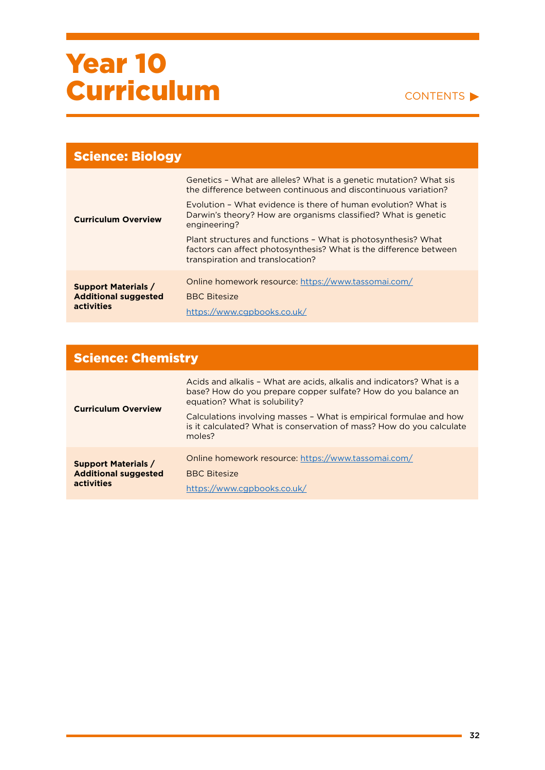# Year 10 Curriculum

CONTENTS ▶

## Science: Biology

| | |
|---|---|
| **Curriculum Overview** | Genetics – What are alleles? What is a genetic mutation? What sis the difference between continuous and discontinuous variation?<br><br>Evolution – What evidence is there of human evolution? What is Darwin's theory? How are organisms classified? What is genetic engineering?<br><br>Plant structures and functions – What is photosynthesis? What factors can affect photosynthesis? What is the difference between transpiration and translocation? |
| **Support Materials / Additional suggested activities** | Online homework resource: https://www.tassomai.com/<br><br>BBC Bitesize<br><br>https://www.cgpbooks.co.uk/ |

## Science: Chemistry

| | |
|---|---|
| **Curriculum Overview** | Acids and alkalis – What are acids, alkalis and indicators? What is a base? How do you prepare copper sulfate? How do you balance an equation? What is solubility?<br><br>Calculations involving masses – What is empirical formulae and how is it calculated? What is conservation of mass? How do you calculate moles? |
| **Support Materials / Additional suggested activities** | Online homework resource: https://www.tassomai.com/<br><br>BBC Bitesize<br><br>https://www.cgpbooks.co.uk/ |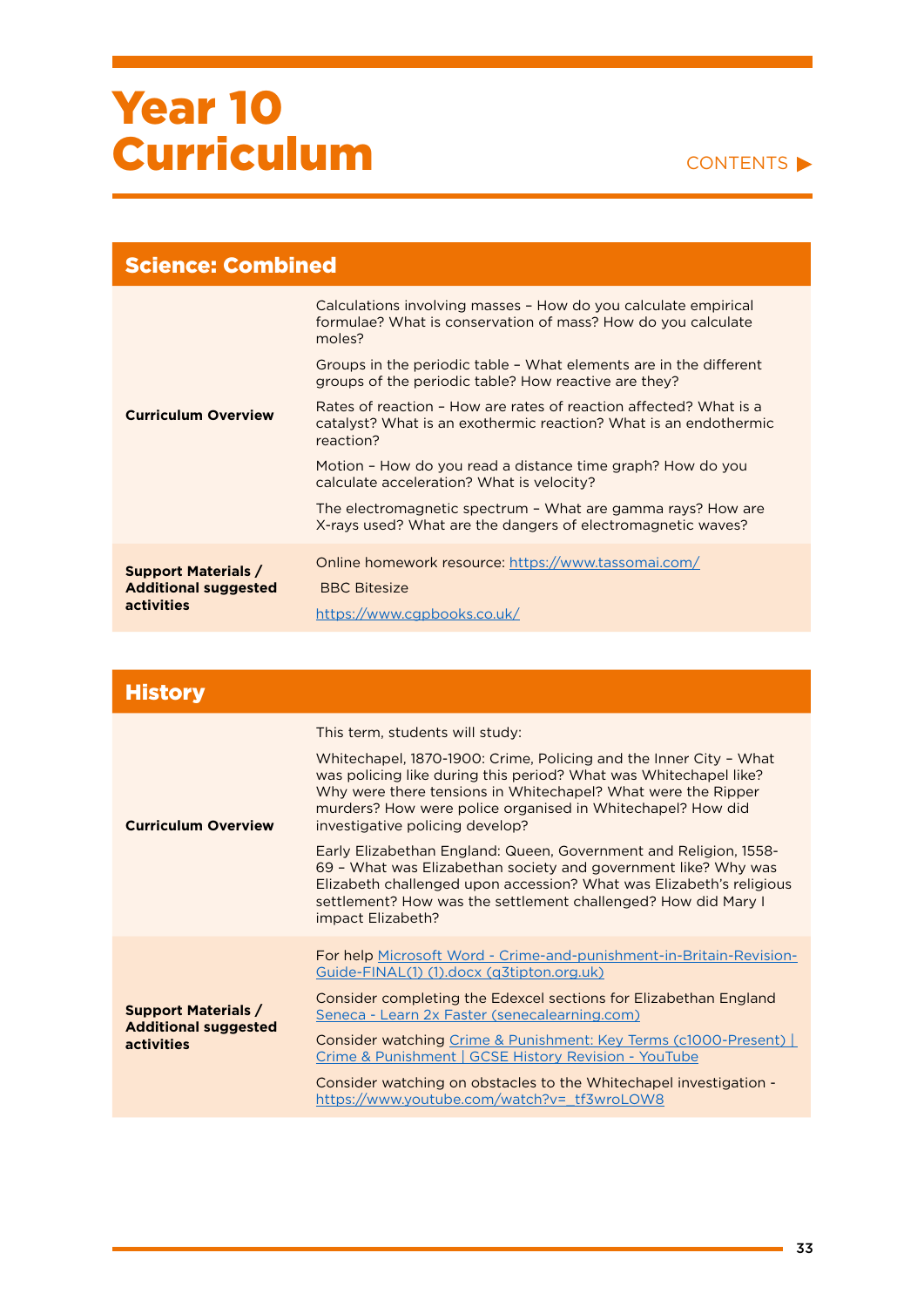# Year 10 Curriculum

CONTENTS ▶

## Science: Combined

| | |
|---|---|
| **Curriculum Overview** | Calculations involving masses – How do you calculate empirical formulae? What is conservation of mass? How do you calculate moles?<br><br>Groups in the periodic table – What elements are in the different groups of the periodic table? How reactive are they?<br><br>Rates of reaction – How are rates of reaction affected? What is a catalyst? What is an exothermic reaction? What is an endothermic reaction?<br><br>Motion – How do you read a distance time graph? How do you calculate acceleration? What is velocity?<br><br>The electromagnetic spectrum – What are gamma rays? How are X-rays used? What are the dangers of electromagnetic waves? |
| **Support Materials / Additional suggested activities** | Online homework resource: https://www.tassomai.com/<br><br>BBC Bitesize<br><br>https://www.cgpbooks.co.uk/ |

## History

| | |
|---|---|
| **Curriculum Overview** | This term, students will study:<br><br>Whitechapel, 1870-1900: Crime, Policing and the Inner City – What was policing like during this period? What was Whitechapel like? Why were there tensions in Whitechapel? What were the Ripper murders? How were police organised in Whitechapel? How did investigative policing develop?<br><br>Early Elizabethan England: Queen, Government and Religion, 1558-69 – What was Elizabethan society and government like? Why was Elizabeth challenged upon accession? What was Elizabeth's religious settlement? How was the settlement challenged? How did Mary I impact Elizabeth? |
| **Support Materials / Additional suggested activities** | For help Microsoft Word - Crime-and-punishment-in-Britain-Revision-Guide-FINAL(1) (1).docx (q3tipton.org.uk)<br><br>Consider completing the Edexcel sections for Elizabethan England Seneca - Learn 2x Faster (senecalearning.com)<br><br>Consider watching Crime & Punishment: Key Terms (c1000-Present) \| Crime & Punishment \| GCSE History Revision - YouTube<br><br>Consider watching on obstacles to the Whitechapel investigation - https://www.youtube.com/watch?v=_tf3wroLOW8 |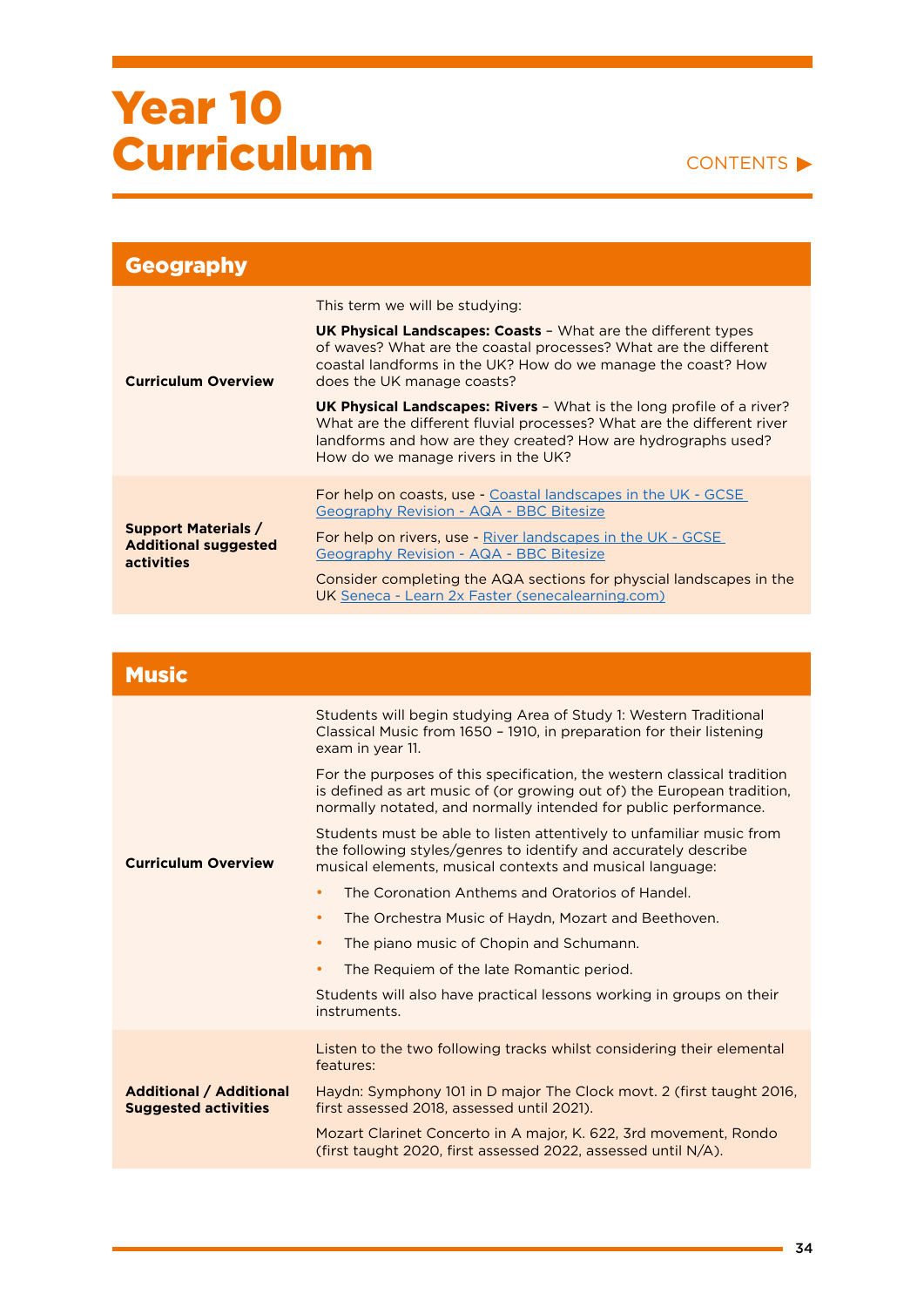# Year 10 Curriculum

CONTENTS ▶

## Geography

| | |
|---|---|
| **Curriculum Overview** | This term we will be studying:<br><br>**UK Physical Landscapes: Coasts** – What are the different types of waves? What are the coastal processes? What are the different coastal landforms in the UK? How do we manage the coast? How does the UK manage coasts?<br><br>**UK Physical Landscapes: Rivers** – What is the long profile of a river? What are the different fluvial processes? What are the different river landforms and how are they created? How are hydrographs used? How do we manage rivers in the UK? |
| **Support Materials / Additional suggested activities** | For help on coasts, use - Coastal landscapes in the UK - GCSE Geography Revision - AQA - BBC Bitesize<br><br>For help on rivers, use - River landscapes in the UK - GCSE Geography Revision - AQA - BBC Bitesize<br><br>Consider completing the AQA sections for physcial landscapes in the UK Seneca - Learn 2x Faster (senecalearning.com) |

## Music

| | |
|---|---|
| **Curriculum Overview** | Students will begin studying Area of Study 1: Western Traditional Classical Music from 1650 – 1910, in preparation for their listening exam in year 11.<br><br>For the purposes of this specification, the western classical tradition is defined as art music of (or growing out of) the European tradition, normally notated, and normally intended for public performance.<br><br>Students must be able to listen attentively to unfamiliar music from the following styles/genres to identify and accurately describe musical elements, musical contexts and musical language:<br><br>• The Coronation Anthems and Oratorios of Handel.<br>• The Orchestra Music of Haydn, Mozart and Beethoven.<br>• The piano music of Chopin and Schumann.<br>• The Requiem of the late Romantic period.<br><br>Students will also have practical lessons working in groups on their instruments. |
| **Additional / Additional Suggested activities** | Listen to the two following tracks whilst considering their elemental features:<br><br>Haydn: Symphony 101 in D major The Clock movt. 2 (first taught 2016, first assessed 2018, assessed until 2021).<br><br>Mozart Clarinet Concerto in A major, K. 622, 3rd movement, Rondo (first taught 2020, first assessed 2022, assessed until N/A). |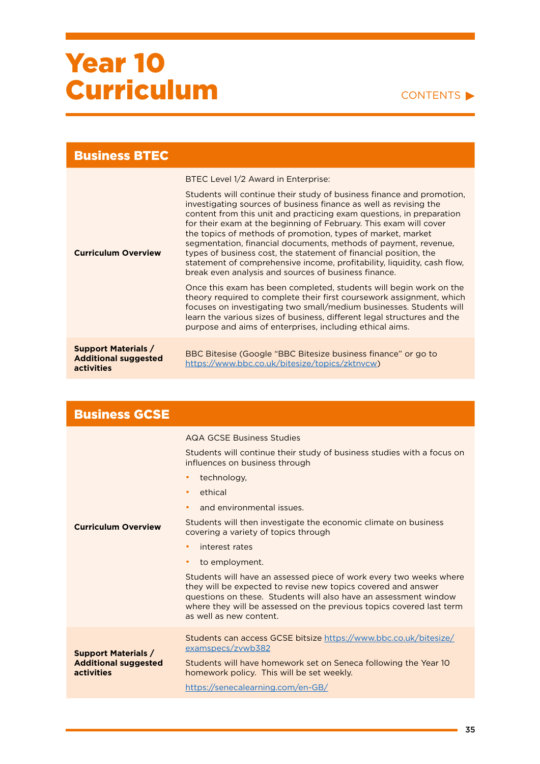# Year 10 Curriculum

CONTENTS ▶

## Business BTEC

| | |
|---|---|
| **Curriculum Overview** | BTEC Level 1/2 Award in Enterprise:<br><br>Students will continue their study of business finance and promotion, investigating sources of business finance as well as revising the content from this unit and practicing exam questions, in preparation for their exam at the beginning of February. This exam will cover the topics of methods of promotion, types of market, market segmentation, financial documents, methods of payment, revenue, types of business cost, the statement of financial position, the statement of comprehensive income, profitability, liquidity, cash flow, break even analysis and sources of business finance.<br><br>Once this exam has been completed, students will begin work on the theory required to complete their first coursework assignment, which focuses on investigating two small/medium businesses. Students will learn the various sizes of business, different legal structures and the purpose and aims of enterprises, including ethical aims. |
| **Support Materials / Additional suggested activities** | BBC Bitesise (Google "BBC Bitesize business finance" or go to https://www.bbc.co.uk/bitesize/topics/zktnvcw) |

## Business GCSE

| | |
|---|---|
| **Curriculum Overview** | AQA GCSE Business Studies<br><br>Students will continue their study of business studies with a focus on influences on business through<br>• technology,<br>• ethical<br>• and environmental issues.<br><br>Students will then investigate the economic climate on business covering a variety of topics through<br>• interest rates<br>• to employment.<br><br>Students will have an assessed piece of work every two weeks where they will be expected to revise new topics covered and answer questions on these. Students will also have an assessment window where they will be assessed on the previous topics covered last term as well as new content. |
| **Support Materials / Additional suggested activities** | Students can access GCSE bitsize https://www.bbc.co.uk/bitesize/examspecs/zvwb382<br><br>Students will have homework set on Seneca following the Year 10 homework policy. This will be set weekly.<br><br>https://senecalearning.com/en-GB/ |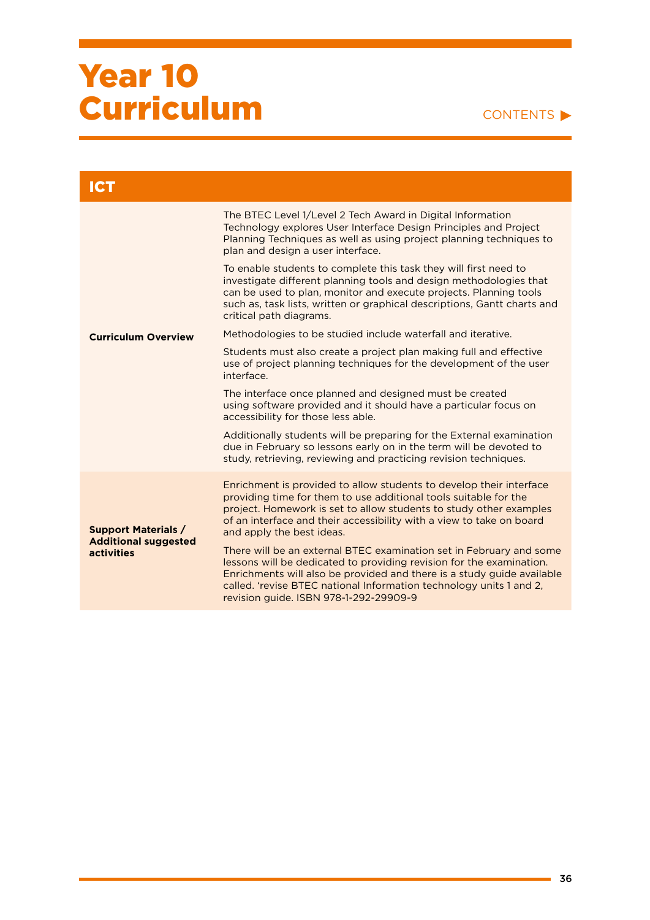# Year 10 Curriculum

CONTENTS ▶

## ICT

| | |
|---|---|
| **Curriculum Overview** | The BTEC Level 1/Level 2 Tech Award in Digital Information Technology explores User Interface Design Principles and Project Planning Techniques as well as using project planning techniques to plan and design a user interface.<br><br>To enable students to complete this task they will first need to investigate different planning tools and design methodologies that can be used to plan, monitor and execute projects. Planning tools such as, task lists, written or graphical descriptions, Gantt charts and critical path diagrams.<br><br>Methodologies to be studied include waterfall and iterative.<br><br>Students must also create a project plan making full and effective use of project planning techniques for the development of the user interface.<br><br>The interface once planned and designed must be created using software provided and it should have a particular focus on accessibility for those less able.<br><br>Additionally students will be preparing for the External examination due in February so lessons early on in the term will be devoted to study, retrieving, reviewing and practicing revision techniques. |
| **Support Materials / Additional suggested activities** | Enrichment is provided to allow students to develop their interface providing time for them to use additional tools suitable for the project. Homework is set to allow students to study other examples of an interface and their accessibility with a view to take on board and apply the best ideas.<br><br>There will be an external BTEC examination set in February and some lessons will be dedicated to providing revision for the examination. Enrichments will also be provided and there is a study guide available called. 'revise BTEC national Information technology units 1 and 2, revision guide. ISBN 978-1-292-29909-9 |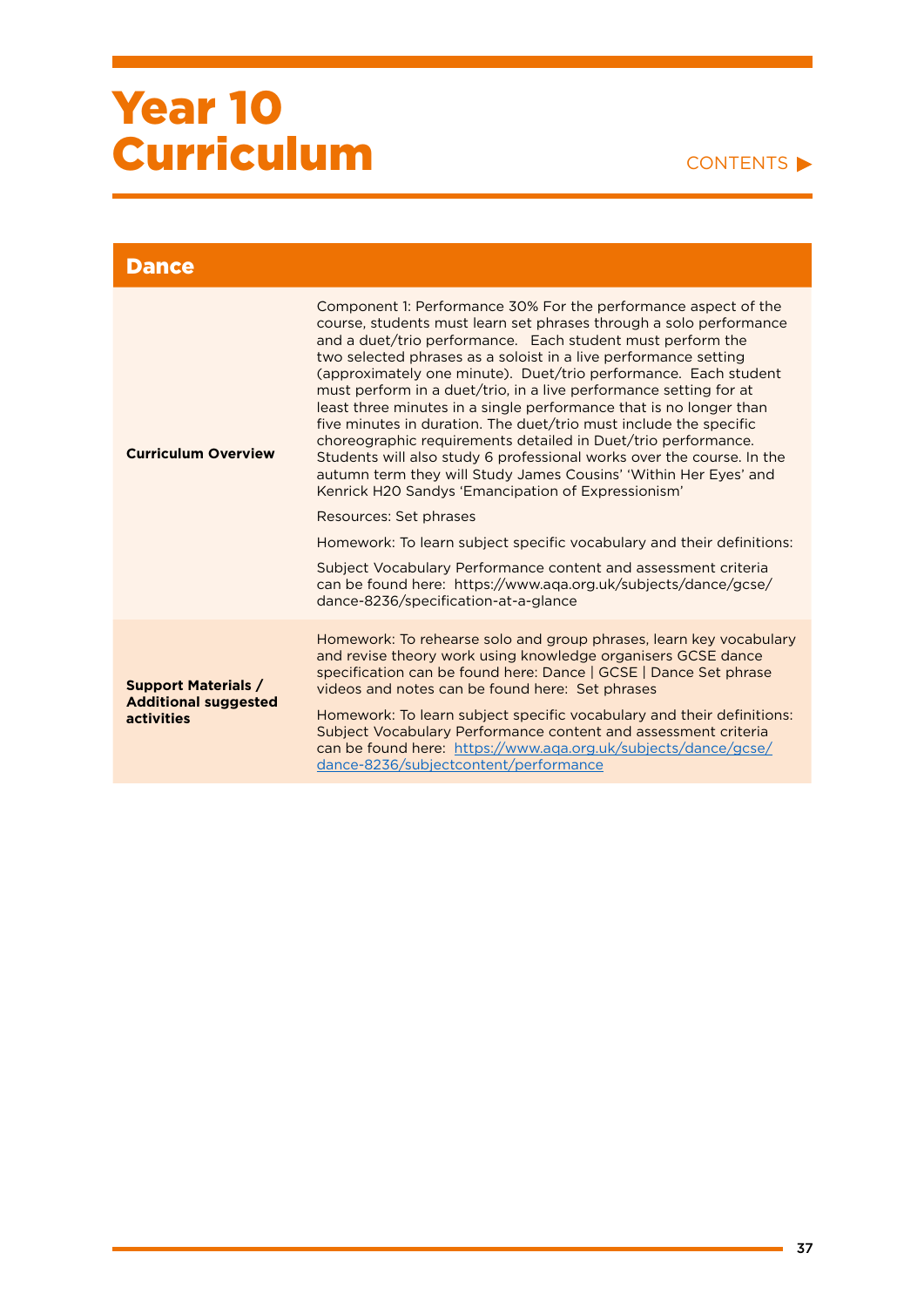# Year 10 Curriculum

CONTENTS ▶

| Dance | |
| --- | --- |
| **Curriculum Overview** | Component 1: Performance 30% For the performance aspect of the course, students must learn set phrases through a solo performance and a duet/trio performance. Each student must perform the two selected phrases as a soloist in a live performance setting (approximately one minute). Duet/trio performance. Each student must perform in a duet/trio, in a live performance setting for at least three minutes in a single performance that is no longer than five minutes in duration. The duet/trio must include the specific choreographic requirements detailed in Duet/trio performance. Students will also study 6 professional works over the course. In the autumn term they will Study James Cousins' 'Within Her Eyes' and Kenrick H20 Sandys 'Emancipation of Expressionism'<br><br>Resources: Set phrases<br><br>Homework: To learn subject specific vocabulary and their definitions:<br><br>Subject Vocabulary Performance content and assessment criteria can be found here: https://www.aqa.org.uk/subjects/dance/gcse/dance-8236/specification-at-a-glance |
| **Support Materials / Additional suggested activities** | Homework: To rehearse solo and group phrases, learn key vocabulary and revise theory work using knowledge organisers GCSE dance specification can be found here: Dance \| GCSE \| Dance Set phrase videos and notes can be found here: Set phrases<br><br>Homework: To learn subject specific vocabulary and their definitions: Subject Vocabulary Performance content and assessment criteria can be found here: [https://www.aqa.org.uk/subjects/dance/gcse/dance-8236/subjectcontent/performance](https://www.aqa.org.uk/subjects/dance/gcse/dance-8236/subjectcontent/performance) |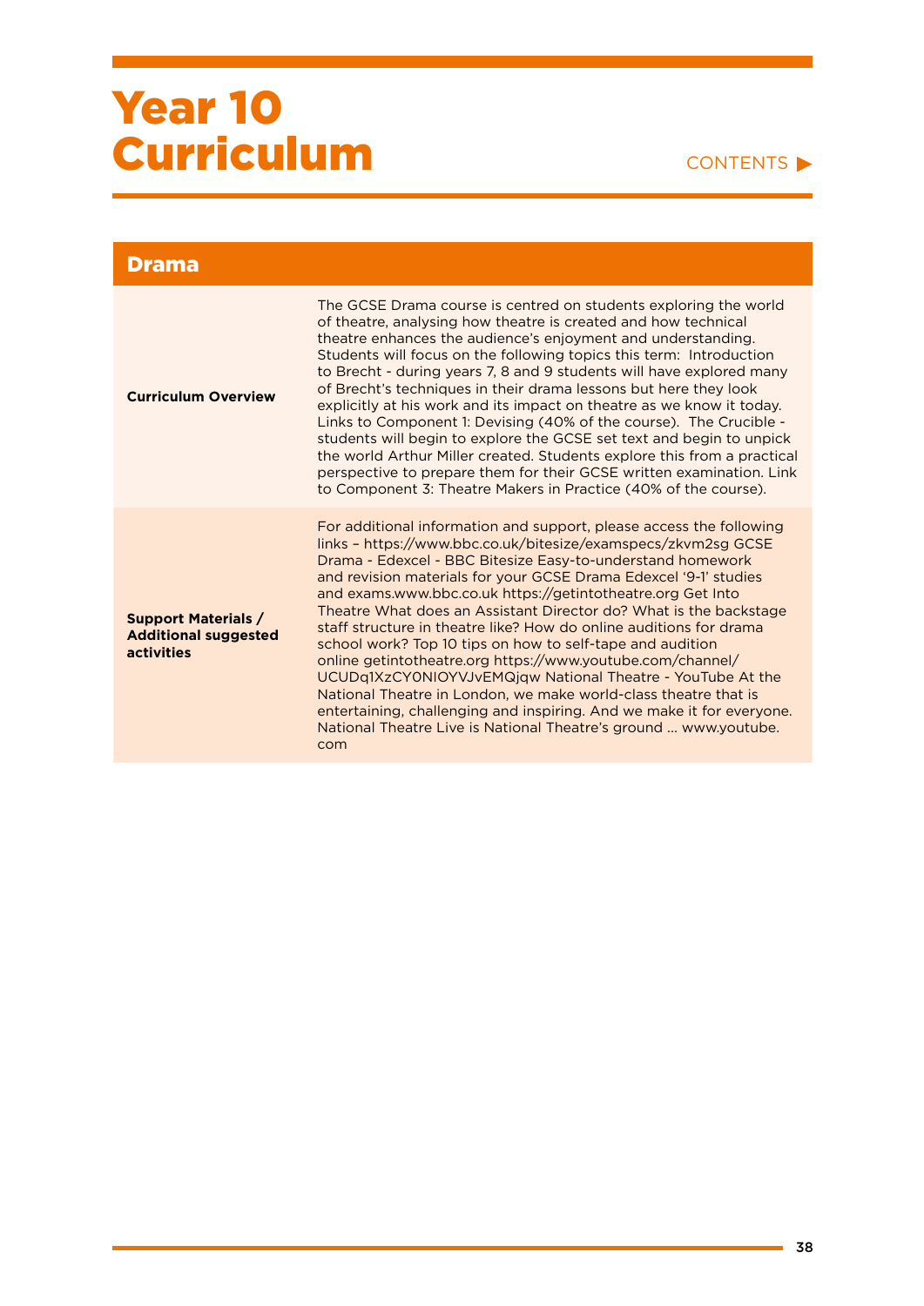# Year 10 Curriculum

CONTENTS ▶

## Drama

| | |
|---|---|
| **Curriculum Overview** | The GCSE Drama course is centred on students exploring the world of theatre, analysing how theatre is created and how technical theatre enhances the audience's enjoyment and understanding. Students will focus on the following topics this term: Introduction to Brecht - during years 7, 8 and 9 students will have explored many of Brecht's techniques in their drama lessons but here they look explicitly at his work and its impact on theatre as we know it today. Links to Component 1: Devising (40% of the course). The Crucible - students will begin to explore the GCSE set text and begin to unpick the world Arthur Miller created. Students explore this from a practical perspective to prepare them for their GCSE written examination. Link to Component 3: Theatre Makers in Practice (40% of the course). |
| **Support Materials / Additional suggested activities** | For additional information and support, please access the following links – https://www.bbc.co.uk/bitesize/examspecs/zkvm2sg GCSE Drama - Edexcel - BBC Bitesize Easy-to-understand homework and revision materials for your GCSE Drama Edexcel '9-1' studies and exams.www.bbc.co.uk https://getintotheatre.org Get Into Theatre What does an Assistant Director do? What is the backstage staff structure in theatre like? How do online auditions for drama school work? Top 10 tips on how to self-tape and audition online getintotheatre.org https://www.youtube.com/channel/UCUDq1XzCY0NIOYVJvEMQjqw National Theatre - YouTube At the National Theatre in London, we make world-class theatre that is entertaining, challenging and inspiring. And we make it for everyone. National Theatre Live is National Theatre's ground ... www.youtube.com |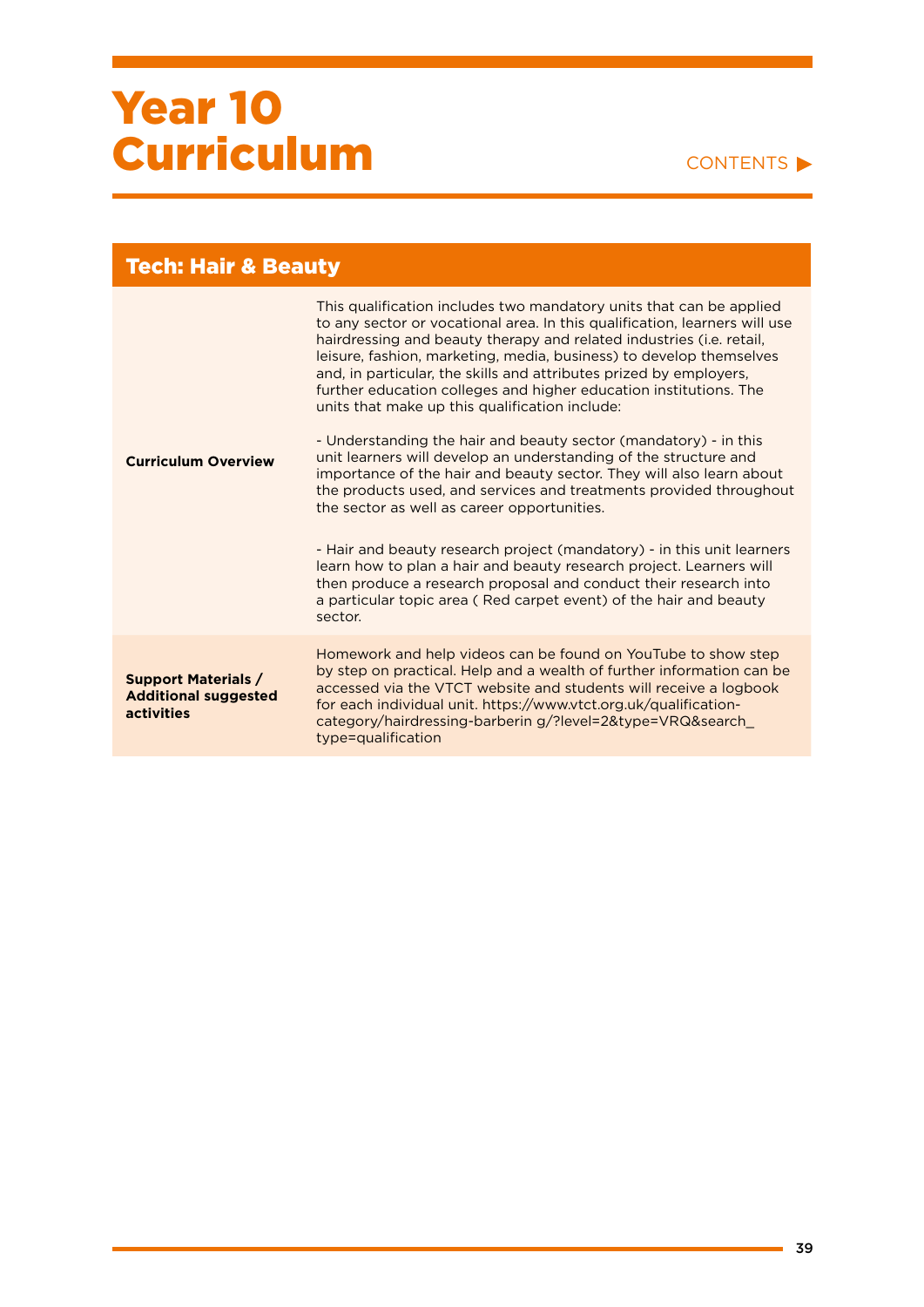# Year 10 Curriculum

CONTENTS ▶

| Tech: Hair & Beauty | |
|---|---|
| **Curriculum Overview** | This qualification includes two mandatory units that can be applied to any sector or vocational area. In this qualification, learners will use hairdressing and beauty therapy and related industries (i.e. retail, leisure, fashion, marketing, media, business) to develop themselves and, in particular, the skills and attributes prized by employers, further education colleges and higher education institutions. The units that make up this qualification include:<br><br>- Understanding the hair and beauty sector (mandatory) - in this unit learners will develop an understanding of the structure and importance of the hair and beauty sector. They will also learn about the products used, and services and treatments provided throughout the sector as well as career opportunities.<br><br>- Hair and beauty research project (mandatory) - in this unit learners learn how to plan a hair and beauty research project. Learners will then produce a research proposal and conduct their research into a particular topic area ( Red carpet event) of the hair and beauty sector. |
| **Support Materials / Additional suggested activities** | Homework and help videos can be found on YouTube to show step by step on practical. Help and a wealth of further information can be accessed via the VTCT website and students will receive a logbook for each individual unit. https://www.vtct.org.uk/qualification-category/hairdressing-barberin g/?level=2&type=VRQ&search_type=qualification |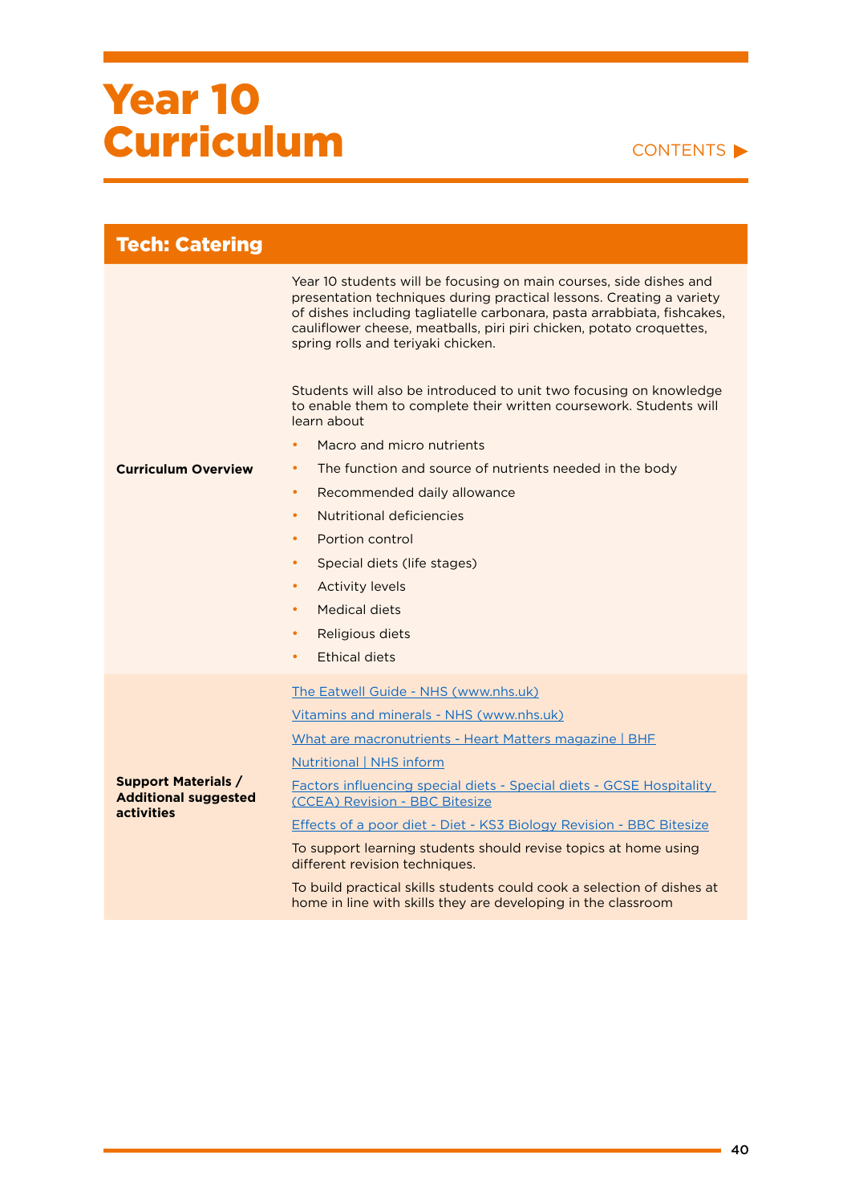# Year 10 Curriculum

CONTENTS ▶

## Tech: Catering

| | |
|---|---|
| **Curriculum Overview** | Year 10 students will be focusing on main courses, side dishes and presentation techniques during practical lessons. Creating a variety of dishes including tagliatelle carbonara, pasta arrabbiata, fishcakes, cauliflower cheese, meatballs, piri piri chicken, potato croquettes, spring rolls and teriyaki chicken.<br><br>Students will also be introduced to unit two focusing on knowledge to enable them to complete their written coursework. Students will learn about<br>• Macro and micro nutrients<br>• The function and source of nutrients needed in the body<br>• Recommended daily allowance<br>• Nutritional deficiencies<br>• Portion control<br>• Special diets (life stages)<br>• Activity levels<br>• Medical diets<br>• Religious diets<br>• Ethical diets |
| **Support Materials / Additional suggested activities** | The Eatwell Guide - NHS (www.nhs.uk)<br>Vitamins and minerals - NHS (www.nhs.uk)<br>What are macronutrients - Heart Matters magazine \| BHF<br>Nutritional \| NHS inform<br>Factors influencing special diets - Special diets - GCSE Hospitality (CCEA) Revision - BBC Bitesize<br>Effects of a poor diet - Diet - KS3 Biology Revision - BBC Bitesize<br>To support learning students should revise topics at home using different revision techniques.<br>To build practical skills students could cook a selection of dishes at home in line with skills they are developing in the classroom |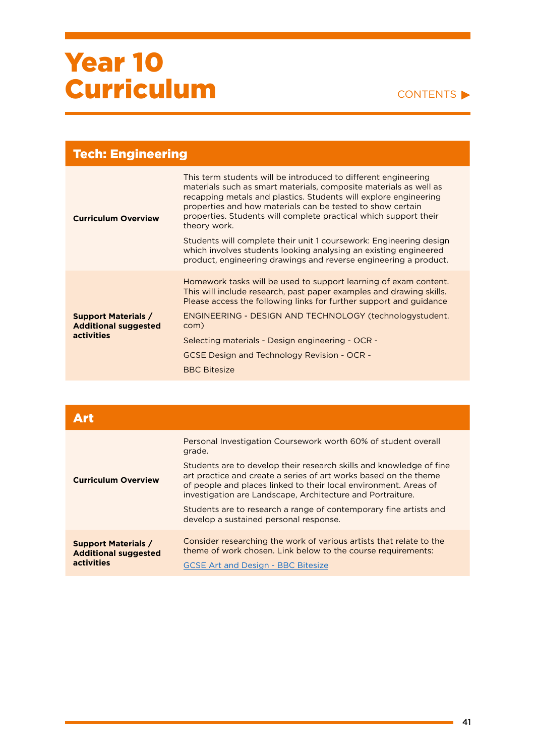# Year 10 Curriculum

CONTENTS ▶

## Tech: Engineering

| | |
|---|---|
| **Curriculum Overview** | This term students will be introduced to different engineering materials such as smart materials, composite materials as well as recapping metals and plastics. Students will explore engineering properties and how materials can be tested to show certain properties. Students will complete practical which support their theory work.<br><br>Students will complete their unit 1 coursework: Engineering design which involves students looking analysing an existing engineered product, engineering drawings and reverse engineering a product. |
| **Support Materials / Additional suggested activities** | Homework tasks will be used to support learning of exam content. This will include research, past paper examples and drawing skills. Please access the following links for further support and guidance<br><br>ENGINEERING - DESIGN AND TECHNOLOGY (technologystudent.com)<br><br>Selecting materials - Design engineering - OCR -<br><br>GCSE Design and Technology Revision - OCR -<br><br>BBC Bitesize |

## Art

| | |
|---|---|
| **Curriculum Overview** | Personal Investigation Coursework worth 60% of student overall grade.<br><br>Students are to develop their research skills and knowledge of fine art practice and create a series of art works based on the theme of people and places linked to their local environment. Areas of investigation are Landscape, Architecture and Portraiture.<br><br>Students are to research a range of contemporary fine artists and develop a sustained personal response. |
| **Support Materials / Additional suggested activities** | Consider researching the work of various artists that relate to the theme of work chosen. Link below to the course requirements:<br><br>GCSE Art and Design - BBC Bitesize |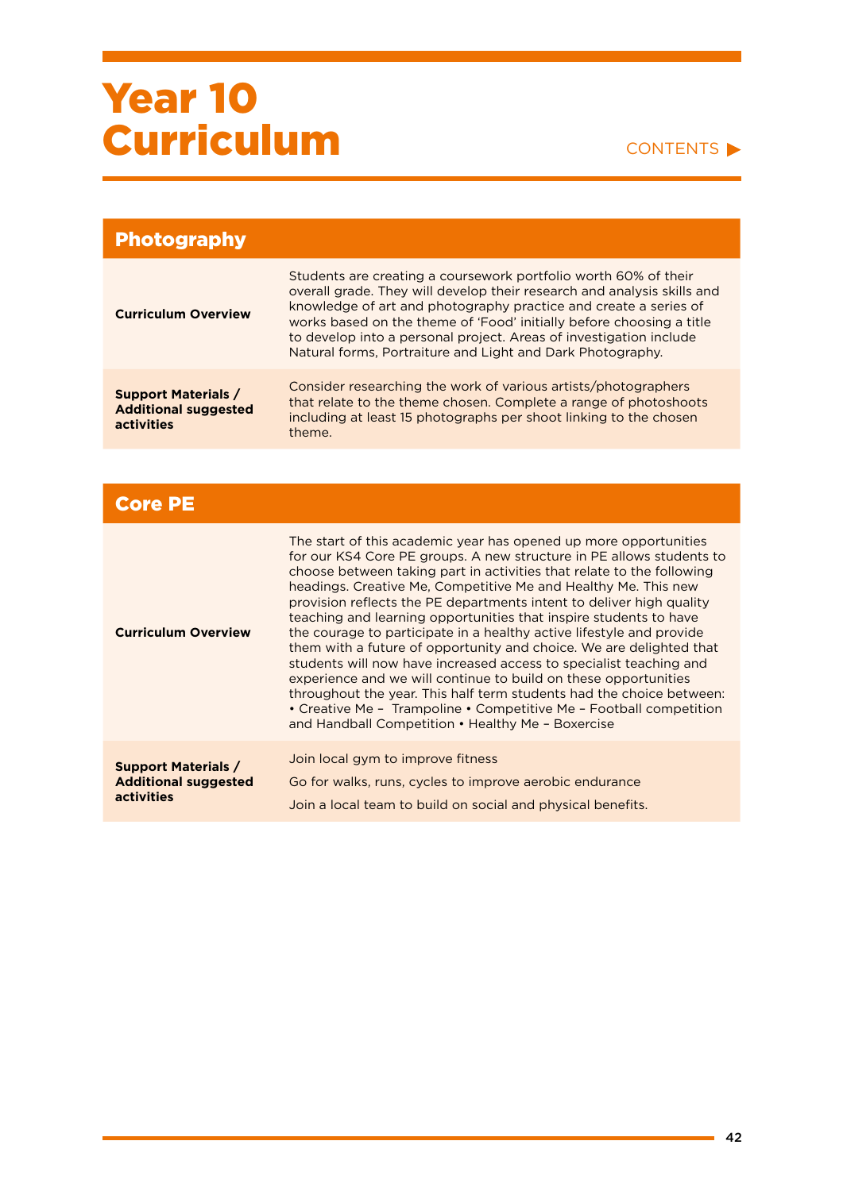# Year 10 Curriculum

CONTENTS ▶

## Photography

| | |
|---|---|
| **Curriculum Overview** | Students are creating a coursework portfolio worth 60% of their overall grade. They will develop their research and analysis skills and knowledge of art and photography practice and create a series of works based on the theme of 'Food' initially before choosing a title to develop into a personal project. Areas of investigation include Natural forms, Portraiture and Light and Dark Photography. |
| **Support Materials / Additional suggested activities** | Consider researching the work of various artists/photographers that relate to the theme chosen. Complete a range of photoshoots including at least 15 photographs per shoot linking to the chosen theme. |

## Core PE

| | |
|---|---|
| **Curriculum Overview** | The start of this academic year has opened up more opportunities for our KS4 Core PE groups. A new structure in PE allows students to choose between taking part in activities that relate to the following headings. Creative Me, Competitive Me and Healthy Me. This new provision reflects the PE departments intent to deliver high quality teaching and learning opportunities that inspire students to have the courage to participate in a healthy active lifestyle and provide them with a future of opportunity and choice. We are delighted that students will now have increased access to specialist teaching and experience and we will continue to build on these opportunities throughout the year. This half term students had the choice between: • Creative Me – Trampoline • Competitive Me – Football competition and Handball Competition • Healthy Me – Boxercise |
| **Support Materials / Additional suggested activities** | Join local gym to improve fitness<br>Go for walks, runs, cycles to improve aerobic endurance<br>Join a local team to build on social and physical benefits. |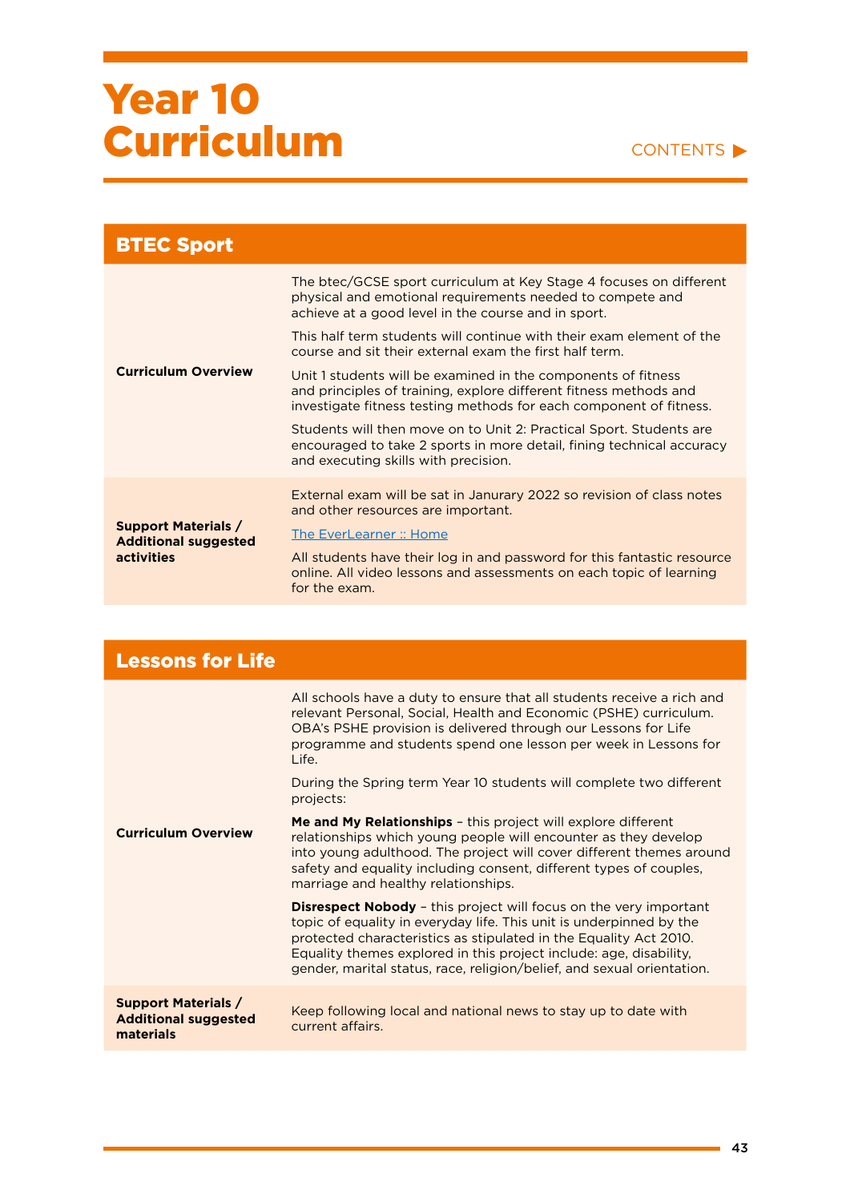# Year 10 Curriculum

CONTENTS ▶

| BTEC Sport | |
|---|---|
| **Curriculum Overview** | The btec/GCSE sport curriculum at Key Stage 4 focuses on different physical and emotional requirements needed to compete and achieve at a good level in the course and in sport.<br><br>This half term students will continue with their exam element of the course and sit their external exam the first half term.<br><br>Unit 1 students will be examined in the components of fitness and principles of training, explore different fitness methods and investigate fitness testing methods for each component of fitness.<br><br>Students will then move on to Unit 2: Practical Sport. Students are encouraged to take 2 sports in more detail, fining technical accuracy and executing skills with precision. |
| **Support Materials / Additional suggested activities** | External exam will be sat in Janurary 2022 so revision of class notes and other resources are important.<br><br>The EverLearner :: Home<br><br>All students have their log in and password for this fantastic resource online. All video lessons and assessments on each topic of learning for the exam. |

| Lessons for Life | |
|---|---|
| **Curriculum Overview** | All schools have a duty to ensure that all students receive a rich and relevant Personal, Social, Health and Economic (PSHE) curriculum. OBA's PSHE provision is delivered through our Lessons for Life programme and students spend one lesson per week in Lessons for Life.<br><br>During the Spring term Year 10 students will complete two different projects:<br><br>**Me and My Relationships** – this project will explore different relationships which young people will encounter as they develop into young adulthood. The project will cover different themes around safety and equality including consent, different types of couples, marriage and healthy relationships.<br><br>**Disrespect Nobody** – this project will focus on the very important topic of equality in everyday life. This unit is underpinned by the protected characteristics as stipulated in the Equality Act 2010. Equality themes explored in this project include: age, disability, gender, marital status, race, religion/belief, and sexual orientation. |
| **Support Materials / Additional suggested materials** | Keep following local and national news to stay up to date with current affairs. |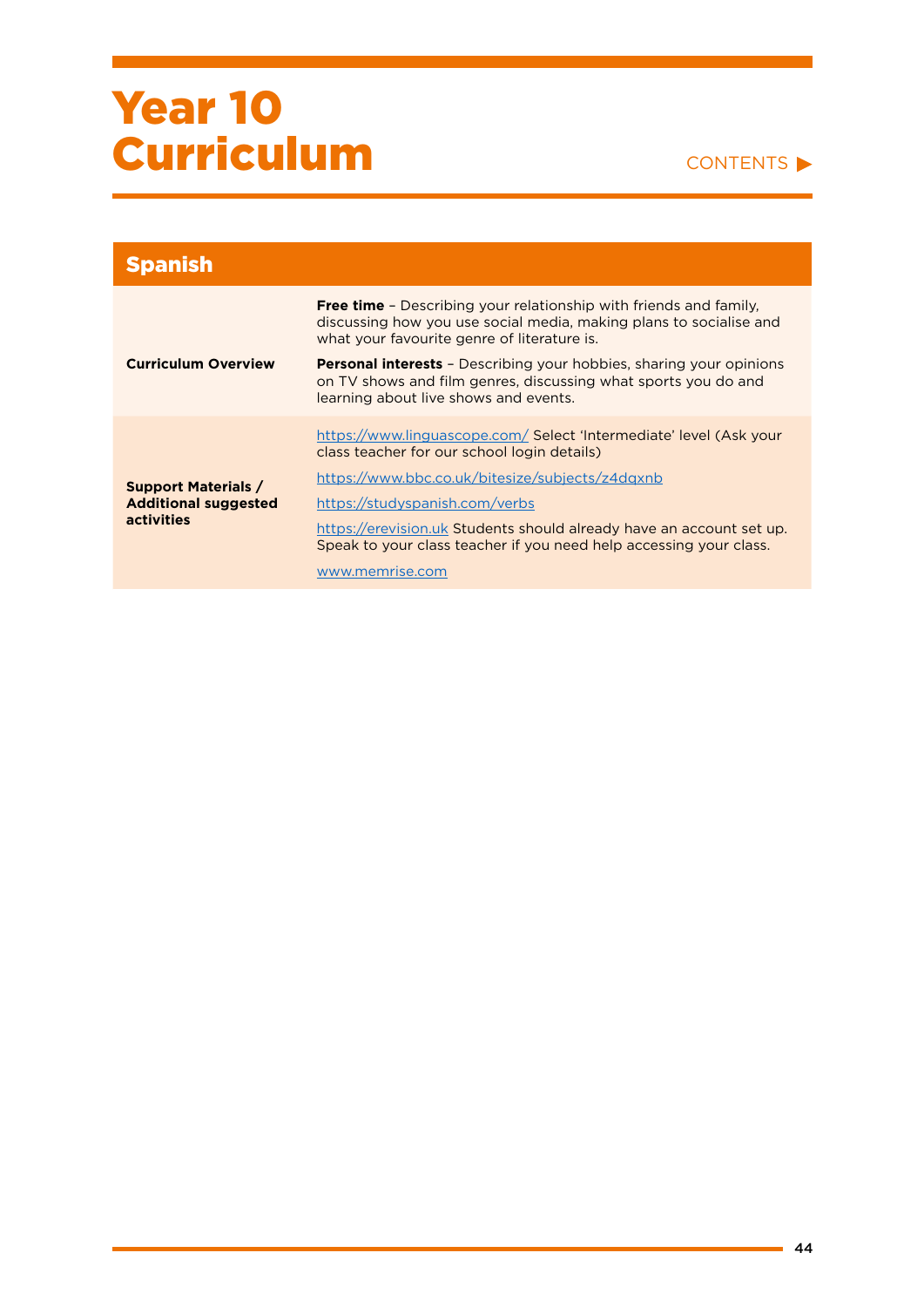# Year 10 Curriculum

CONTENTS ▶

## Spanish

| | |
|---|---|
| **Curriculum Overview** | **Free time** – Describing your relationship with friends and family, discussing how you use social media, making plans to socialise and what your favourite genre of literature is.<br><br>**Personal interests** – Describing your hobbies, sharing your opinions on TV shows and film genres, discussing what sports you do and learning about live shows and events. |
| **Support Materials / Additional suggested activities** | https://www.linguascope.com/ Select 'Intermediate' level (Ask your class teacher for our school login details)<br><br>https://www.bbc.co.uk/bitesize/subjects/z4dqxnb<br><br>https://studyspanish.com/verbs<br><br>https://erevision.uk Students should already have an account set up. Speak to your class teacher if you need help accessing your class.<br><br>www.memrise.com |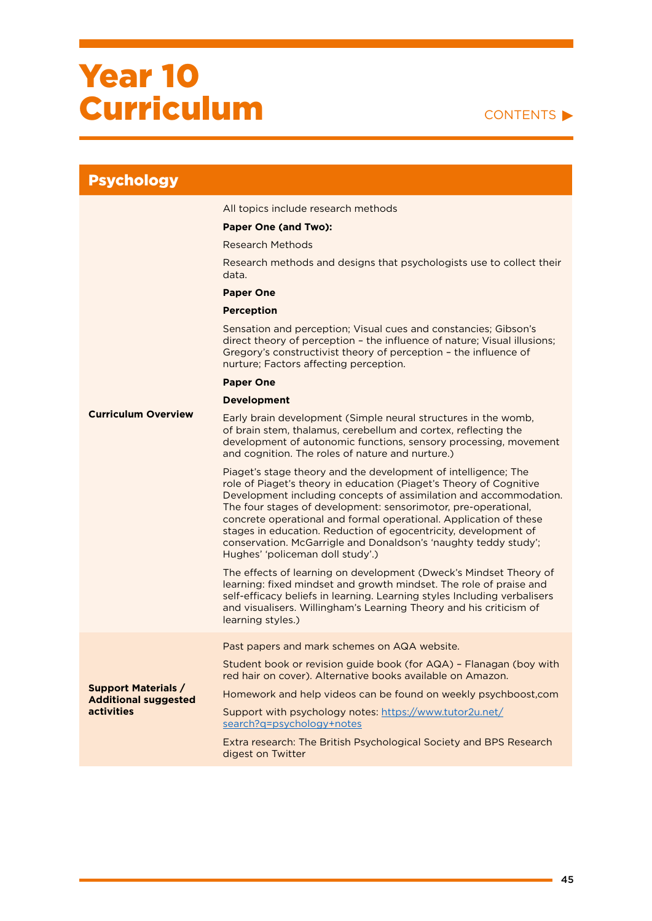# Year 10 Curriculum

CONTENTS ▶

## Psychology

| | |
|---|---|
| **Curriculum Overview** | All topics include research methods<br><br>**Paper One (and Two):**<br><br>Research Methods<br><br>Research methods and designs that psychologists use to collect their data.<br><br>**Paper One**<br><br>**Perception**<br><br>Sensation and perception; Visual cues and constancies; Gibson's direct theory of perception – the influence of nature; Visual illusions; Gregory's constructivist theory of perception – the influence of nurture; Factors affecting perception.<br><br>**Paper One**<br><br>**Development**<br><br>Early brain development (Simple neural structures in the womb, of brain stem, thalamus, cerebellum and cortex, reflecting the development of autonomic functions, sensory processing, movement and cognition. The roles of nature and nurture.)<br><br>Piaget's stage theory and the development of intelligence; The role of Piaget's theory in education (Piaget's Theory of Cognitive Development including concepts of assimilation and accommodation. The four stages of development: sensorimotor, pre-operational, concrete operational and formal operational. Application of these stages in education. Reduction of egocentricity, development of conservation. McGarrigle and Donaldson's 'naughty teddy study'; Hughes' 'policeman doll study'.)<br><br>The effects of learning on development (Dweck's Mindset Theory of learning: fixed mindset and growth mindset. The role of praise and self-efficacy beliefs in learning. Learning styles Including verbalisers and visualisers. Willingham's Learning Theory and his criticism of learning styles.) |
| **Support Materials / Additional suggested activities** | Past papers and mark schemes on AQA website.<br><br>Student book or revision guide book (for AQA) – Flanagan (boy with red hair on cover). Alternative books available on Amazon.<br><br>Homework and help videos can be found on weekly psychboost,com<br><br>Support with psychology notes: https://www.tutor2u.net/search?q=psychology+notes<br><br>Extra research: The British Psychological Society and BPS Research digest on Twitter |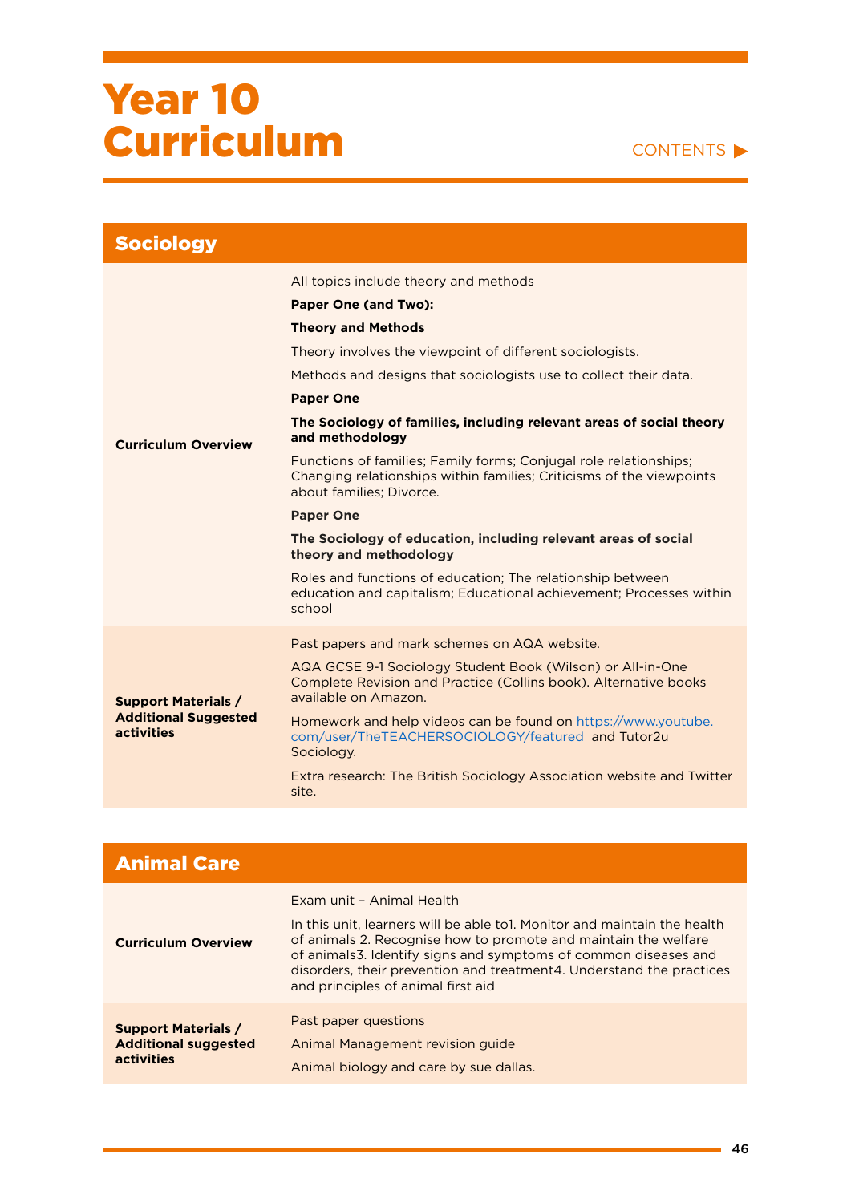# Year 10 Curriculum

CONTENTS ▶

## Sociology

| | |
|---|---|
| **Curriculum Overview** | All topics include theory and methods<br><br>**Paper One (and Two):**<br><br>**Theory and Methods**<br><br>Theory involves the viewpoint of different sociologists.<br><br>Methods and designs that sociologists use to collect their data.<br><br>**Paper One**<br><br>**The Sociology of families, including relevant areas of social theory and methodology**<br><br>Functions of families; Family forms; Conjugal role relationships; Changing relationships within families; Criticisms of the viewpoints about families; Divorce.<br><br>**Paper One**<br><br>**The Sociology of education, including relevant areas of social theory and methodology**<br><br>Roles and functions of education; The relationship between education and capitalism; Educational achievement; Processes within school |
| **Support Materials / Additional Suggested activities** | Past papers and mark schemes on AQA website.<br><br>AQA GCSE 9-1 Sociology Student Book (Wilson) or All-in-One Complete Revision and Practice (Collins book). Alternative books available on Amazon.<br><br>Homework and help videos can be found on https://www.youtube.com/user/TheTEACHERSOCIOLOGY/featured and Tutor2u Sociology.<br><br>Extra research: The British Sociology Association website and Twitter site. |

## Animal Care

| | |
|---|---|
| **Curriculum Overview** | Exam unit – Animal Health<br><br>In this unit, learners will be able to1. Monitor and maintain the health of animals 2. Recognise how to promote and maintain the welfare of animals3. Identify signs and symptoms of common diseases and disorders, their prevention and treatment4. Understand the practices and principles of animal first aid |
| **Support Materials / Additional suggested activities** | Past paper questions<br><br>Animal Management revision guide<br><br>Animal biology and care by sue dallas. |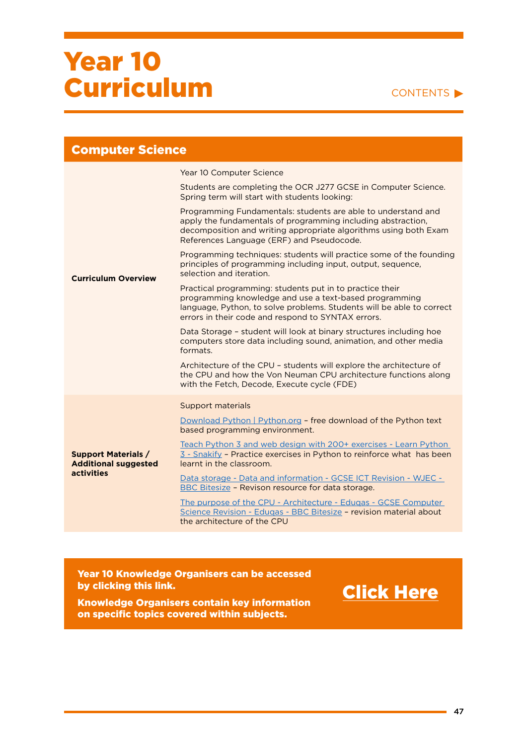# Year 10 Curriculum

CONTENTS ▶

## Computer Science

| | |
|---|---|
| **Curriculum Overview** | Year 10 Computer Science<br><br>Students are completing the OCR J277 GCSE in Computer Science. Spring term will start with students looking:<br><br>Programming Fundamentals: students are able to understand and apply the fundamentals of programming including abstraction, decomposition and writing appropriate algorithms using both Exam References Language (ERF) and Pseudocode.<br><br>Programming techniques: students will practice some of the founding principles of programming including input, output, sequence, selection and iteration.<br><br>Practical programming: students put in to practice their programming knowledge and use a text-based programming language, Python, to solve problems. Students will be able to correct errors in their code and respond to SYNTAX errors.<br><br>Data Storage – student will look at binary structures including hoe computers store data including sound, animation, and other media formats.<br><br>Architecture of the CPU – students will explore the architecture of the CPU and how the Von Neuman CPU architecture functions along with the Fetch, Decode, Execute cycle (FDE) |
| **Support Materials / Additional suggested activities** | Support materials<br><br>Download Python \| Python.org – free download of the Python text based programming environment.<br><br>Teach Python 3 and web design with 200+ exercises - Learn Python 3 - Snakify – Practice exercises in Python to reinforce what has been learnt in the classroom.<br><br>Data storage - Data and information - GCSE ICT Revision - WJEC - BBC Bitesize – Revison resource for data storage.<br><br>The purpose of the CPU - Architecture - Eduqas - GCSE Computer Science Revision - Eduqas - BBC Bitesize – revision material about the architecture of the CPU |

**Year 10 Knowledge Organisers can be accessed by clicking this link.**

**Knowledge Organisers contain key information on specific topics covered within subjects.**

**Click Here**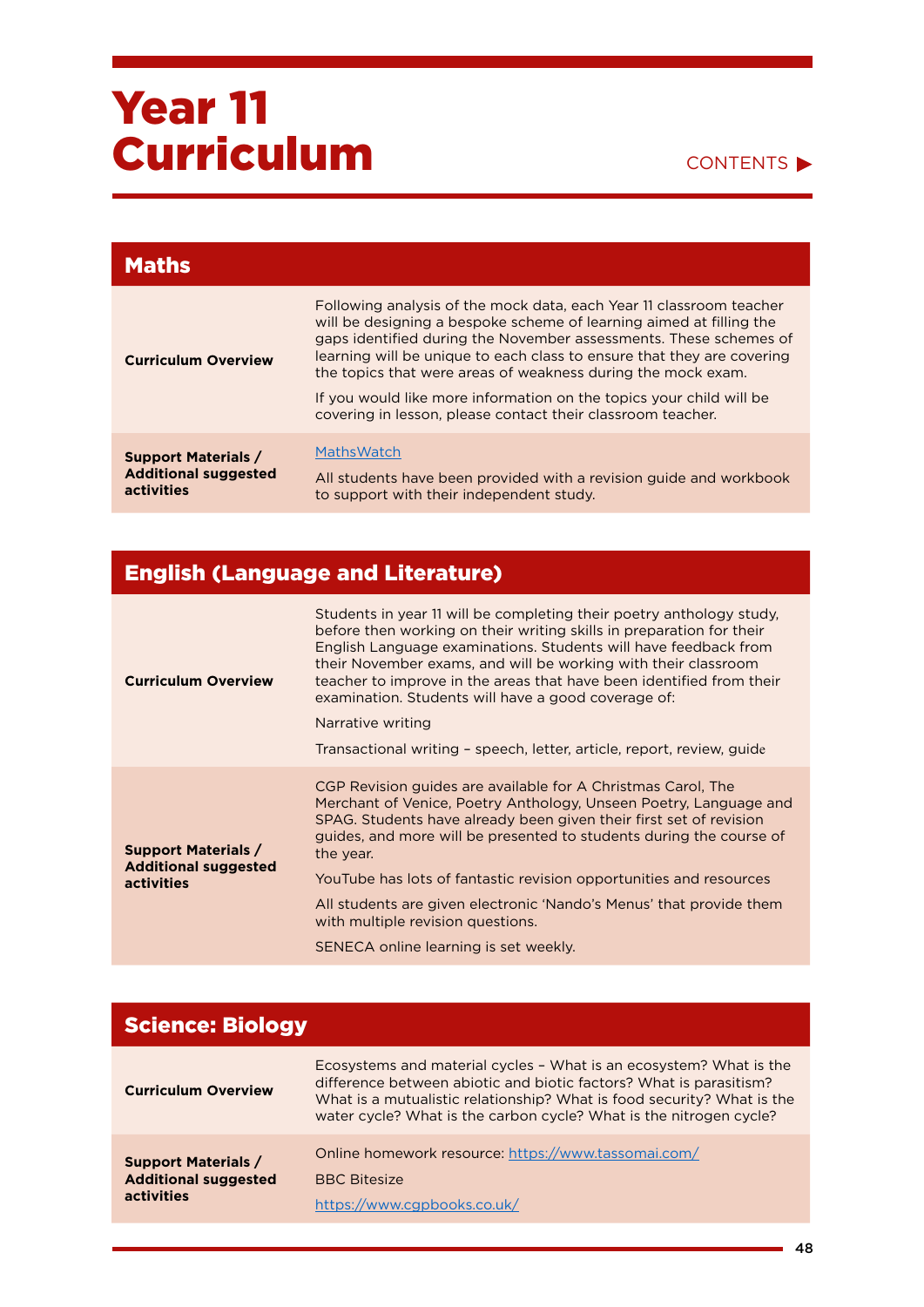# Year 11 Curriculum

CONTENTS ▶

## Maths

| | |
|---|---|
| **Curriculum Overview** | Following analysis of the mock data, each Year 11 classroom teacher will be designing a bespoke scheme of learning aimed at filling the gaps identified during the November assessments. These schemes of learning will be unique to each class to ensure that they are covering the topics that were areas of weakness during the mock exam.<br><br>If you would like more information on the topics your child will be covering in lesson, please contact their classroom teacher. |
| **Support Materials / Additional suggested activities** | MathsWatch<br><br>All students have been provided with a revision guide and workbook to support with their independent study. |

## English (Language and Literature)

| | |
|---|---|
| **Curriculum Overview** | Students in year 11 will be completing their poetry anthology study, before then working on their writing skills in preparation for their English Language examinations. Students will have feedback from their November exams, and will be working with their classroom teacher to improve in the areas that have been identified from their examination. Students will have a good coverage of:<br><br>Narrative writing<br><br>Transactional writing – speech, letter, article, report, review, guide |
| **Support Materials / Additional suggested activities** | CGP Revision guides are available for A Christmas Carol, The Merchant of Venice, Poetry Anthology, Unseen Poetry, Language and SPAG. Students have already been given their first set of revision guides, and more will be presented to students during the course of the year.<br><br>YouTube has lots of fantastic revision opportunities and resources<br><br>All students are given electronic 'Nando's Menus' that provide them with multiple revision questions.<br><br>SENECA online learning is set weekly. |

## Science: Biology

| | |
|---|---|
| **Curriculum Overview** | Ecosystems and material cycles – What is an ecosystem? What is the difference between abiotic and biotic factors? What is parasitism? What is a mutualistic relationship? What is food security? What is the water cycle? What is the carbon cycle? What is the nitrogen cycle? |
| **Support Materials / Additional suggested activities** | Online homework resource: https://www.tassomai.com/<br><br>BBC Bitesize<br><br>https://www.cgpbooks.co.uk/ |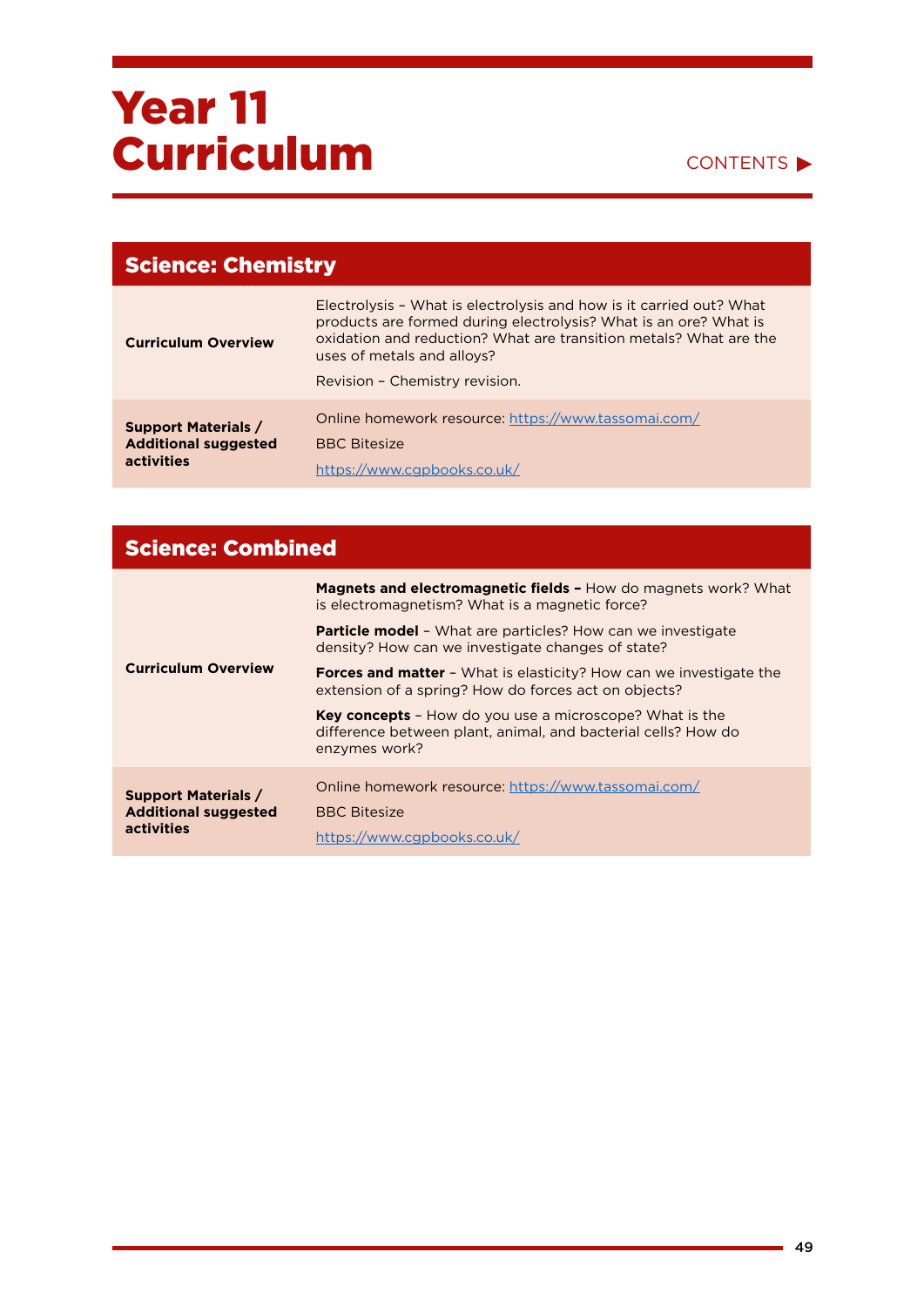# Year 11 Curriculum

CONTENTS ▶

## Science: Chemistry

| | |
|---|---|
| **Curriculum Overview** | Electrolysis – What is electrolysis and how is it carried out? What products are formed during electrolysis? What is an ore? What is oxidation and reduction? What are transition metals? What are the uses of metals and alloys?<br><br>Revision – Chemistry revision. |
| **Support Materials / Additional suggested activities** | Online homework resource: https://www.tassomai.com/<br><br>BBC Bitesize<br><br>https://www.cgpbooks.co.uk/ |

## Science: Combined

| | |
|---|---|
| **Curriculum Overview** | **Magnets and electromagnetic fields –** How do magnets work? What is electromagnetism? What is a magnetic force?<br><br>**Particle model** – What are particles? How can we investigate density? How can we investigate changes of state?<br><br>**Forces and matter** – What is elasticity? How can we investigate the extension of a spring? How do forces act on objects?<br><br>**Key concepts** – How do you use a microscope? What is the difference between plant, animal, and bacterial cells? How do enzymes work? |
| **Support Materials / Additional suggested activities** | Online homework resource: https://www.tassomai.com/<br><br>BBC Bitesize<br><br>https://www.cgpbooks.co.uk/ |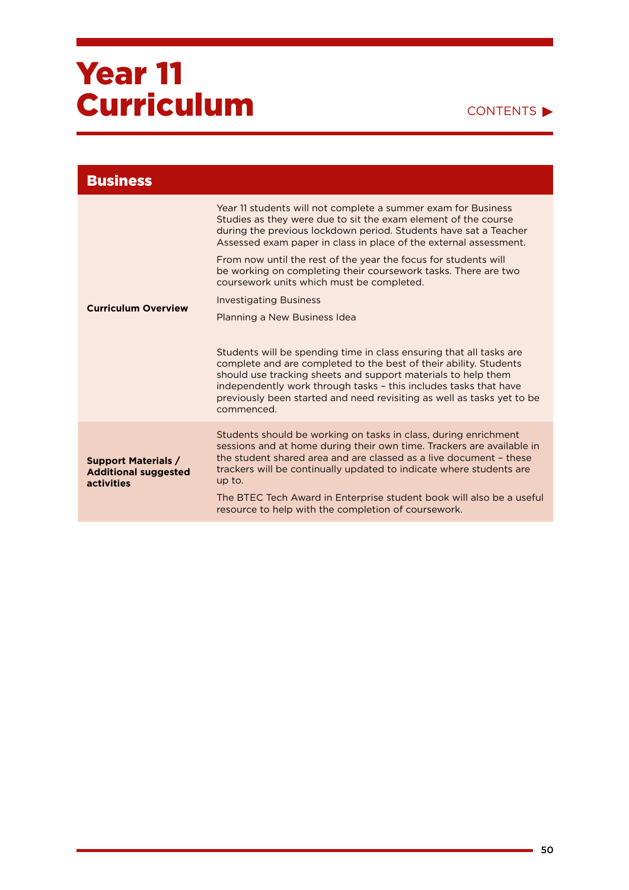# Year 11 Curriculum

CONTENTS ▶

## Business

| | |
|---|---|
| **Curriculum Overview** | Year 11 students will not complete a summer exam for Business Studies as they were due to sit the exam element of the course during the previous lockdown period. Students have sat a Teacher Assessed exam paper in class in place of the external assessment.<br><br>From now until the rest of the year the focus for students will be working on completing their coursework tasks. There are two coursework units which must be completed.<br><br>Investigating Business<br><br>Planning a New Business Idea<br><br>Students will be spending time in class ensuring that all tasks are complete and are completed to the best of their ability. Students should use tracking sheets and support materials to help them independently work through tasks – this includes tasks that have previously been started and need revisiting as well as tasks yet to be commenced. |
| **Support Materials / Additional suggested activities** | Students should be working on tasks in class, during enrichment sessions and at home during their own time. Trackers are available in the student shared area and are classed as a live document – these trackers will be continually updated to indicate where students are up to.<br><br>The BTEC Tech Award in Enterprise student book will also be a useful resource to help with the completion of coursework. |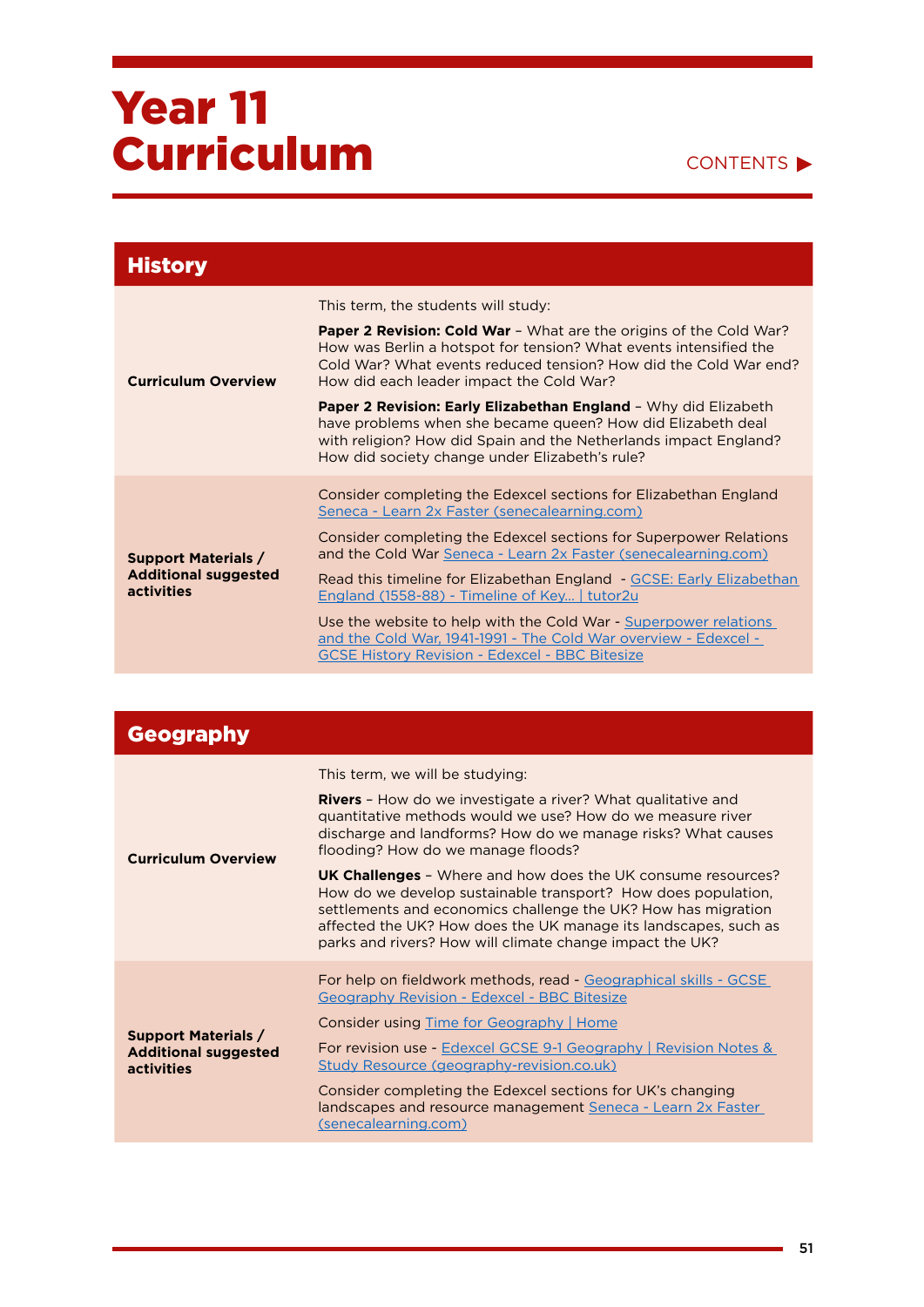# Year 11 Curriculum

CONTENTS ▶

## History

| | |
|---|---|
| **Curriculum Overview** | This term, the students will study:<br><br>**Paper 2 Revision: Cold War** – What are the origins of the Cold War? How was Berlin a hotspot for tension? What events intensified the Cold War? What events reduced tension? How did the Cold War end? How did each leader impact the Cold War?<br><br>**Paper 2 Revision: Early Elizabethan England** – Why did Elizabeth have problems when she became queen? How did Elizabeth deal with religion? How did Spain and the Netherlands impact England? How did society change under Elizabeth's rule? |
| **Support Materials / Additional suggested activities** | Consider completing the Edexcel sections for Elizabethan England Seneca - Learn 2x Faster (senecalearning.com)<br><br>Consider completing the Edexcel sections for Superpower Relations and the Cold War Seneca - Learn 2x Faster (senecalearning.com)<br><br>Read this timeline for Elizabethan England - GCSE: Early Elizabethan England (1558-88) - Timeline of Key... \| tutor2u<br><br>Use the website to help with the Cold War - Superpower relations and the Cold War, 1941-1991 - The Cold War overview - Edexcel - GCSE History Revision - Edexcel - BBC Bitesize |

## Geography

| | |
|---|---|
| **Curriculum Overview** | This term, we will be studying:<br><br>**Rivers** – How do we investigate a river? What qualitative and quantitative methods would we use? How do we measure river discharge and landforms? How do we manage risks? What causes flooding? How do we manage floods?<br><br>**UK Challenges** – Where and how does the UK consume resources? How do we develop sustainable transport? How does population, settlements and economics challenge the UK? How has migration affected the UK? How does the UK manage its landscapes, such as parks and rivers? How will climate change impact the UK? |
| **Support Materials / Additional suggested activities** | For help on fieldwork methods, read - Geographical skills - GCSE Geography Revision - Edexcel - BBC Bitesize<br><br>Consider using Time for Geography \| Home<br><br>For revision use - Edexcel GCSE 9-1 Geography \| Revision Notes & Study Resource (geography-revision.co.uk)<br><br>Consider completing the Edexcel sections for UK's changing landscapes and resource management Seneca - Learn 2x Faster (senecalearning.com) |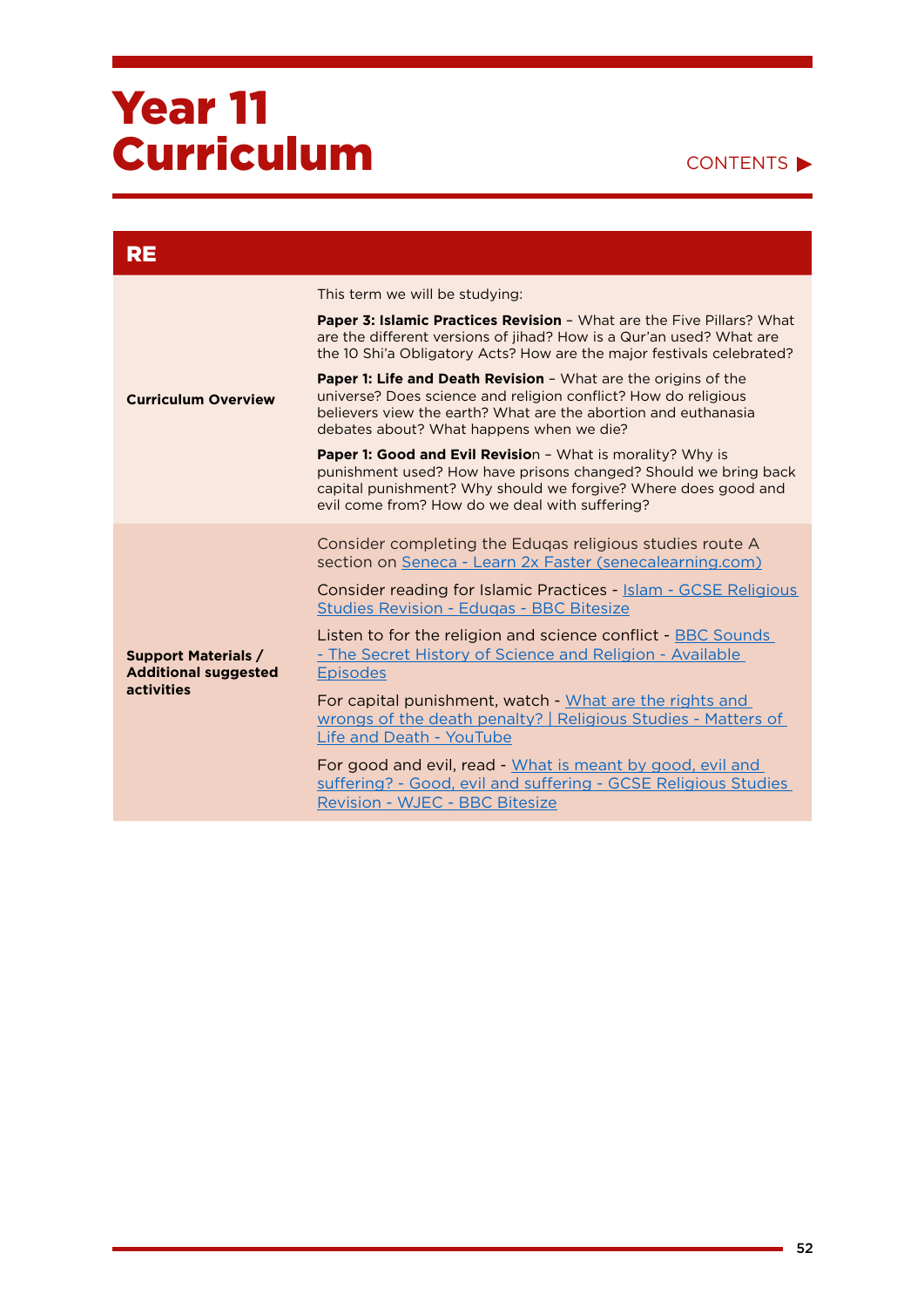# Year 11 Curriculum

CONTENTS ▶

## RE

| | |
|---|---|
| **Curriculum Overview** | This term we will be studying:<br><br>**Paper 3: Islamic Practices Revision** – What are the Five Pillars? What are the different versions of jihad? How is a Qur'an used? What are the 10 Shi'a Obligatory Acts? How are the major festivals celebrated?<br><br>**Paper 1: Life and Death Revision** – What are the origins of the universe? Does science and religion conflict? How do religious believers view the earth? What are the abortion and euthanasia debates about? What happens when we die?<br><br>**Paper 1: Good and Evil Revision** – What is morality? Why is punishment used? How have prisons changed? Should we bring back capital punishment? Why should we forgive? Where does good and evil come from? How do we deal with suffering? |
| **Support Materials / Additional suggested activities** | Consider completing the Eduqas religious studies route A section on Seneca - Learn 2x Faster (senecalearning.com)<br><br>Consider reading for Islamic Practices - Islam - GCSE Religious Studies Revision - Eduqas - BBC Bitesize<br><br>Listen to for the religion and science conflict - BBC Sounds - The Secret History of Science and Religion - Available Episodes<br><br>For capital punishment, watch - What are the rights and wrongs of the death penalty? \| Religious Studies - Matters of Life and Death - YouTube<br><br>For good and evil, read - What is meant by good, evil and suffering? - Good, evil and suffering - GCSE Religious Studies Revision - WJEC - BBC Bitesize |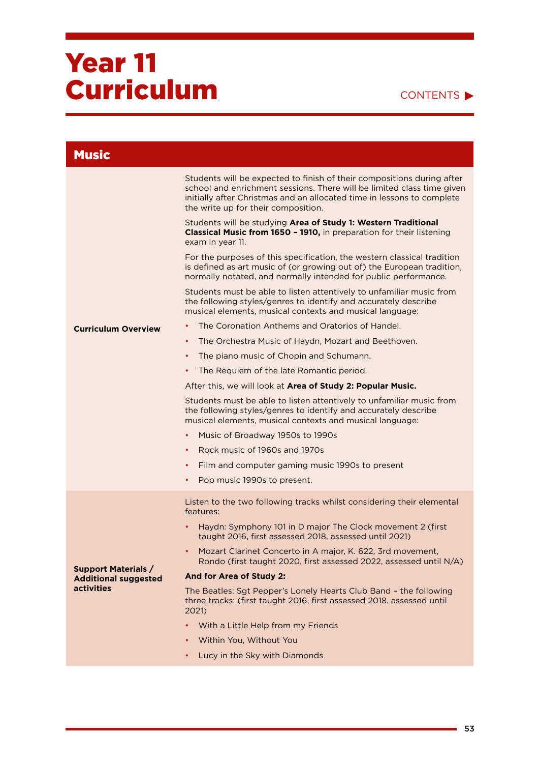# Year 11 Curriculum

CONTENTS ▶

## Music

| | |
|---|---|
| **Curriculum Overview** | Students will be expected to finish of their compositions during after school and enrichment sessions. There will be limited class time given initially after Christmas and an allocated time in lessons to complete the write up for their composition.<br><br>Students will be studying **Area of Study 1: Western Traditional Classical Music from 1650 – 1910,** in preparation for their listening exam in year 11.<br><br>For the purposes of this specification, the western classical tradition is defined as art music of (or growing out of) the European tradition, normally notated, and normally intended for public performance.<br><br>Students must be able to listen attentively to unfamiliar music from the following styles/genres to identify and accurately describe musical elements, musical contexts and musical language:<br>• The Coronation Anthems and Oratorios of Handel.<br>• The Orchestra Music of Haydn, Mozart and Beethoven.<br>• The piano music of Chopin and Schumann.<br>• The Requiem of the late Romantic period.<br><br>After this, we will look at **Area of Study 2: Popular Music.**<br><br>Students must be able to listen attentively to unfamiliar music from the following styles/genres to identify and accurately describe musical elements, musical contexts and musical language:<br>• Music of Broadway 1950s to 1990s<br>• Rock music of 1960s and 1970s<br>• Film and computer gaming music 1990s to present<br>• Pop music 1990s to present. |
| **Support Materials / Additional suggested activities** | Listen to the two following tracks whilst considering their elemental features:<br>• Haydn: Symphony 101 in D major The Clock movement 2 (first taught 2016, first assessed 2018, assessed until 2021)<br>• Mozart Clarinet Concerto in A major, K. 622, 3rd movement, Rondo (first taught 2020, first assessed 2022, assessed until N/A)<br><br>**And for Area of Study 2:**<br><br>The Beatles: Sgt Pepper's Lonely Hearts Club Band – the following three tracks: (first taught 2016, first assessed 2018, assessed until 2021)<br>• With a Little Help from my Friends<br>• Within You, Without You<br>• Lucy in the Sky with Diamonds |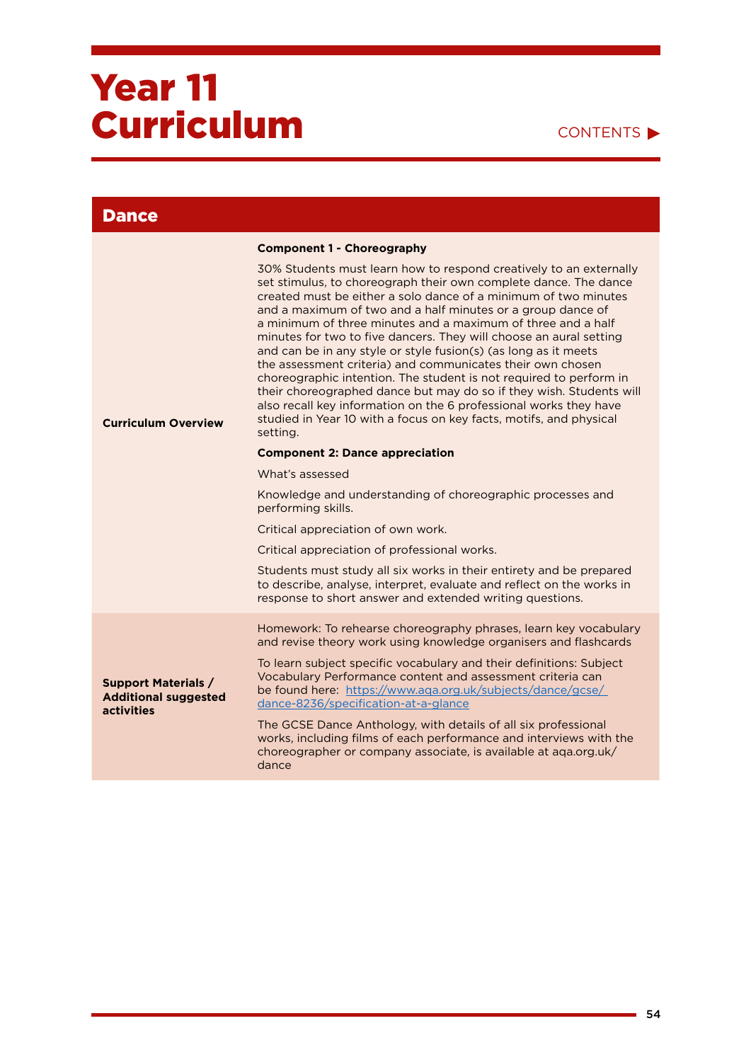# Year 11 Curriculum

CONTENTS ▶

## Dance

| | |
|---|---|
| **Curriculum Overview** | **Component 1 - Choreography**<br><br>30% Students must learn how to respond creatively to an externally set stimulus, to choreograph their own complete dance. The dance created must be either a solo dance of a minimum of two minutes and a maximum of two and a half minutes or a group dance of a minimum of three minutes and a maximum of three and a half minutes for two to five dancers. They will choose an aural setting and can be in any style or style fusion(s) (as long as it meets the assessment criteria) and communicates their own chosen choreographic intention. The student is not required to perform in their choreographed dance but may do so if they wish. Students will also recall key information on the 6 professional works they have studied in Year 10 with a focus on key facts, motifs, and physical setting.<br><br>**Component 2: Dance appreciation**<br><br>What's assessed<br><br>Knowledge and understanding of choreographic processes and performing skills.<br><br>Critical appreciation of own work.<br><br>Critical appreciation of professional works.<br><br>Students must study all six works in their entirety and be prepared to describe, analyse, interpret, evaluate and reflect on the works in response to short answer and extended writing questions. |
| **Support Materials / Additional suggested activities** | Homework: To rehearse choreography phrases, learn key vocabulary and revise theory work using knowledge organisers and flashcards<br><br>To learn subject specific vocabulary and their definitions: Subject Vocabulary Performance content and assessment criteria can be found here: https://www.aqa.org.uk/subjects/dance/gcse/dance-8236/specification-at-a-glance<br><br>The GCSE Dance Anthology, with details of all six professional works, including films of each performance and interviews with the choreographer or company associate, is available at aqa.org.uk/dance |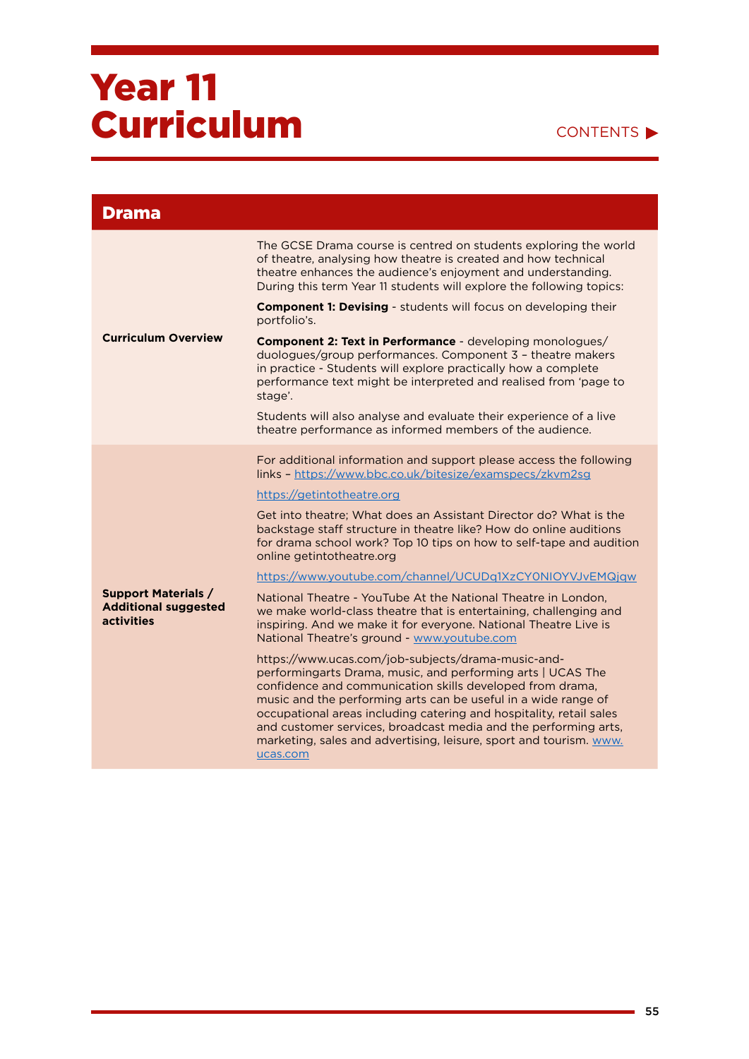# Year 11 Curriculum

CONTENTS ▶

| Drama | |
|---|---|
| **Curriculum Overview** | The GCSE Drama course is centred on students exploring the world of theatre, analysing how theatre is created and how technical theatre enhances the audience's enjoyment and understanding. During this term Year 11 students will explore the following topics:<br><br>**Component 1: Devising** - students will focus on developing their portfolio's.<br><br>**Component 2: Text in Performance** - developing monologues/ duologues/group performances. Component 3 – theatre makers in practice - Students will explore practically how a complete performance text might be interpreted and realised from 'page to stage'.<br><br>Students will also analyse and evaluate their experience of a live theatre performance as informed members of the audience. |
| **Support Materials / Additional suggested activities** | For additional information and support please access the following links – https://www.bbc.co.uk/bitesize/examspecs/zkvm2sg<br><br>https://getintotheatre.org<br><br>Get into theatre; What does an Assistant Director do? What is the backstage staff structure in theatre like? How do online auditions for drama school work? Top 10 tips on how to self-tape and audition online getintotheatre.org<br><br>https://www.youtube.com/channel/UCUDq1XzCY0NIOYVJvEMQjqw<br><br>National Theatre - YouTube At the National Theatre in London, we make world-class theatre that is entertaining, challenging and inspiring. And we make it for everyone. National Theatre Live is National Theatre's ground - www.youtube.com<br><br>https://www.ucas.com/job-subjects/drama-music-and-performingarts Drama, music, and performing arts \| UCAS The confidence and communication skills developed from drama, music and the performing arts can be useful in a wide range of occupational areas including catering and hospitality, retail sales and customer services, broadcast media and the performing arts, marketing, sales and advertising, leisure, sport and tourism. www.ucas.com |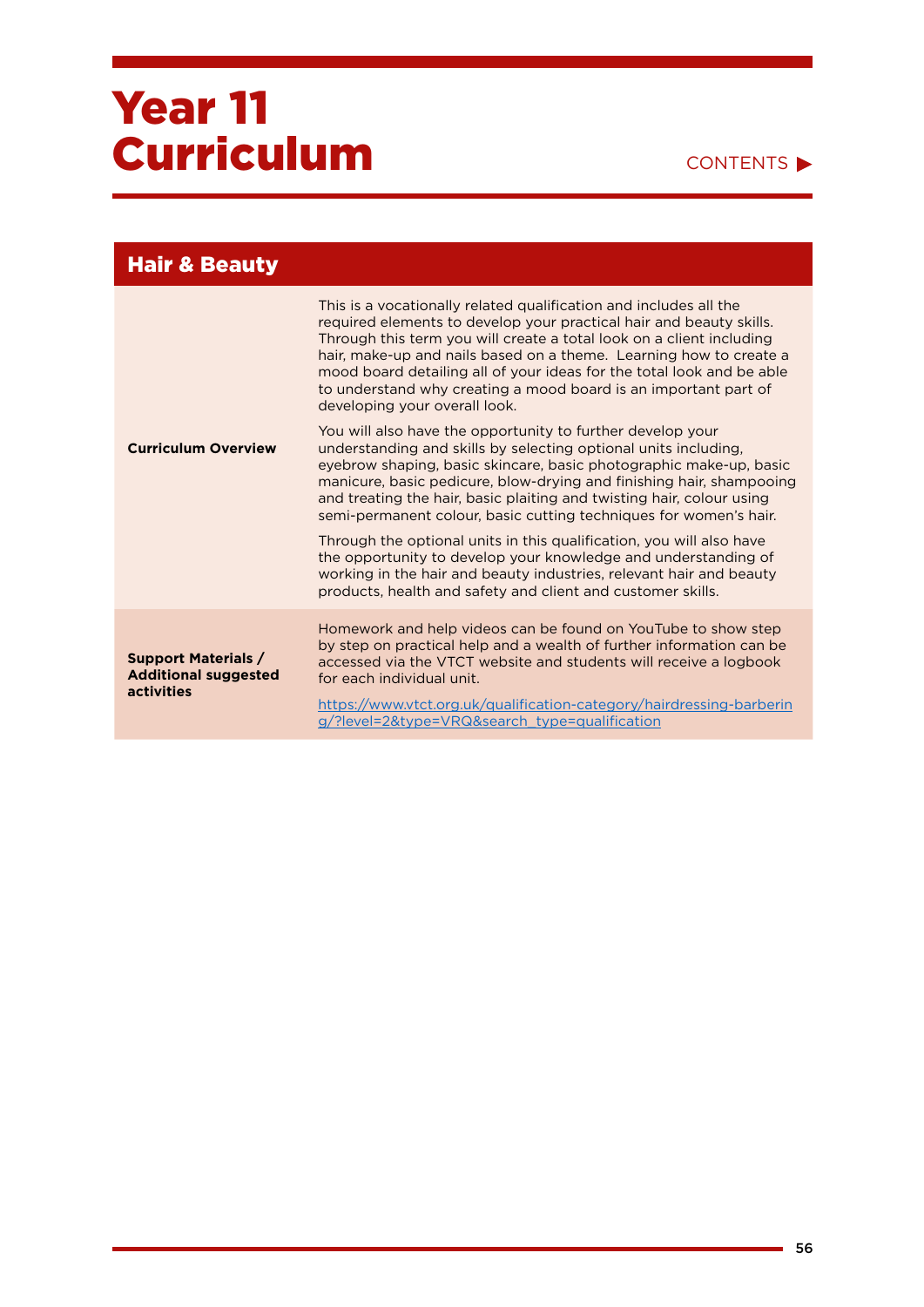# Year 11 Curriculum

CONTENTS ▶

| Hair & Beauty | |
|---|---|
| **Curriculum Overview** | This is a vocationally related qualification and includes all the required elements to develop your practical hair and beauty skills. Through this term you will create a total look on a client including hair, make-up and nails based on a theme. Learning how to create a mood board detailing all of your ideas for the total look and be able to understand why creating a mood board is an important part of developing your overall look.<br><br>You will also have the opportunity to further develop your understanding and skills by selecting optional units including, eyebrow shaping, basic skincare, basic photographic make-up, basic manicure, basic pedicure, blow-drying and finishing hair, shampooing and treating the hair, basic plaiting and twisting hair, colour using semi-permanent colour, basic cutting techniques for women's hair.<br><br>Through the optional units in this qualification, you will also have the opportunity to develop your knowledge and understanding of working in the hair and beauty industries, relevant hair and beauty products, health and safety and client and customer skills. |
| **Support Materials / Additional suggested activities** | Homework and help videos can be found on YouTube to show step by step on practical help and a wealth of further information can be accessed via the VTCT website and students will receive a logbook for each individual unit.<br><br>https://www.vtct.org.uk/qualification-category/hairdressing-barbering/?level=2&type=VRQ&search_type=qualification |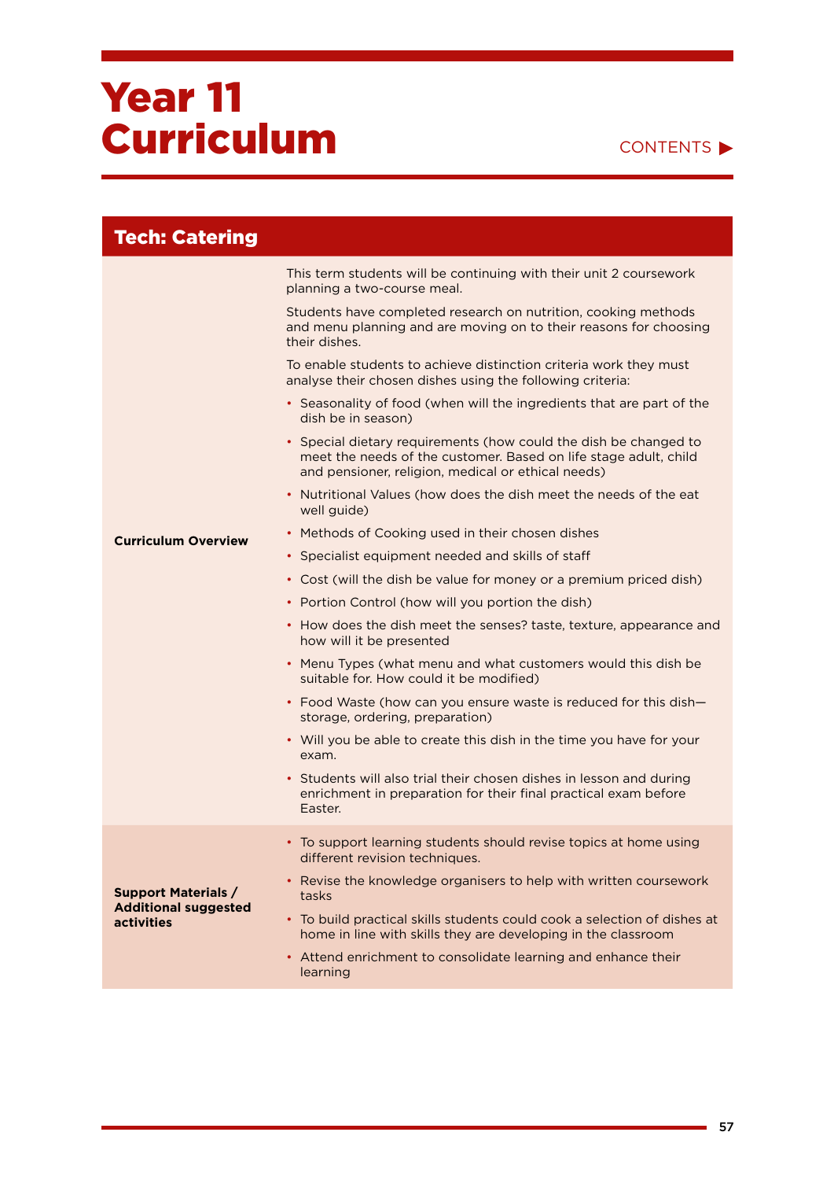# Year 11 Curriculum

CONTENTS ▶

## Tech: Catering

**Curriculum Overview**

This term students will be continuing with their unit 2 coursework planning a two-course meal.

Students have completed research on nutrition, cooking methods and menu planning and are moving on to their reasons for choosing their dishes.

To enable students to achieve distinction criteria work they must analyse their chosen dishes using the following criteria:

- Seasonality of food (when will the ingredients that are part of the dish be in season)
- Special dietary requirements (how could the dish be changed to meet the needs of the customer. Based on life stage adult, child and pensioner, religion, medical or ethical needs)
- Nutritional Values (how does the dish meet the needs of the eat well guide)
- Methods of Cooking used in their chosen dishes
- Specialist equipment needed and skills of staff
- Cost (will the dish be value for money or a premium priced dish)
- Portion Control (how will you portion the dish)
- How does the dish meet the senses? taste, texture, appearance and how will it be presented
- Menu Types (what menu and what customers would this dish be suitable for. How could it be modified)
- Food Waste (how can you ensure waste is reduced for this dish—storage, ordering, preparation)
- Will you be able to create this dish in the time you have for your exam.
- Students will also trial their chosen dishes in lesson and during enrichment in preparation for their final practical exam before Easter.

**Support Materials / Additional suggested activities**

- To support learning students should revise topics at home using different revision techniques.
- Revise the knowledge organisers to help with written coursework tasks
- To build practical skills students could cook a selection of dishes at home in line with skills they are developing in the classroom
- Attend enrichment to consolidate learning and enhance their learning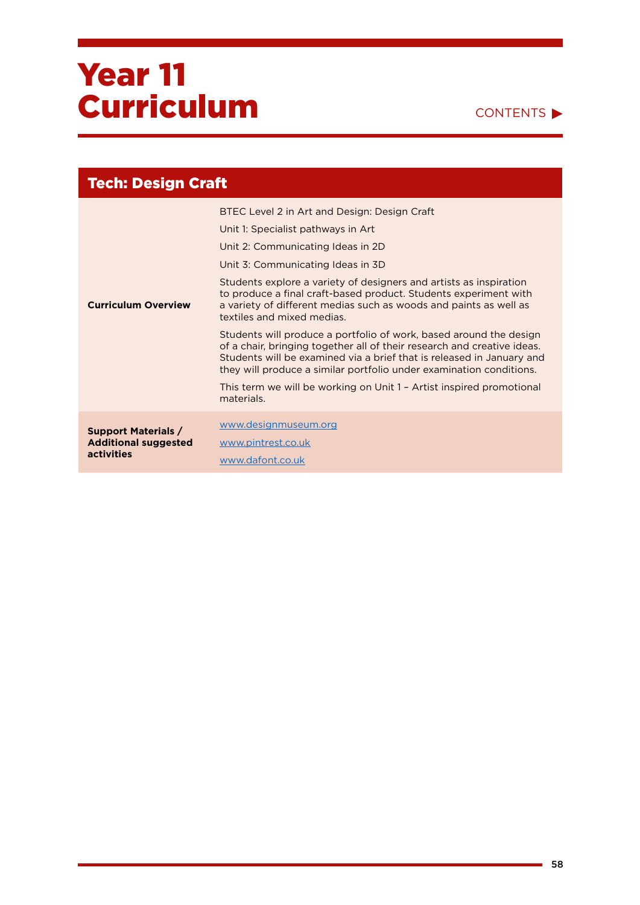# Year 11 Curriculum

CONTENTS ▶

## Tech: Design Craft

| | |
|---|---|
| **Curriculum Overview** | BTEC Level 2 in Art and Design: Design Craft<br>Unit 1: Specialist pathways in Art<br>Unit 2: Communicating Ideas in 2D<br>Unit 3: Communicating Ideas in 3D<br>Students explore a variety of designers and artists as inspiration to produce a final craft-based product. Students experiment with a variety of different medias such as woods and paints as well as textiles and mixed medias.<br>Students will produce a portfolio of work, based around the design of a chair, bringing together all of their research and creative ideas. Students will be examined via a brief that is released in January and they will produce a similar portfolio under examination conditions.<br>This term we will be working on Unit 1 – Artist inspired promotional materials. |
| **Support Materials / Additional suggested activities** | www.designmuseum.org<br>www.pintrest.co.uk<br>www.dafont.co.uk |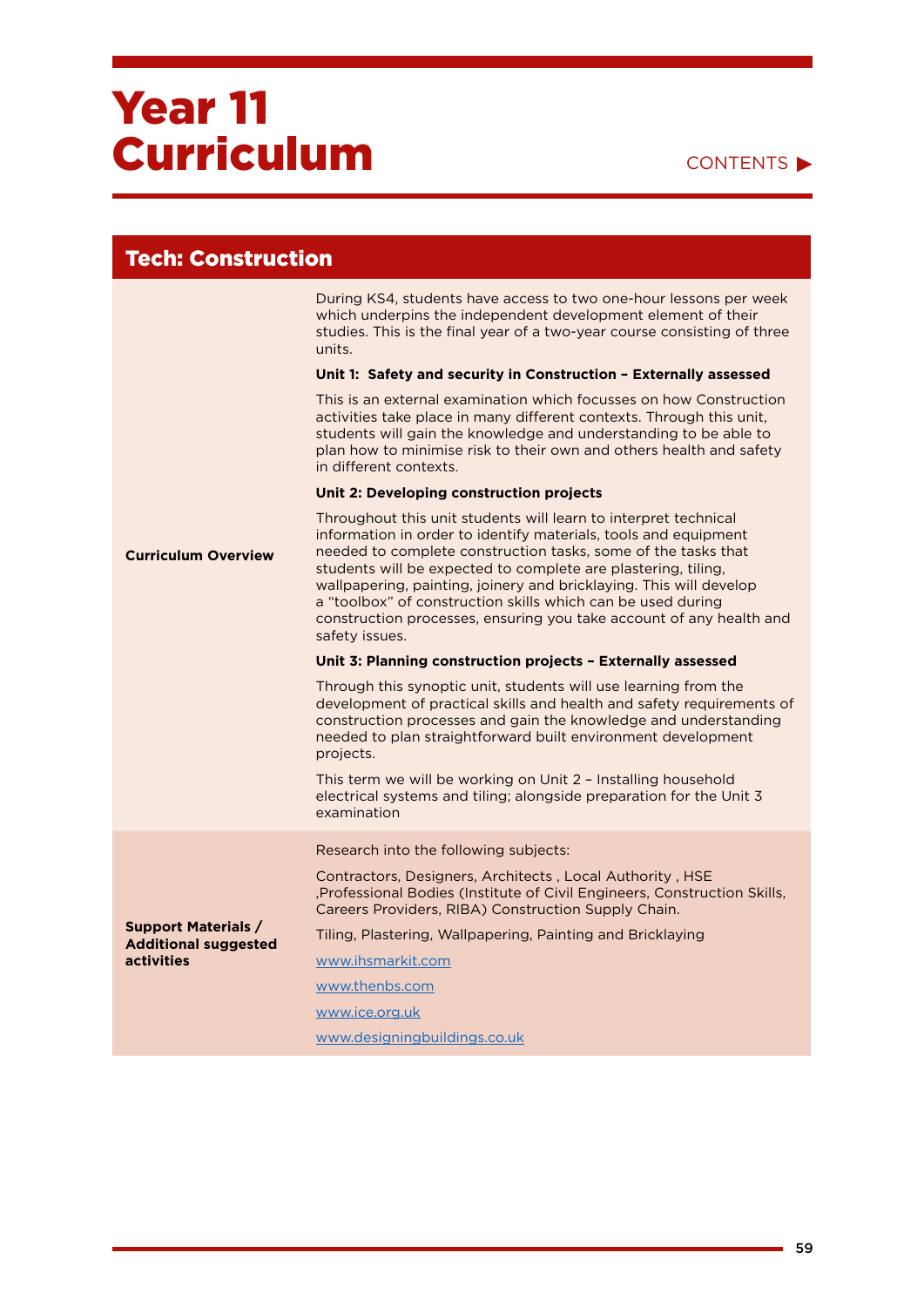# Year 11 Curriculum

CONTENTS ▶

## Tech: Construction

| | |
|---|---|
| **Curriculum Overview** | During KS4, students have access to two one-hour lessons per week which underpins the independent development element of their studies. This is the final year of a two-year course consisting of three units.<br><br>**Unit 1: Safety and security in Construction – Externally assessed**<br><br>This is an external examination which focusses on how Construction activities take place in many different contexts. Through this unit, students will gain the knowledge and understanding to be able to plan how to minimise risk to their own and others health and safety in different contexts.<br><br>**Unit 2: Developing construction projects**<br><br>Throughout this unit students will learn to interpret technical information in order to identify materials, tools and equipment needed to complete construction tasks, some of the tasks that students will be expected to complete are plastering, tiling, wallpapering, painting, joinery and bricklaying. This will develop a "toolbox" of construction skills which can be used during construction processes, ensuring you take account of any health and safety issues.<br><br>**Unit 3: Planning construction projects – Externally assessed**<br><br>Through this synoptic unit, students will use learning from the development of practical skills and health and safety requirements of construction processes and gain the knowledge and understanding needed to plan straightforward built environment development projects.<br><br>This term we will be working on Unit 2 – Installing household electrical systems and tiling; alongside preparation for the Unit 3 examination |
| **Support Materials / Additional suggested activities** | Research into the following subjects:<br><br>Contractors, Designers, Architects , Local Authority , HSE ,Professional Bodies (Institute of Civil Engineers, Construction Skills, Careers Providers, RIBA) Construction Supply Chain.<br><br>Tiling, Plastering, Wallpapering, Painting and Bricklaying<br><br>www.ihsmarkit.com<br><br>www.thenbs.com<br><br>www.ice.org.uk<br><br>www.designingbuildings.co.uk |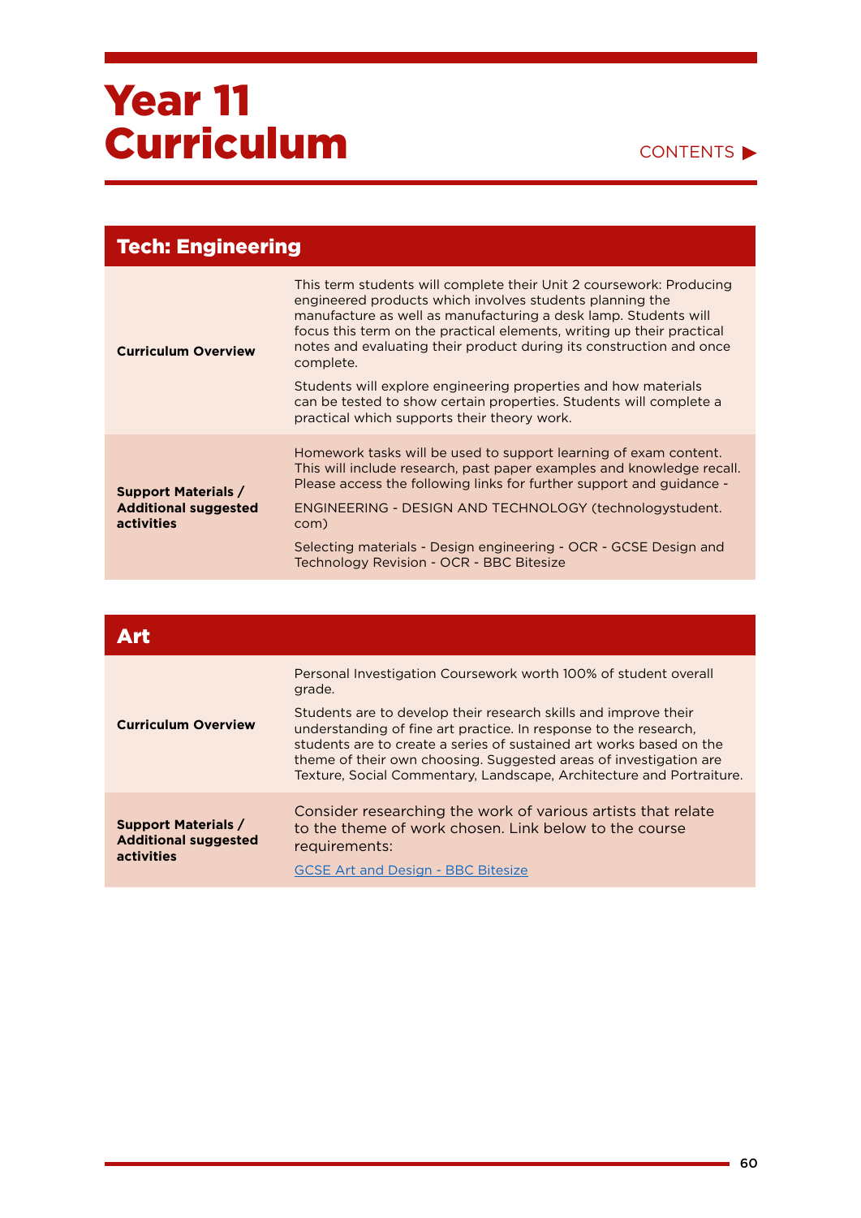# Year 11 Curriculum

CONTENTS ▶

## Tech: Engineering

| | |
|---|---|
| **Curriculum Overview** | This term students will complete their Unit 2 coursework: Producing engineered products which involves students planning the manufacture as well as manufacturing a desk lamp. Students will focus this term on the practical elements, writing up their practical notes and evaluating their product during its construction and once complete.<br><br>Students will explore engineering properties and how materials can be tested to show certain properties. Students will complete a practical which supports their theory work. |
| **Support Materials / Additional suggested activities** | Homework tasks will be used to support learning of exam content. This will include research, past paper examples and knowledge recall. Please access the following links for further support and guidance -<br><br>ENGINEERING - DESIGN AND TECHNOLOGY (technologystudent.com)<br><br>Selecting materials - Design engineering - OCR - GCSE Design and Technology Revision - OCR - BBC Bitesize |

## Art

| | |
|---|---|
| **Curriculum Overview** | Personal Investigation Coursework worth 100% of student overall grade.<br><br>Students are to develop their research skills and improve their understanding of fine art practice. In response to the research, students are to create a series of sustained art works based on the theme of their own choosing. Suggested areas of investigation are Texture, Social Commentary, Landscape, Architecture and Portraiture. |
| **Support Materials / Additional suggested activities** | Consider researching the work of various artists that relate to the theme of work chosen. Link below to the course requirements:<br><br>GCSE Art and Design - BBC Bitesize |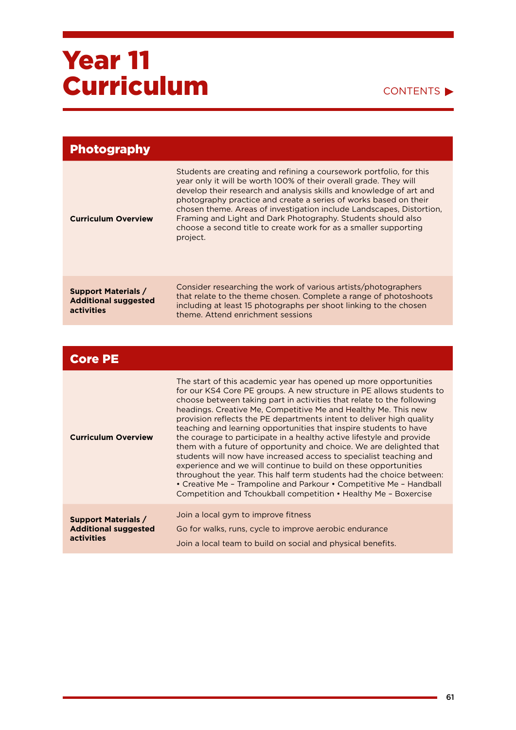# Year 11 Curriculum

CONTENTS ▶

## Photography

| | |
|---|---|
| **Curriculum Overview** | Students are creating and refining a coursework portfolio, for this year only it will be worth 100% of their overall grade. They will develop their research and analysis skills and knowledge of art and photography practice and create a series of works based on their chosen theme. Areas of investigation include Landscapes, Distortion, Framing and Light and Dark Photography. Students should also choose a second title to create work for as a smaller supporting project. |
| **Support Materials / Additional suggested activities** | Consider researching the work of various artists/photographers that relate to the theme chosen. Complete a range of photoshoots including at least 15 photographs per shoot linking to the chosen theme. Attend enrichment sessions |

## Core PE

| | |
|---|---|
| **Curriculum Overview** | The start of this academic year has opened up more opportunities for our KS4 Core PE groups. A new structure in PE allows students to choose between taking part in activities that relate to the following headings. Creative Me, Competitive Me and Healthy Me. This new provision reflects the PE departments intent to deliver high quality teaching and learning opportunities that inspire students to have the courage to participate in a healthy active lifestyle and provide them with a future of opportunity and choice. We are delighted that students will now have increased access to specialist teaching and experience and we will continue to build on these opportunities throughout the year. This half term students had the choice between: • Creative Me – Trampoline and Parkour • Competitive Me – Handball Competition and Tchoukball competition • Healthy Me – Boxercise |
| **Support Materials / Additional suggested activities** | Join a local gym to improve fitness<br>Go for walks, runs, cycle to improve aerobic endurance<br>Join a local team to build on social and physical benefits. |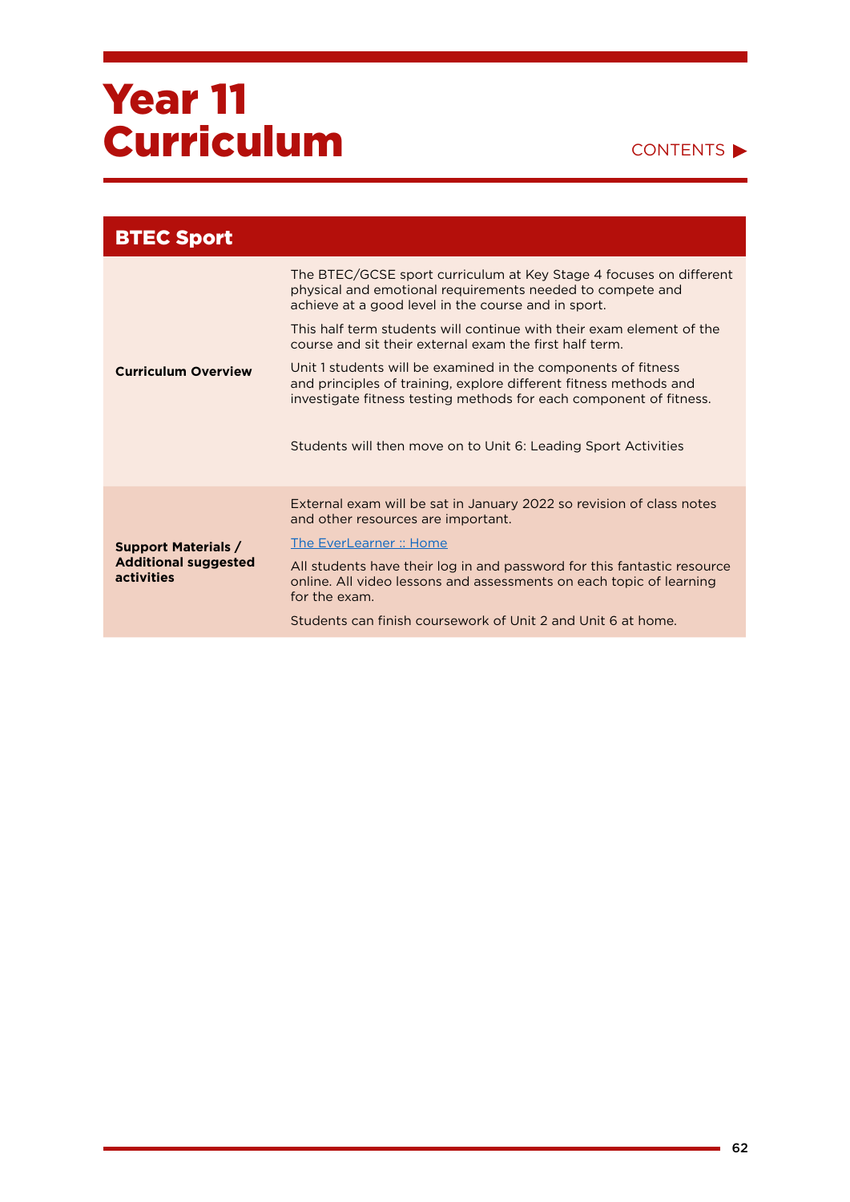# Year 11 Curriculum

CONTENTS ▶

## BTEC Sport

| | |
|---|---|
| **Curriculum Overview** | The BTEC/GCSE sport curriculum at Key Stage 4 focuses on different physical and emotional requirements needed to compete and achieve at a good level in the course and in sport.<br><br>This half term students will continue with their exam element of the course and sit their external exam the first half term.<br><br>Unit 1 students will be examined in the components of fitness and principles of training, explore different fitness methods and investigate fitness testing methods for each component of fitness.<br><br>Students will then move on to Unit 6: Leading Sport Activities |
| **Support Materials / Additional suggested activities** | External exam will be sat in January 2022 so revision of class notes and other resources are important.<br><br>The EverLearner :: Home<br><br>All students have their log in and password for this fantastic resource online. All video lessons and assessments on each topic of learning for the exam.<br><br>Students can finish coursework of Unit 2 and Unit 6 at home. |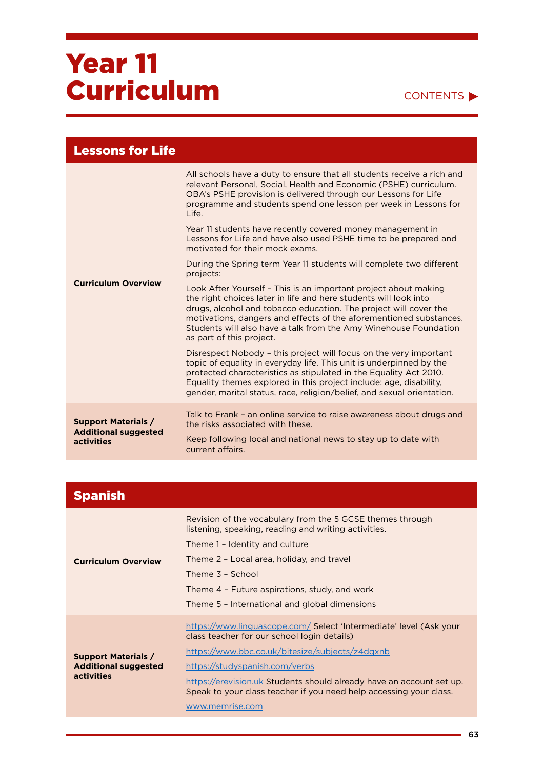# Year 11 Curriculum

CONTENTS ▶

## Lessons for Life

| | |
|---|---|
| **Curriculum Overview** | All schools have a duty to ensure that all students receive a rich and relevant Personal, Social, Health and Economic (PSHE) curriculum. OBA's PSHE provision is delivered through our Lessons for Life programme and students spend one lesson per week in Lessons for Life.<br><br>Year 11 students have recently covered money management in Lessons for Life and have also used PSHE time to be prepared and motivated for their mock exams.<br><br>During the Spring term Year 11 students will complete two different projects:<br><br>Look After Yourself – This is an important project about making the right choices later in life and here students will look into drugs, alcohol and tobacco education. The project will cover the motivations, dangers and effects of the aforementioned substances. Students will also have a talk from the Amy Winehouse Foundation as part of this project.<br><br>Disrespect Nobody – this project will focus on the very important topic of equality in everyday life. This unit is underpinned by the protected characteristics as stipulated in the Equality Act 2010. Equality themes explored in this project include: age, disability, gender, marital status, race, religion/belief, and sexual orientation. |
| **Support Materials / Additional suggested activities** | Talk to Frank – an online service to raise awareness about drugs and the risks associated with these.<br><br>Keep following local and national news to stay up to date with current affairs. |

## Spanish

| | |
|---|---|
| **Curriculum Overview** | Revision of the vocabulary from the 5 GCSE themes through listening, speaking, reading and writing activities.<br><br>Theme 1 – Identity and culture<br><br>Theme 2 – Local area, holiday, and travel<br><br>Theme 3 – School<br><br>Theme 4 – Future aspirations, study, and work<br><br>Theme 5 – International and global dimensions |
| **Support Materials / Additional suggested activities** | https://www.linguascope.com/ Select 'Intermediate' level (Ask your class teacher for our school login details)<br><br>https://www.bbc.co.uk/bitesize/subjects/z4dqxnb<br><br>https://studyspanish.com/verbs<br><br>https://erevision.uk Students should already have an account set up. Speak to your class teacher if you need help accessing your class.<br><br>www.memrise.com |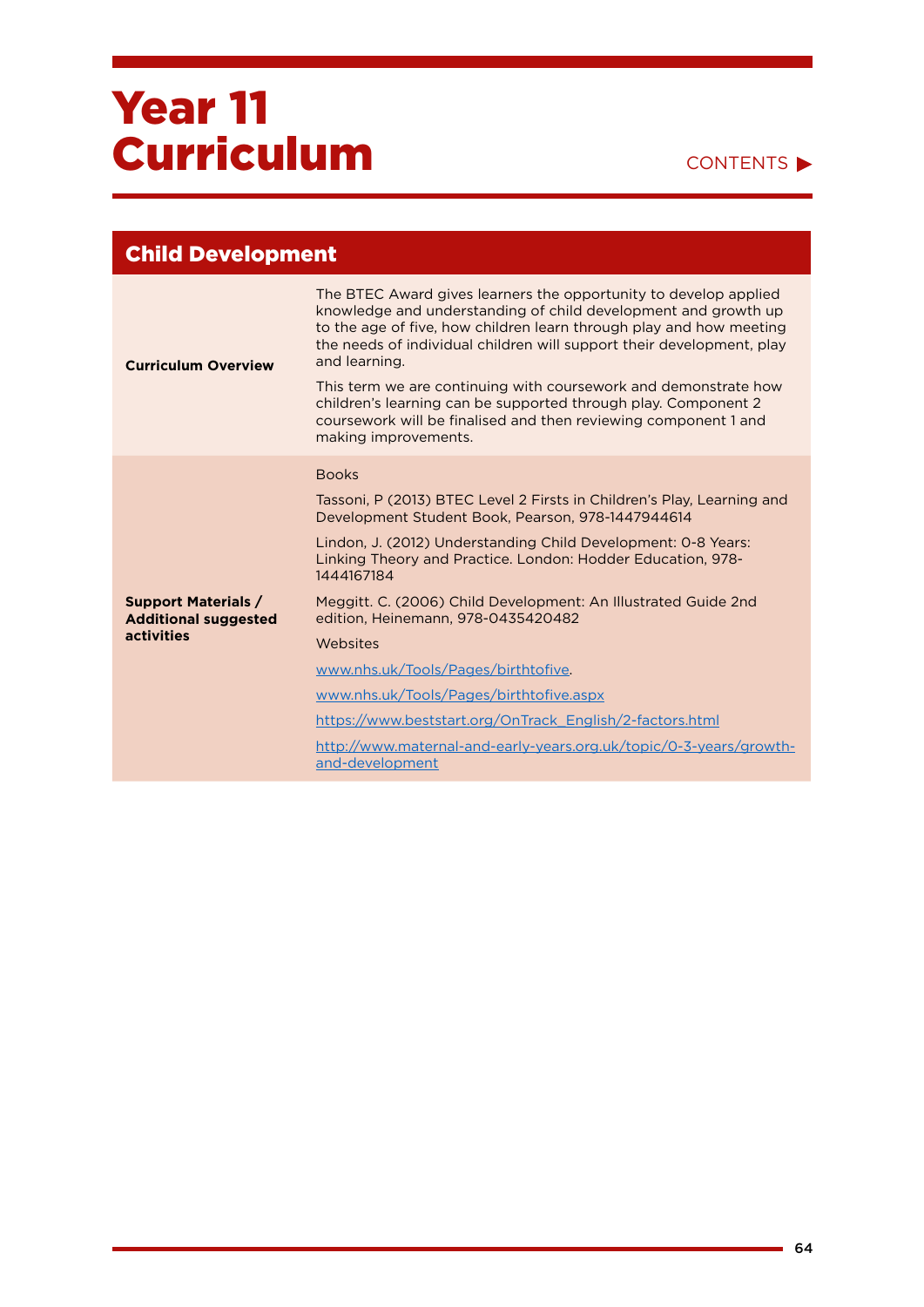# Year 11 Curriculum

CONTENTS ▶

## Child Development

| | |
|---|---|
| **Curriculum Overview** | The BTEC Award gives learners the opportunity to develop applied knowledge and understanding of child development and growth up to the age of five, how children learn through play and how meeting the needs of individual children will support their development, play and learning.<br><br>This term we are continuing with coursework and demonstrate how children's learning can be supported through play. Component 2 coursework will be finalised and then reviewing component 1 and making improvements. |
| **Support Materials / Additional suggested activities** | Books<br><br>Tassoni, P (2013) BTEC Level 2 Firsts in Children's Play, Learning and Development Student Book, Pearson, 978-1447944614<br><br>Lindon, J. (2012) Understanding Child Development: 0-8 Years: Linking Theory and Practice. London: Hodder Education, 978-1444167184<br><br>Meggitt. C. (2006) Child Development: An Illustrated Guide 2nd edition, Heinemann, 978-0435420482<br><br>Websites<br><br>www.nhs.uk/Tools/Pages/birthtofive.<br><br>www.nhs.uk/Tools/Pages/birthtofive.aspx<br><br>https://www.beststart.org/OnTrack_English/2-factors.html<br><br>http://www.maternal-and-early-years.org.uk/topic/0-3-years/growth-and-development |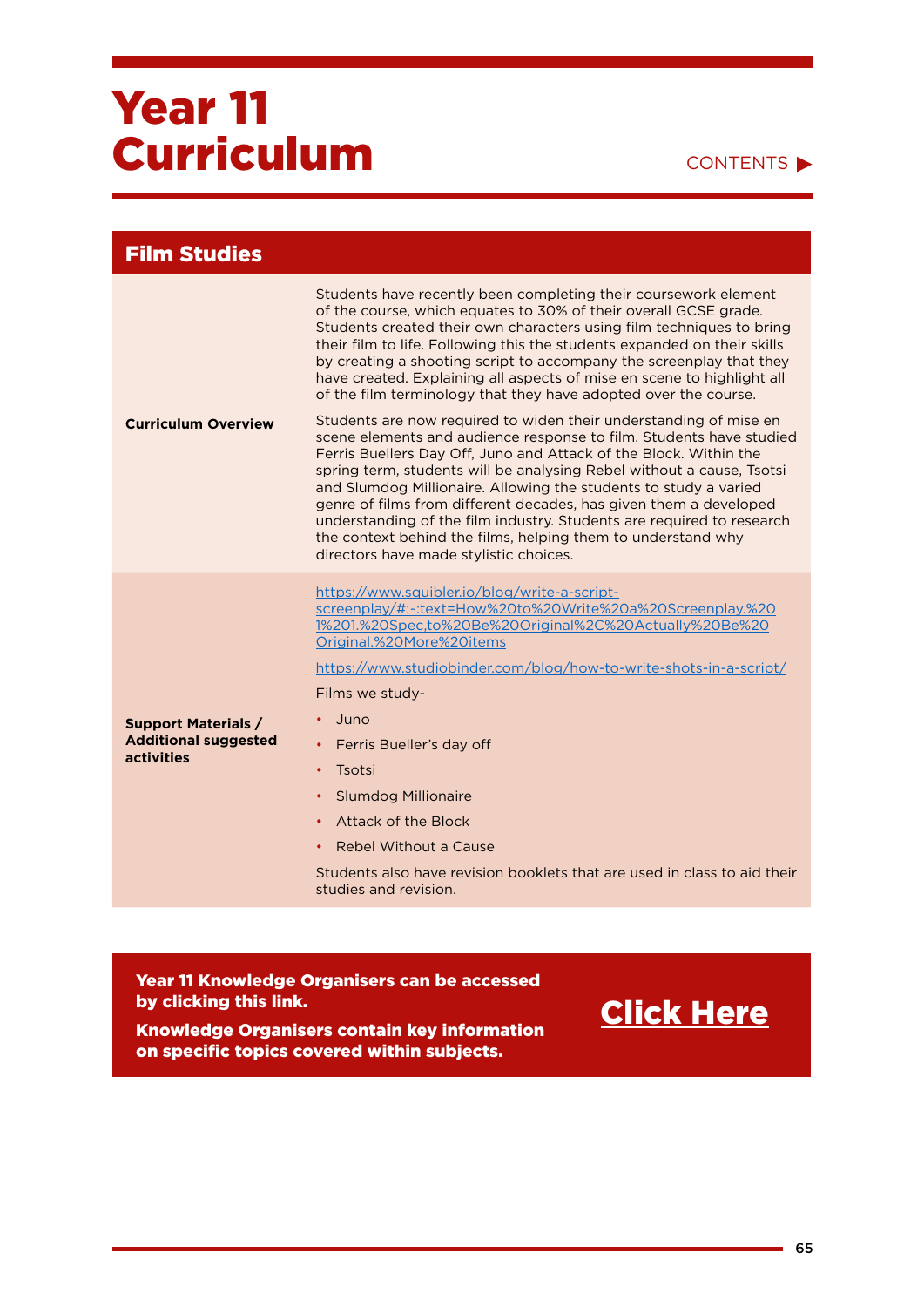# Year 11 Curriculum

CONTENTS ▶

## Film Studies

| | |
|---|---|
| **Curriculum Overview** | Students have recently been completing their coursework element of the course, which equates to 30% of their overall GCSE grade. Students created their own characters using film techniques to bring their film to life. Following this the students expanded on their skills by creating a shooting script to accompany the screenplay that they have created. Explaining all aspects of mise en scene to highlight all of the film terminology that they have adopted over the course.<br><br>Students are now required to widen their understanding of mise en scene elements and audience response to film. Students have studied Ferris Buellers Day Off, Juno and Attack of the Block. Within the spring term, students will be analysing Rebel without a cause, Tsotsi and Slumdog Millionaire. Allowing the students to study a varied genre of films from different decades, has given them a developed understanding of the film industry. Students are required to research the context behind the films, helping them to understand why directors have made stylistic choices. |
| **Support Materials / Additional suggested activities** | https://www.squibler.io/blog/write-a-script-screenplay/#:~:text=How%20to%20Write%20a%20Screenplay.%201%201.%20Spec,to%20Be%20Original%2C%20Actually%20Be%20Original.%20More%20items<br><br>https://www.studiobinder.com/blog/how-to-write-shots-in-a-script/<br><br>Films we study-<br>• Juno<br>• Ferris Bueller's day off<br>• Tsotsi<br>• Slumdog Millionaire<br>• Attack of the Block<br>• Rebel Without a Cause<br><br>Students also have revision booklets that are used in class to aid their studies and revision. |

**Year 11 Knowledge Organisers can be accessed by clicking this link.**

**Knowledge Organisers contain key information on specific topics covered within subjects.**

**Click Here**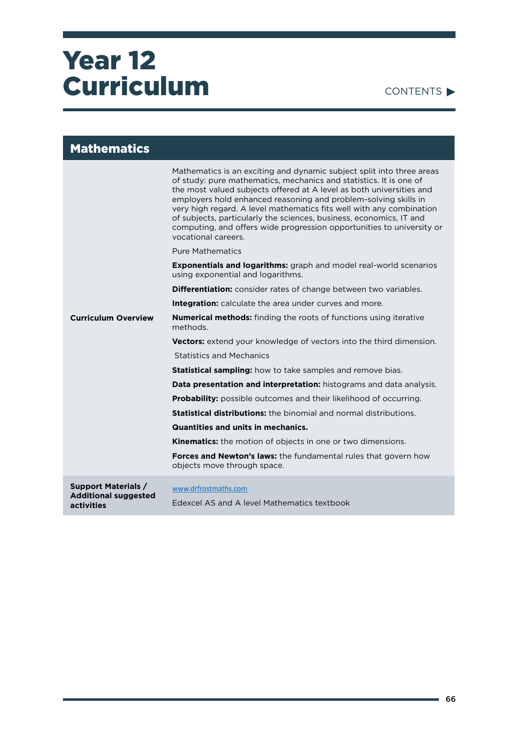# Year 12 Curriculum

CONTENTS ▶

| Mathematics | |
|---|---|
| **Curriculum Overview** | Mathematics is an exciting and dynamic subject split into three areas of study: pure mathematics, mechanics and statistics. It is one of the most valued subjects offered at A level as both universities and employers hold enhanced reasoning and problem-solving skills in very high regard. A level mathematics fits well with any combination of subjects, particularly the sciences, business, economics, IT and computing, and offers wide progression opportunities to university or vocational careers.<br><br>Pure Mathematics<br><br>**Exponentials and logarithms:** graph and model real-world scenarios using exponential and logarithms.<br><br>**Differentiation:** consider rates of change between two variables.<br><br>**Integration:** calculate the area under curves and more.<br><br>**Numerical methods:** finding the roots of functions using iterative methods.<br><br>**Vectors:** extend your knowledge of vectors into the third dimension.<br><br>Statistics and Mechanics<br><br>**Statistical sampling:** how to take samples and remove bias.<br><br>**Data presentation and interpretation:** histograms and data analysis.<br><br>**Probability:** possible outcomes and their likelihood of occurring.<br><br>**Statistical distributions:** the binomial and normal distributions.<br><br>**Quantities and units in mechanics.**<br><br>**Kinematics:** the motion of objects in one or two dimensions.<br><br>**Forces and Newton's laws:** the fundamental rules that govern how objects move through space. |
| **Support Materials / Additional suggested activities** | www.drfrostmaths.com<br><br>Edexcel AS and A level Mathematics textbook |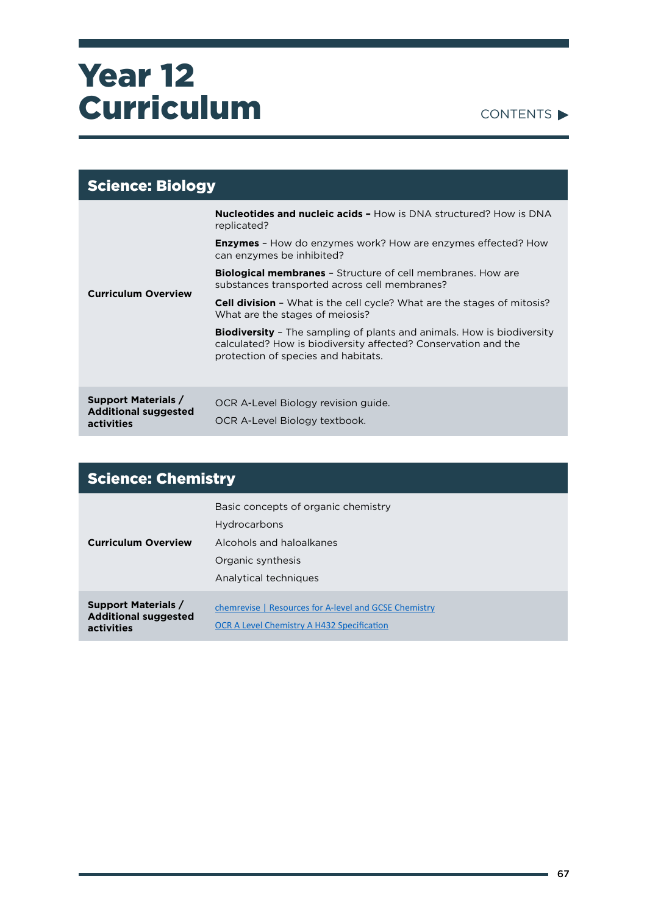# Year 12 Curriculum

CONTENTS ▶

## Science: Biology

| | |
|---|---|
| **Curriculum Overview** | **Nucleotides and nucleic acids –** How is DNA structured? How is DNA replicated?<br><br>**Enzymes** – How do enzymes work? How are enzymes effected? How can enzymes be inhibited?<br><br>**Biological membranes** – Structure of cell membranes. How are substances transported across cell membranes?<br><br>**Cell division** – What is the cell cycle? What are the stages of mitosis? What are the stages of meiosis?<br><br>**Biodiversity** – The sampling of plants and animals. How is biodiversity calculated? How is biodiversity affected? Conservation and the protection of species and habitats. |
| **Support Materials / Additional suggested activities** | OCR A-Level Biology revision guide.<br><br>OCR A-Level Biology textbook. |

## Science: Chemistry

| | |
|---|---|
| **Curriculum Overview** | Basic concepts of organic chemistry<br><br>Hydrocarbons<br><br>Alcohols and haloalkanes<br><br>Organic synthesis<br><br>Analytical techniques |
| **Support Materials / Additional suggested activities** | chemrevise \| Resources for A-level and GCSE Chemistry<br><br>OCR A Level Chemistry A H432 Specification |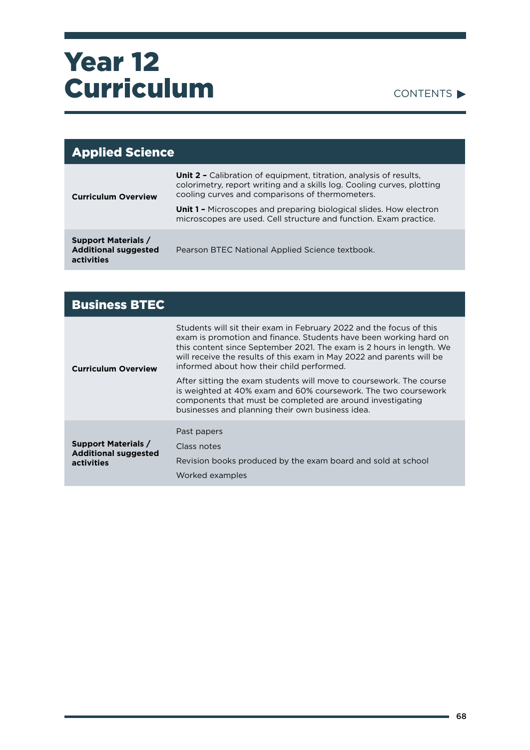# Year 12 Curriculum

CONTENTS ▶

## Applied Science

| | |
|---|---|
| **Curriculum Overview** | **Unit 2 –** Calibration of equipment, titration, analysis of results, colorimetry, report writing and a skills log. Cooling curves, plotting cooling curves and comparisons of thermometers.<br><br>**Unit 1 –** Microscopes and preparing biological slides. How electron microscopes are used. Cell structure and function. Exam practice. |
| **Support Materials / Additional suggested activities** | Pearson BTEC National Applied Science textbook. |

## Business BTEC

| | |
|---|---|
| **Curriculum Overview** | Students will sit their exam in February 2022 and the focus of this exam is promotion and finance. Students have been working hard on this content since September 2021. The exam is 2 hours in length. We will receive the results of this exam in May 2022 and parents will be informed about how their child performed.<br><br>After sitting the exam students will move to coursework. The course is weighted at 40% exam and 60% coursework. The two coursework components that must be completed are around investigating businesses and planning their own business idea. |
| **Support Materials / Additional suggested activities** | Past papers<br><br>Class notes<br><br>Revision books produced by the exam board and sold at school<br><br>Worked examples |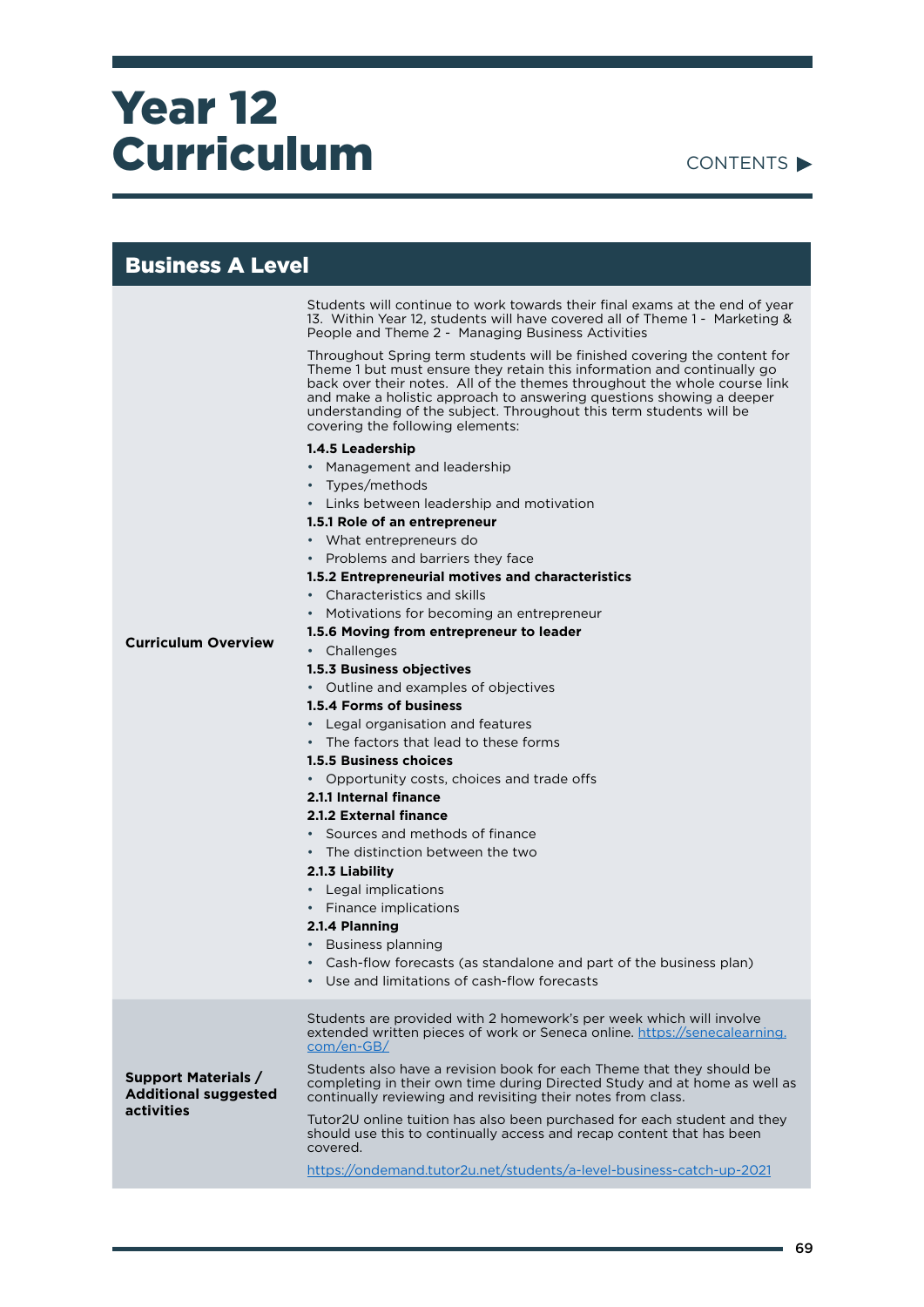# Year 12 Curriculum

CONTENTS ▶

## Business A Level

| | |
|---|---|
| **Curriculum Overview** | Students will continue to work towards their final exams at the end of year 13. Within Year 12, students will have covered all of Theme 1 - Marketing & People and Theme 2 - Managing Business Activities<br><br>Throughout Spring term students will be finished covering the content for Theme 1 but must ensure they retain this information and continually go back over their notes. All of the themes throughout the whole course link and make a holistic approach to answering questions showing a deeper understanding of the subject. Throughout this term students will be covering the following elements:<br><br>**1.4.5 Leadership**<br>• Management and leadership<br>• Types/methods<br>• Links between leadership and motivation<br>**1.5.1 Role of an entrepreneur**<br>• What entrepreneurs do<br>• Problems and barriers they face<br>**1.5.2 Entrepreneurial motives and characteristics**<br>• Characteristics and skills<br>• Motivations for becoming an entrepreneur<br>**1.5.6 Moving from entrepreneur to leader**<br>• Challenges<br>**1.5.3 Business objectives**<br>• Outline and examples of objectives<br>**1.5.4 Forms of business**<br>• Legal organisation and features<br>• The factors that lead to these forms<br>**1.5.5 Business choices**<br>• Opportunity costs, choices and trade offs<br>**2.1.1 Internal finance**<br>**2.1.2 External finance**<br>• Sources and methods of finance<br>• The distinction between the two<br>**2.1.3 Liability**<br>• Legal implications<br>• Finance implications<br>**2.1.4 Planning**<br>• Business planning<br>• Cash-flow forecasts (as standalone and part of the business plan)<br>• Use and limitations of cash-flow forecasts |
| **Support Materials / Additional suggested activities** | Students are provided with 2 homework's per week which will involve extended written pieces of work or Seneca online. https://senecalearning.com/en-GB/<br><br>Students also have a revision book for each Theme that they should be completing in their own time during Directed Study and at home as well as continually reviewing and revisiting their notes from class.<br><br>Tutor2U online tuition has also been purchased for each student and they should use this to continually access and recap content that has been covered.<br><br>https://ondemand.tutor2u.net/students/a-level-business-catch-up-2021 |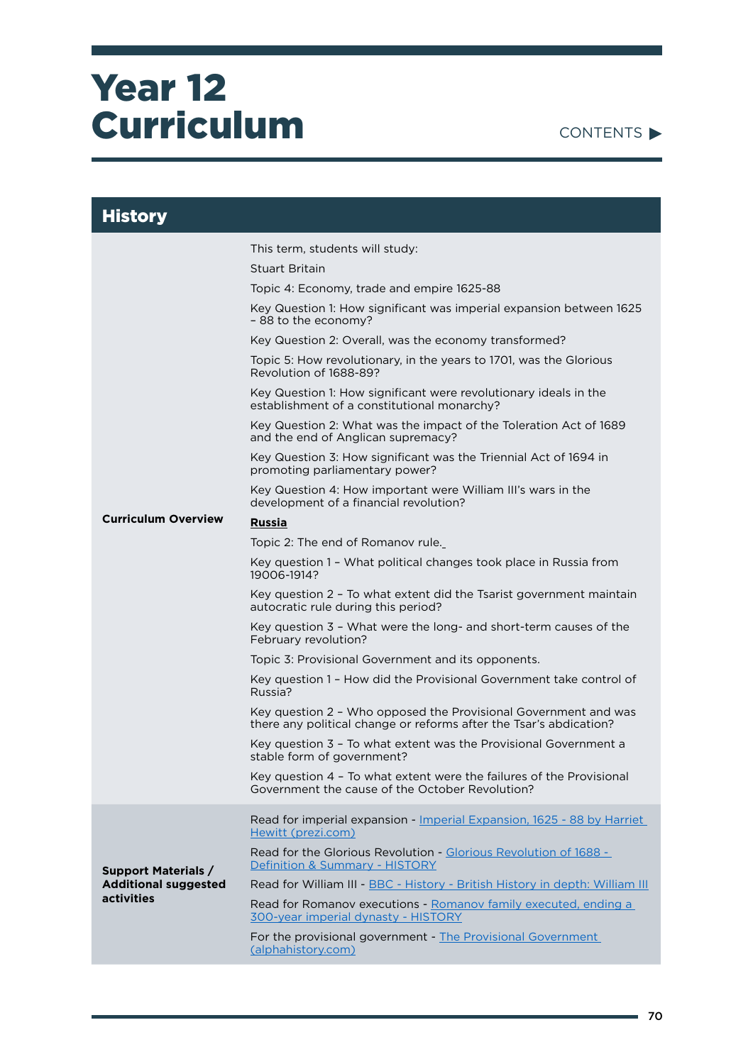# Year 12 Curriculum

CONTENTS ▶

## History

| | |
|---|---|
| **Curriculum Overview** | This term, students will study:<br>Stuart Britain<br>Topic 4: Economy, trade and empire 1625-88<br>Key Question 1: How significant was imperial expansion between 1625 – 88 to the economy?<br>Key Question 2: Overall, was the economy transformed?<br>Topic 5: How revolutionary, in the years to 1701, was the Glorious Revolution of 1688-89?<br>Key Question 1: How significant were revolutionary ideals in the establishment of a constitutional monarchy?<br>Key Question 2: What was the impact of the Toleration Act of 1689 and the end of Anglican supremacy?<br>Key Question 3: How significant was the Triennial Act of 1694 in promoting parliamentary power?<br>Key Question 4: How important were William III's wars in the development of a financial revolution?<br>**Russia**<br>Topic 2: The end of Romanov rule.<br>Key question 1 – What political changes took place in Russia from 19006-1914?<br>Key question 2 – To what extent did the Tsarist government maintain autocratic rule during this period?<br>Key question 3 – What were the long- and short-term causes of the February revolution?<br>Topic 3: Provisional Government and its opponents.<br>Key question 1 – How did the Provisional Government take control of Russia?<br>Key question 2 – Who opposed the Provisional Government and was there any political change or reforms after the Tsar's abdication?<br>Key question 3 – To what extent was the Provisional Government a stable form of government?<br>Key question 4 – To what extent were the failures of the Provisional Government the cause of the October Revolution? |
| **Support Materials / Additional suggested activities** | Read for imperial expansion - Imperial Expansion, 1625 - 88 by Harriet Hewitt (prezi.com)<br>Read for the Glorious Revolution - Glorious Revolution of 1688 - Definition & Summary - HISTORY<br>Read for William III - BBC - History - British History in depth: William III<br>Read for Romanov executions - Romanov family executed, ending a 300-year imperial dynasty - HISTORY<br>For the provisional government - The Provisional Government (alphahistory.com) |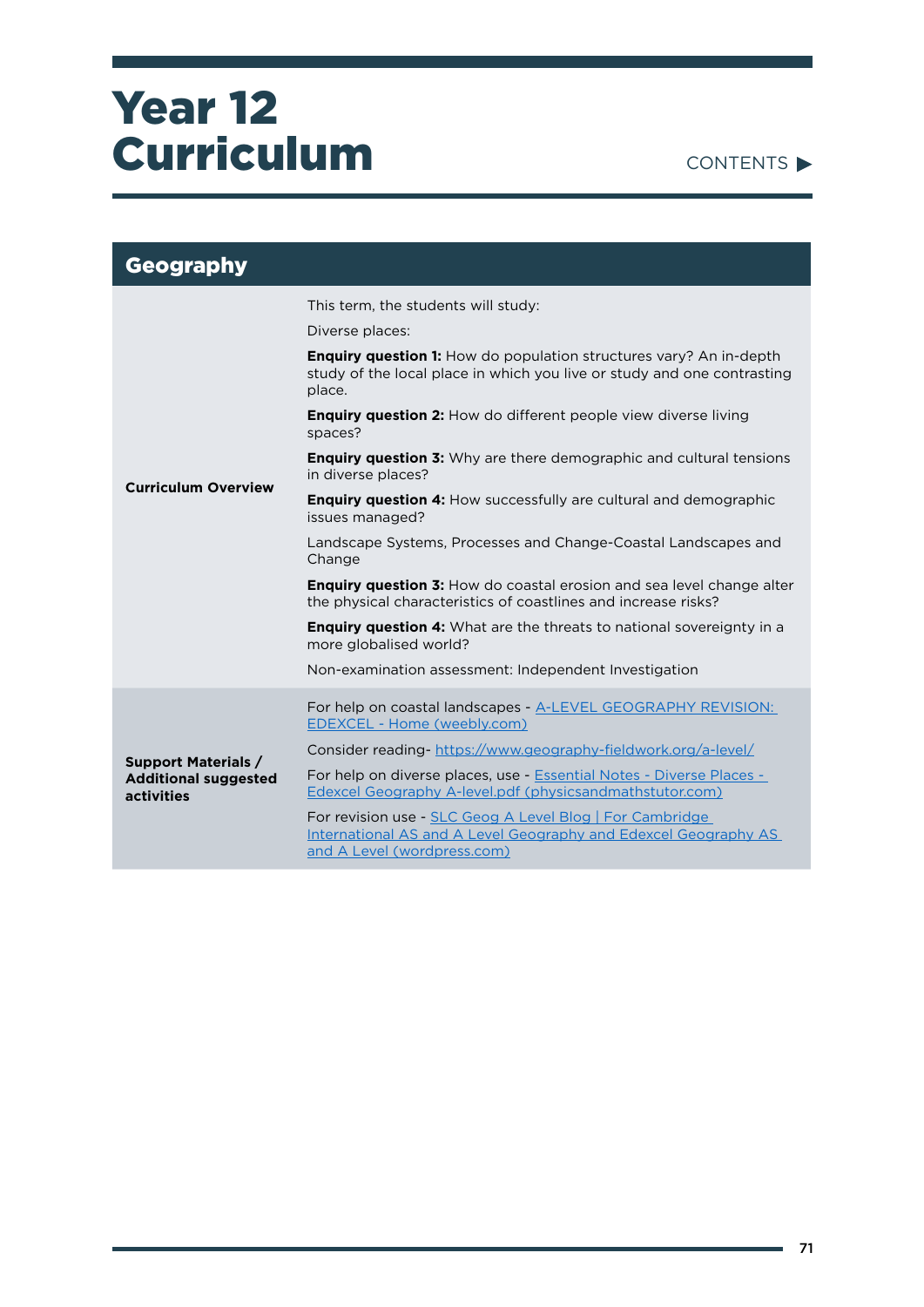# Year 12 Curriculum

CONTENTS ▶

## Geography

| | |
|---|---|
| **Curriculum Overview** | This term, the students will study:<br><br>Diverse places:<br><br>**Enquiry question 1:** How do population structures vary? An in-depth study of the local place in which you live or study and one contrasting place.<br><br>**Enquiry question 2:** How do different people view diverse living spaces?<br><br>**Enquiry question 3:** Why are there demographic and cultural tensions in diverse places?<br><br>**Enquiry question 4:** How successfully are cultural and demographic issues managed?<br><br>Landscape Systems, Processes and Change-Coastal Landscapes and Change<br><br>**Enquiry question 3:** How do coastal erosion and sea level change alter the physical characteristics of coastlines and increase risks?<br><br>**Enquiry question 4:** What are the threats to national sovereignty in a more globalised world?<br><br>Non-examination assessment: Independent Investigation |
| **Support Materials / Additional suggested activities** | For help on coastal landscapes - A-LEVEL GEOGRAPHY REVISION: EDEXCEL - Home (weebly.com)<br><br>Consider reading- https://www.geography-fieldwork.org/a-level/<br><br>For help on diverse places, use - Essential Notes - Diverse Places - Edexcel Geography A-level.pdf (physicsandmathstutor.com)<br><br>For revision use - SLC Geog A Level Blog \| For Cambridge International AS and A Level Geography and Edexcel Geography AS and A Level (wordpress.com) |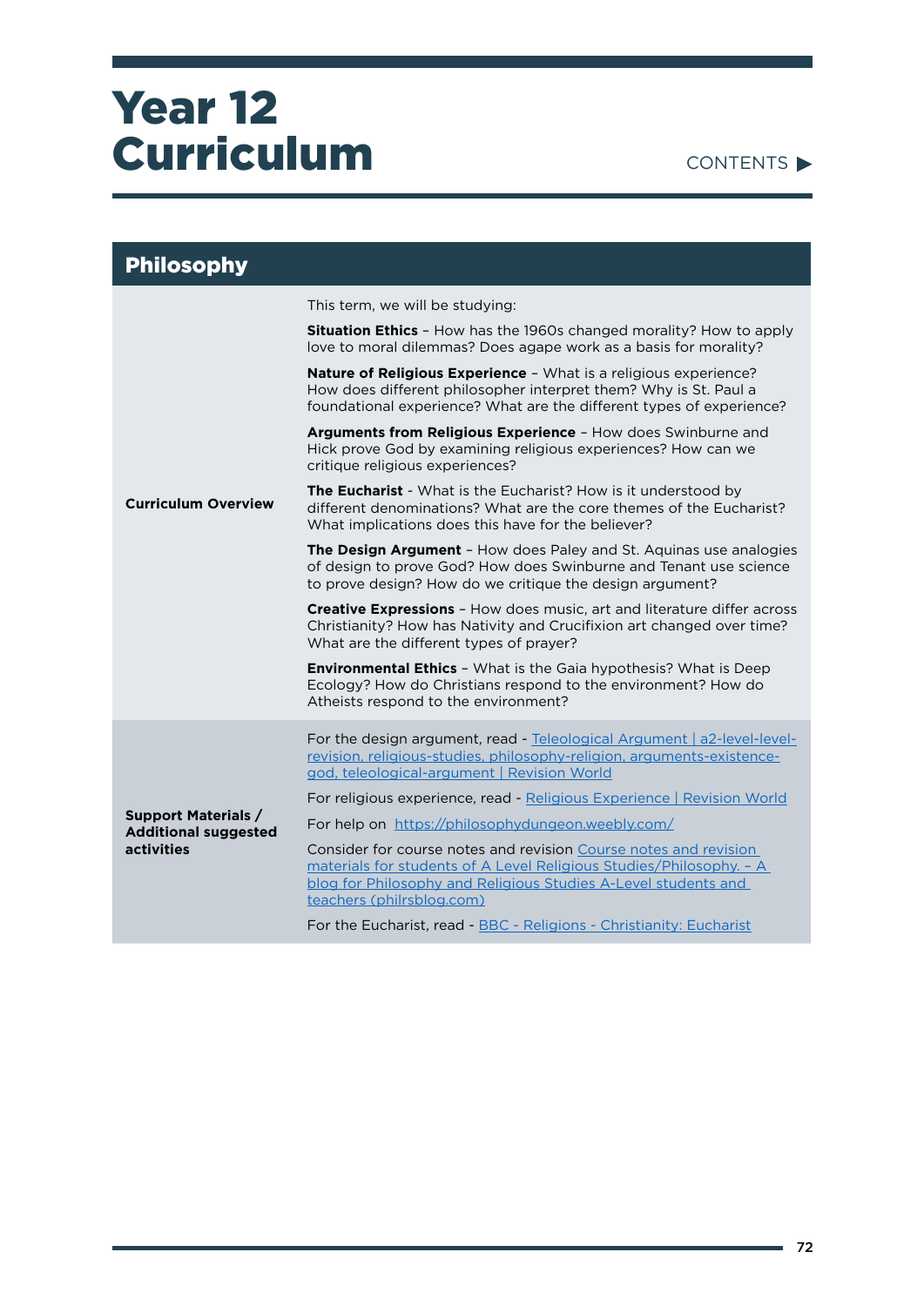# Year 12 Curriculum

CONTENTS ▶

## Philosophy

| | |
|---|---|
| **Curriculum Overview** | This term, we will be studying:<br><br>**Situation Ethics** – How has the 1960s changed morality? How to apply love to moral dilemmas? Does agape work as a basis for morality?<br><br>**Nature of Religious Experience** – What is a religious experience? How does different philosopher interpret them? Why is St. Paul a foundational experience? What are the different types of experience?<br><br>**Arguments from Religious Experience** – How does Swinburne and Hick prove God by examining religious experiences? How can we critique religious experiences?<br><br>**The Eucharist** - What is the Eucharist? How is it understood by different denominations? What are the core themes of the Eucharist? What implications does this have for the believer?<br><br>**The Design Argument** – How does Paley and St. Aquinas use analogies of design to prove God? How does Swinburne and Tenant use science to prove design? How do we critique the design argument?<br><br>**Creative Expressions** – How does music, art and literature differ across Christianity? How has Nativity and Crucifixion art changed over time? What are the different types of prayer?<br><br>**Environmental Ethics** – What is the Gaia hypothesis? What is Deep Ecology? How do Christians respond to the environment? How do Atheists respond to the environment? |
| **Support Materials / Additional suggested activities** | For the design argument, read - Teleological Argument \| a2-level-level-revision, religious-studies, philosophy-religion, arguments-existence-god, teleological-argument \| Revision World<br><br>For religious experience, read - Religious Experience \| Revision World<br><br>For help on https://philosophydungeon.weebly.com/<br><br>Consider for course notes and revision Course notes and revision materials for students of A Level Religious Studies/Philosophy. – A blog for Philosophy and Religious Studies A-Level students and teachers (philrsblog.com)<br><br>For the Eucharist, read - BBC - Religions - Christianity: Eucharist |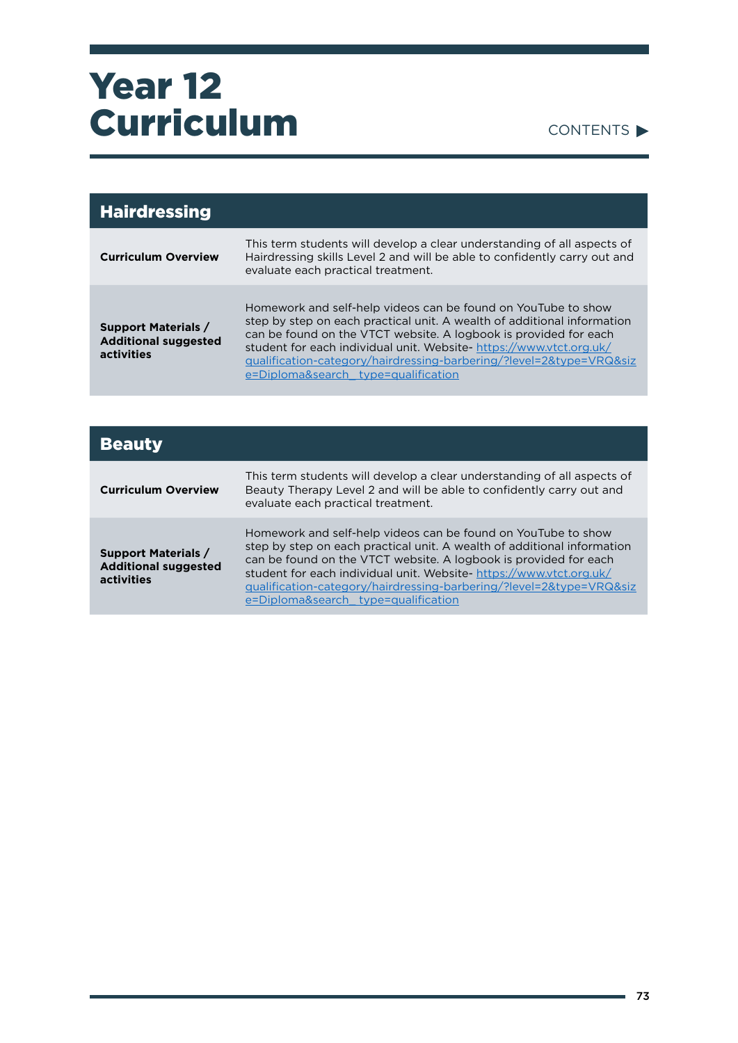# Year 12 Curriculum

CONTENTS ▶

| Hairdressing | |
|---|---|
| **Curriculum Overview** | This term students will develop a clear understanding of all aspects of Hairdressing skills Level 2 and will be able to confidently carry out and evaluate each practical treatment. |
| **Support Materials / Additional suggested activities** | Homework and self-help videos can be found on YouTube to show step by step on each practical unit. A wealth of additional information can be found on the VTCT website. A logbook is provided for each student for each individual unit. Website- https://www.vtct.org.uk/qualification-category/hairdressing-barbering/?level=2&type=VRQ&size=Diploma&search_type=qualification |

| Beauty | |
|---|---|
| **Curriculum Overview** | This term students will develop a clear understanding of all aspects of Beauty Therapy Level 2 and will be able to confidently carry out and evaluate each practical treatment. |
| **Support Materials / Additional suggested activities** | Homework and self-help videos can be found on YouTube to show step by step on each practical unit. A wealth of additional information can be found on the VTCT website. A logbook is provided for each student for each individual unit. Website- https://www.vtct.org.uk/qualification-category/hairdressing-barbering/?level=2&type=VRQ&size=Diploma&search_type=qualification |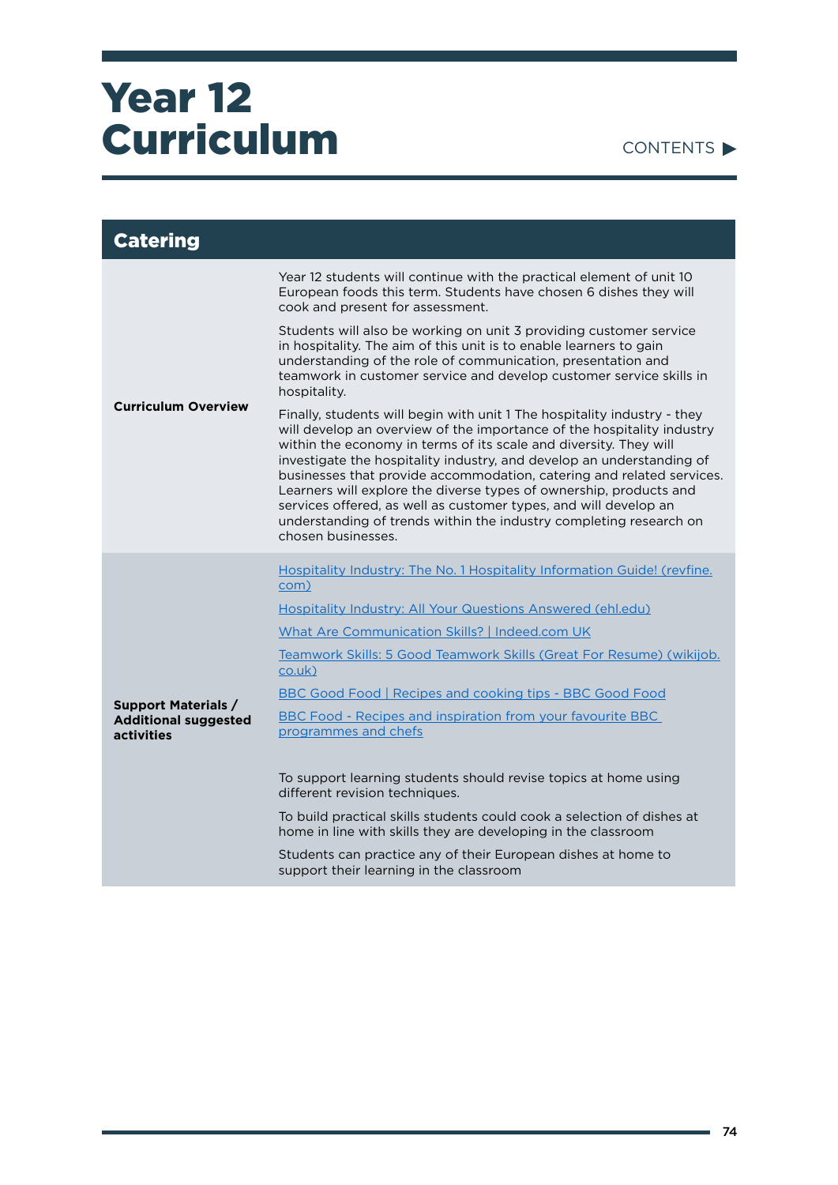# Year 12 Curriculum

CONTENTS ▶

## Catering

| | |
|---|---|
| **Curriculum Overview** | Year 12 students will continue with the practical element of unit 10 European foods this term. Students have chosen 6 dishes they will cook and present for assessment.<br><br>Students will also be working on unit 3 providing customer service in hospitality. The aim of this unit is to enable learners to gain understanding of the role of communication, presentation and teamwork in customer service and develop customer service skills in hospitality.<br><br>Finally, students will begin with unit 1 The hospitality industry - they will develop an overview of the importance of the hospitality industry within the economy in terms of its scale and diversity. They will investigate the hospitality industry, and develop an understanding of businesses that provide accommodation, catering and related services. Learners will explore the diverse types of ownership, products and services offered, as well as customer types, and will develop an understanding of trends within the industry completing research on chosen businesses. |
| **Support Materials / Additional suggested activities** | Hospitality Industry: The No. 1 Hospitality Information Guide! (revfine.com)<br><br>Hospitality Industry: All Your Questions Answered (ehl.edu)<br><br>What Are Communication Skills? \| Indeed.com UK<br><br>Teamwork Skills: 5 Good Teamwork Skills (Great For Resume) (wikijob.co.uk)<br><br>BBC Good Food \| Recipes and cooking tips - BBC Good Food<br><br>BBC Food - Recipes and inspiration from your favourite BBC programmes and chefs<br><br>To support learning students should revise topics at home using different revision techniques.<br><br>To build practical skills students could cook a selection of dishes at home in line with skills they are developing in the classroom<br><br>Students can practice any of their European dishes at home to support their learning in the classroom |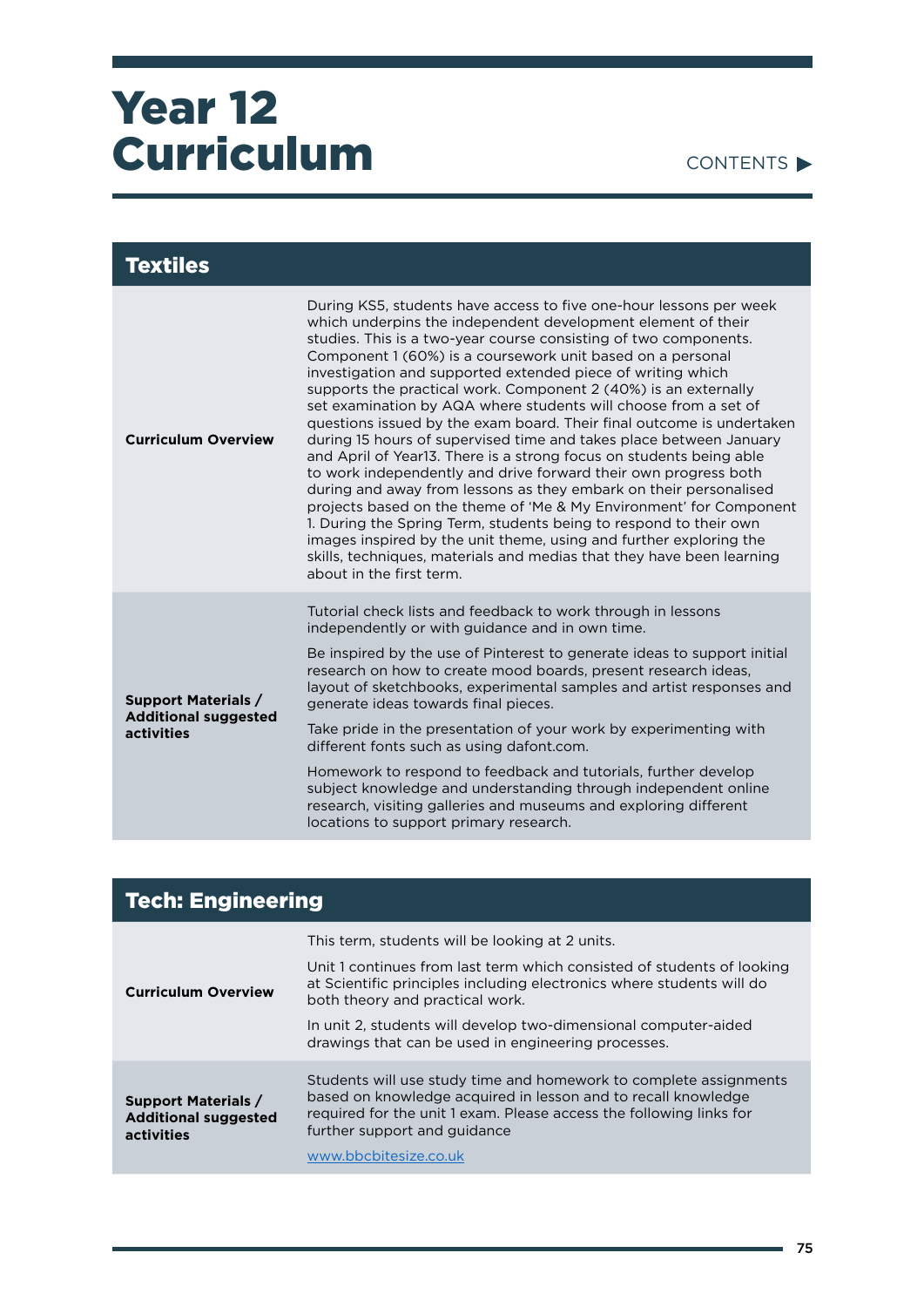# Year 12 Curriculum

CONTENTS ▶

| Textiles | |
|---|---|
| **Curriculum Overview** | During KS5, students have access to five one-hour lessons per week which underpins the independent development element of their studies. This is a two-year course consisting of two components. Component 1 (60%) is a coursework unit based on a personal investigation and supported extended piece of writing which supports the practical work. Component 2 (40%) is an externally set examination by AQA where students will choose from a set of questions issued by the exam board. Their final outcome is undertaken during 15 hours of supervised time and takes place between January and April of Year13. There is a strong focus on students being able to work independently and drive forward their own progress both during and away from lessons as they embark on their personalised projects based on the theme of 'Me & My Environment' for Component 1. During the Spring Term, students being to respond to their own images inspired by the unit theme, using and further exploring the skills, techniques, materials and medias that they have been learning about in the first term. |
| **Support Materials / Additional suggested activities** | Tutorial check lists and feedback to work through in lessons independently or with guidance and in own time.<br><br>Be inspired by the use of Pinterest to generate ideas to support initial research on how to create mood boards, present research ideas, layout of sketchbooks, experimental samples and artist responses and generate ideas towards final pieces.<br><br>Take pride in the presentation of your work by experimenting with different fonts such as using dafont.com.<br><br>Homework to respond to feedback and tutorials, further develop subject knowledge and understanding through independent online research, visiting galleries and museums and exploring different locations to support primary research. |

| Tech: Engineering | |
|---|---|
| **Curriculum Overview** | This term, students will be looking at 2 units.<br><br>Unit 1 continues from last term which consisted of students of looking at Scientific principles including electronics where students will do both theory and practical work.<br><br>In unit 2, students will develop two-dimensional computer-aided drawings that can be used in engineering processes. |
| **Support Materials / Additional suggested activities** | Students will use study time and homework to complete assignments based on knowledge acquired in lesson and to recall knowledge required for the unit 1 exam. Please access the following links for further support and guidance<br><br>www.bbcbitesize.co.uk |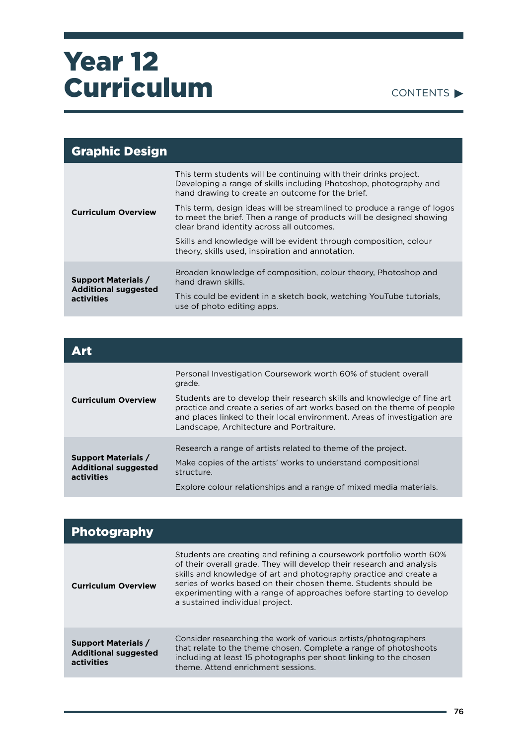# Year 12 Curriculum

CONTENTS ▶

## Graphic Design

| | |
|---|---|
| **Curriculum Overview** | This term students will be continuing with their drinks project. Developing a range of skills including Photoshop, photography and hand drawing to create an outcome for the brief.<br><br>This term, design ideas will be streamlined to produce a range of logos to meet the brief. Then a range of products will be designed showing clear brand identity across all outcomes.<br><br>Skills and knowledge will be evident through composition, colour theory, skills used, inspiration and annotation. |
| **Support Materials / Additional suggested activities** | Broaden knowledge of composition, colour theory, Photoshop and hand drawn skills.<br><br>This could be evident in a sketch book, watching YouTube tutorials, use of photo editing apps. |

## Art

| | |
|---|---|
| **Curriculum Overview** | Personal Investigation Coursework worth 60% of student overall grade.<br><br>Students are to develop their research skills and knowledge of fine art practice and create a series of art works based on the theme of people and places linked to their local environment. Areas of investigation are Landscape, Architecture and Portraiture. |
| **Support Materials / Additional suggested activities** | Research a range of artists related to theme of the project.<br><br>Make copies of the artists' works to understand compositional structure.<br><br>Explore colour relationships and a range of mixed media materials. |

## Photography

| | |
|---|---|
| **Curriculum Overview** | Students are creating and refining a coursework portfolio worth 60% of their overall grade. They will develop their research and analysis skills and knowledge of art and photography practice and create a series of works based on their chosen theme. Students should be experimenting with a range of approaches before starting to develop a sustained individual project. |
| **Support Materials / Additional suggested activities** | Consider researching the work of various artists/photographers that relate to the theme chosen. Complete a range of photoshoots including at least 15 photographs per shoot linking to the chosen theme. Attend enrichment sessions. |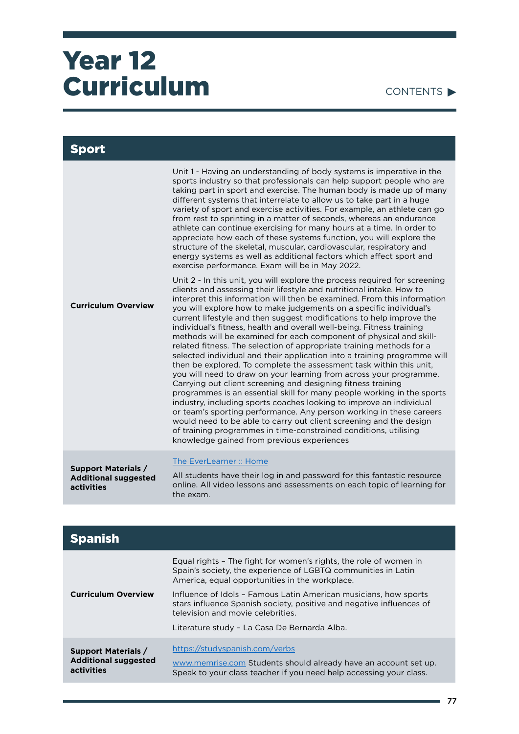# Year 12 Curriculum

CONTENTS ▶

## Sport

| | |
|---|---|
| **Curriculum Overview** | Unit 1 - Having an understanding of body systems is imperative in the sports industry so that professionals can help support people who are taking part in sport and exercise. The human body is made up of many different systems that interrelate to allow us to take part in a huge variety of sport and exercise activities. For example, an athlete can go from rest to sprinting in a matter of seconds, whereas an endurance athlete can continue exercising for many hours at a time. In order to appreciate how each of these systems function, you will explore the structure of the skeletal, muscular, cardiovascular, respiratory and energy systems as well as additional factors which affect sport and exercise performance. Exam will be in May 2022.<br><br>Unit 2 - In this unit, you will explore the process required for screening clients and assessing their lifestyle and nutritional intake. How to interpret this information will then be examined. From this information you will explore how to make judgements on a specific individual's current lifestyle and then suggest modifications to help improve the individual's fitness, health and overall well-being. Fitness training methods will be examined for each component of physical and skill-related fitness. The selection of appropriate training methods for a selected individual and their application into a training programme will then be explored. To complete the assessment task within this unit, you will need to draw on your learning from across your programme. Carrying out client screening and designing fitness training programmes is an essential skill for many people working in the sports industry, including sports coaches looking to improve an individual or team's sporting performance. Any person working in these careers would need to be able to carry out client screening and the design of training programmes in time-constrained conditions, utilising knowledge gained from previous experiences |
| **Support Materials / Additional suggested activities** | The EverLearner :: Home<br><br>All students have their log in and password for this fantastic resource online. All video lessons and assessments on each topic of learning for the exam. |

## Spanish

| | |
|---|---|
| **Curriculum Overview** | Equal rights – The fight for women's rights, the role of women in Spain's society, the experience of LGBTQ communities in Latin America, equal opportunities in the workplace.<br><br>Influence of Idols – Famous Latin American musicians, how sports stars influence Spanish society, positive and negative influences of television and movie celebrities.<br><br>Literature study – La Casa De Bernarda Alba. |
| **Support Materials / Additional suggested activities** | https://studyspanish.com/verbs<br><br>www.memrise.com Students should already have an account set up. Speak to your class teacher if you need help accessing your class. |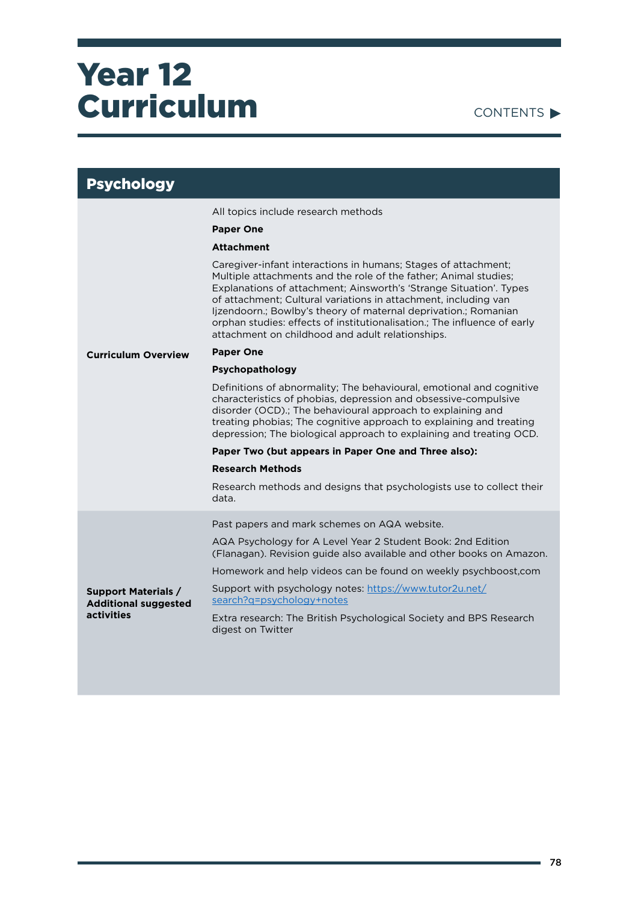# Year 12 Curriculum

CONTENTS ▶

## Psychology

| | |
|---|---|
| **Curriculum Overview** | All topics include research methods<br><br>**Paper One**<br><br>**Attachment**<br><br>Caregiver-infant interactions in humans; Stages of attachment; Multiple attachments and the role of the father; Animal studies; Explanations of attachment; Ainsworth's 'Strange Situation'. Types of attachment; Cultural variations in attachment, including van Ijzendoorn.; Bowlby's theory of maternal deprivation.; Romanian orphan studies: effects of institutionalisation.; The influence of early attachment on childhood and adult relationships.<br><br>**Paper One**<br><br>**Psychopathology**<br><br>Definitions of abnormality; The behavioural, emotional and cognitive characteristics of phobias, depression and obsessive-compulsive disorder (OCD).; The behavioural approach to explaining and treating phobias; The cognitive approach to explaining and treating depression; The biological approach to explaining and treating OCD.<br><br>**Paper Two (but appears in Paper One and Three also):**<br><br>**Research Methods**<br><br>Research methods and designs that psychologists use to collect their data. |
| **Support Materials / Additional suggested activities** | Past papers and mark schemes on AQA website.<br><br>AQA Psychology for A Level Year 2 Student Book: 2nd Edition (Flanagan). Revision guide also available and other books on Amazon.<br><br>Homework and help videos can be found on weekly psychboost,com<br><br>Support with psychology notes: https://www.tutor2u.net/search?q=psychology+notes<br><br>Extra research: The British Psychological Society and BPS Research digest on Twitter |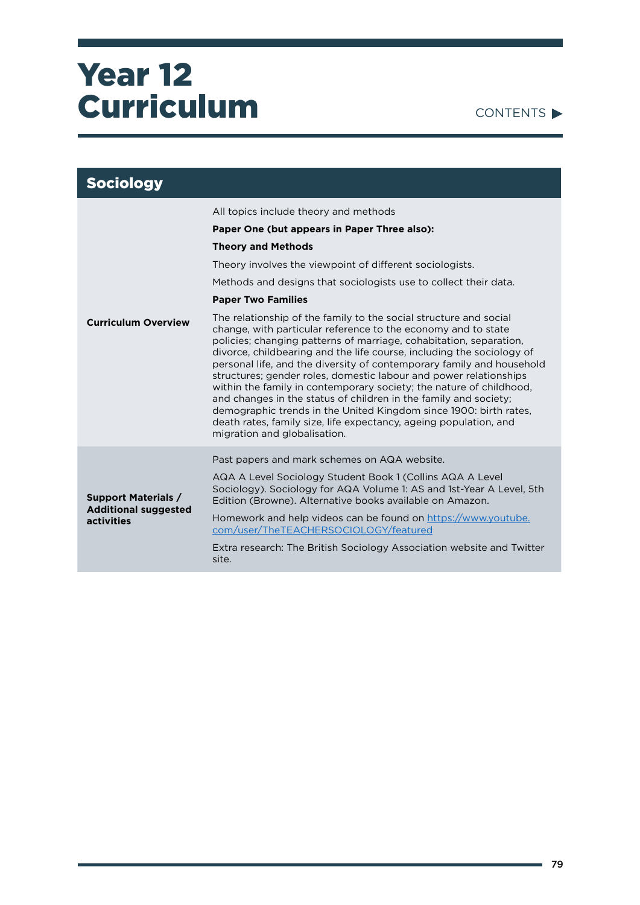# Year 12 Curriculum

CONTENTS ▶

## Sociology

| | |
|---|---|
| **Curriculum Overview** | All topics include theory and methods<br><br>**Paper One (but appears in Paper Three also):**<br><br>**Theory and Methods**<br><br>Theory involves the viewpoint of different sociologists.<br><br>Methods and designs that sociologists use to collect their data.<br><br>**Paper Two Families**<br><br>The relationship of the family to the social structure and social change, with particular reference to the economy and to state policies; changing patterns of marriage, cohabitation, separation, divorce, childbearing and the life course, including the sociology of personal life, and the diversity of contemporary family and household structures; gender roles, domestic labour and power relationships within the family in contemporary society; the nature of childhood, and changes in the status of children in the family and society; demographic trends in the United Kingdom since 1900: birth rates, death rates, family size, life expectancy, ageing population, and migration and globalisation. |
| **Support Materials / Additional suggested activities** | Past papers and mark schemes on AQA website.<br><br>AQA A Level Sociology Student Book 1 (Collins AQA A Level Sociology). Sociology for AQA Volume 1: AS and 1st-Year A Level, 5th Edition (Browne). Alternative books available on Amazon.<br><br>Homework and help videos can be found on [https://www.youtube.com/user/TheTEACHERSOCIOLOGY/featured](https://www.youtube.com/user/TheTEACHERSOCIOLOGY/featured)<br><br>Extra research: The British Sociology Association website and Twitter site. |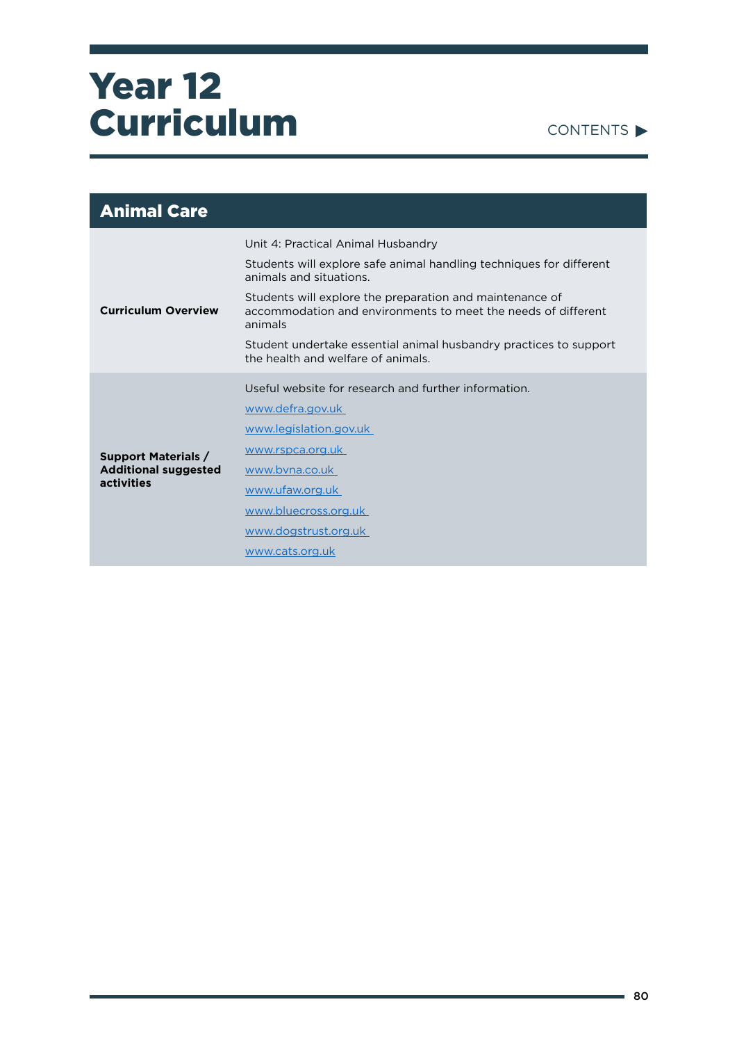# Year 12 Curriculum

CONTENTS ▶

## Animal Care

| | |
|---|---|
| **Curriculum Overview** | Unit 4: Practical Animal Husbandry<br><br>Students will explore safe animal handling techniques for different animals and situations.<br><br>Students will explore the preparation and maintenance of accommodation and environments to meet the needs of different animals<br><br>Student undertake essential animal husbandry practices to support the health and welfare of animals. |
| **Support Materials / Additional suggested activities** | Useful website for research and further information.<br><br>www.defra.gov.uk<br><br>www.legislation.gov.uk<br><br>www.rspca.org.uk<br><br>www.bvna.co.uk<br><br>www.ufaw.org.uk<br><br>www.bluecross.org.uk<br><br>www.dogstrust.org.uk<br><br>www.cats.org.uk |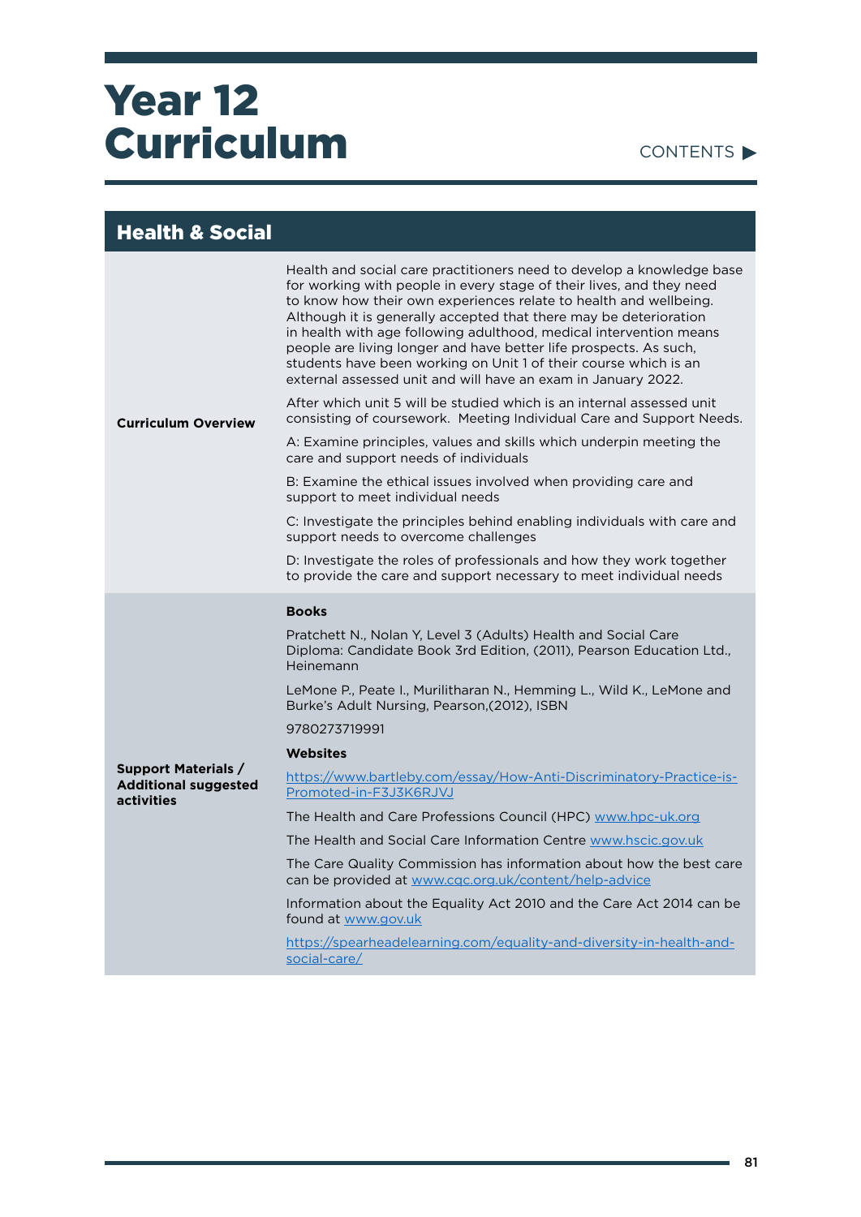# Year 12 Curriculum

CONTENTS ▶

## Health & Social

| | |
|---|---|
| **Curriculum Overview** | Health and social care practitioners need to develop a knowledge base for working with people in every stage of their lives, and they need to know how their own experiences relate to health and wellbeing. Although it is generally accepted that there may be deterioration in health with age following adulthood, medical intervention means people are living longer and have better life prospects. As such, students have been working on Unit 1 of their course which is an external assessed unit and will have an exam in January 2022.<br><br>After which unit 5 will be studied which is an internal assessed unit consisting of coursework. Meeting Individual Care and Support Needs.<br><br>A: Examine principles, values and skills which underpin meeting the care and support needs of individuals<br><br>B: Examine the ethical issues involved when providing care and support to meet individual needs<br><br>C: Investigate the principles behind enabling individuals with care and support needs to overcome challenges<br><br>D: Investigate the roles of professionals and how they work together to provide the care and support necessary to meet individual needs |
| **Support Materials / Additional suggested activities** | **Books**<br><br>Pratchett N., Nolan Y, Level 3 (Adults) Health and Social Care Diploma: Candidate Book 3rd Edition, (2011), Pearson Education Ltd., Heinemann<br><br>LeMone P., Peate I., Murilitharan N., Hemming L., Wild K., LeMone and Burke's Adult Nursing, Pearson,(2012), ISBN<br><br>9780273719991<br><br>**Websites**<br><br>https://www.bartleby.com/essay/How-Anti-Discriminatory-Practice-is-Promoted-in-F3J3K6RJVJ<br><br>The Health and Care Professions Council (HPC) www.hpc-uk.org<br><br>The Health and Social Care Information Centre www.hscic.gov.uk<br><br>The Care Quality Commission has information about how the best care can be provided at www.cqc.org.uk/content/help-advice<br><br>Information about the Equality Act 2010 and the Care Act 2014 can be found at www.gov.uk<br><br>https://spearheadelearning.com/equality-and-diversity-in-health-and-social-care/ |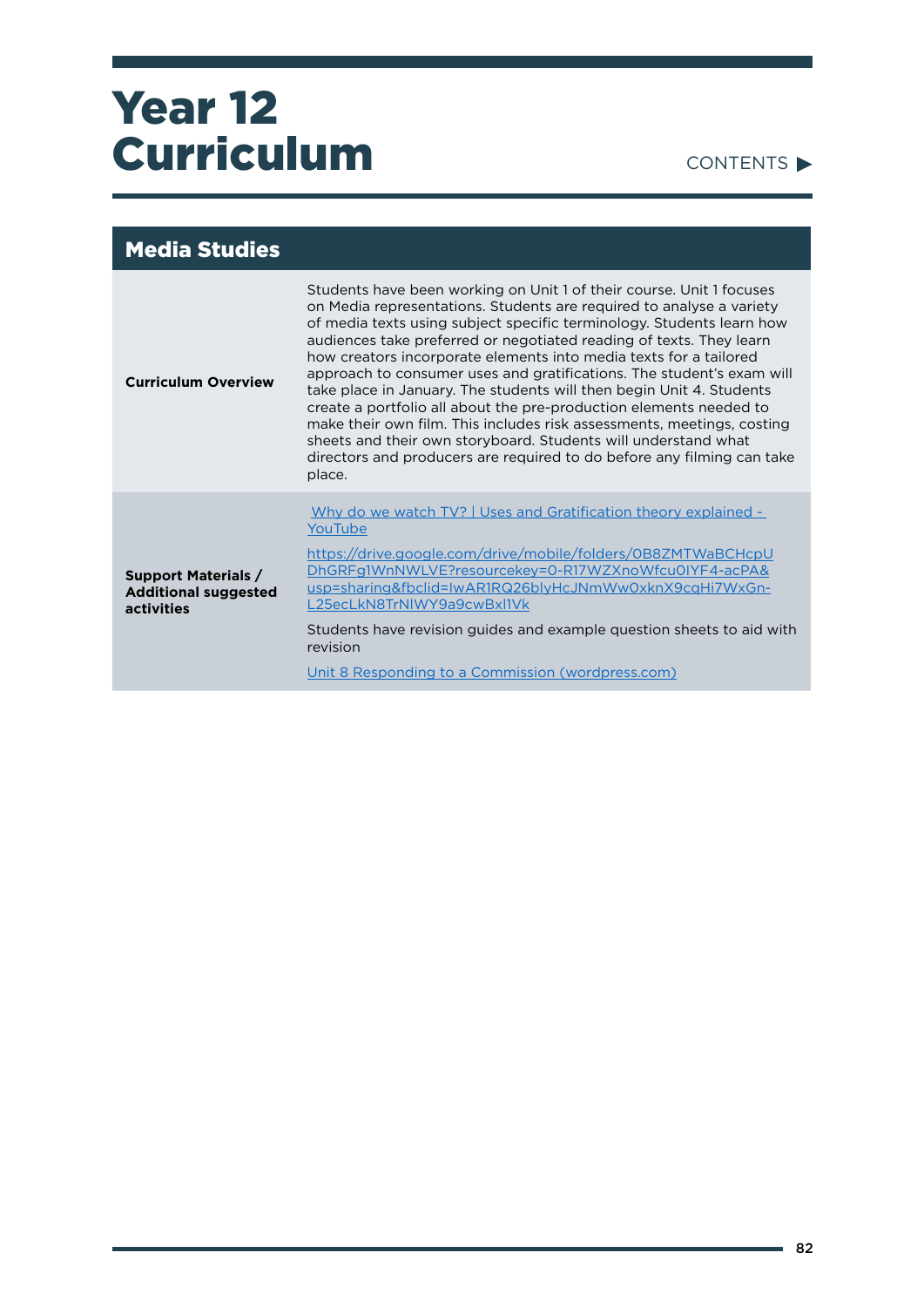# Year 12 Curriculum

CONTENTS ▶

| Media Studies | |
|---|---|
| **Curriculum Overview** | Students have been working on Unit 1 of their course. Unit 1 focuses on Media representations. Students are required to analyse a variety of media texts using subject specific terminology. Students learn how audiences take preferred or negotiated reading of texts. They learn how creators incorporate elements into media texts for a tailored approach to consumer uses and gratifications. The student's exam will take place in January. The students will then begin Unit 4. Students create a portfolio all about the pre-production elements needed to make their own film. This includes risk assessments, meetings, costing sheets and their own storyboard. Students will understand what directors and producers are required to do before any filming can take place. |
| **Support Materials / Additional suggested activities** | Why do we watch TV? \| Uses and Gratification theory explained - YouTube<br><br>https://drive.google.com/drive/mobile/folders/0B8ZMTWaBCHcpUDhGRFg1WnNWLVE?resourcekey=0-R17WZXnoWfcu0IYF4-acPA&usp=sharing&fbclid=IwAR1RQ26blyHcJNmWw0xknX9cqHi7WxGn-L25ecLkN8TrNlWY9a9cwBxl1Vk<br><br>Students have revision guides and example question sheets to aid with revision<br><br>Unit 8 Responding to a Commission (wordpress.com) |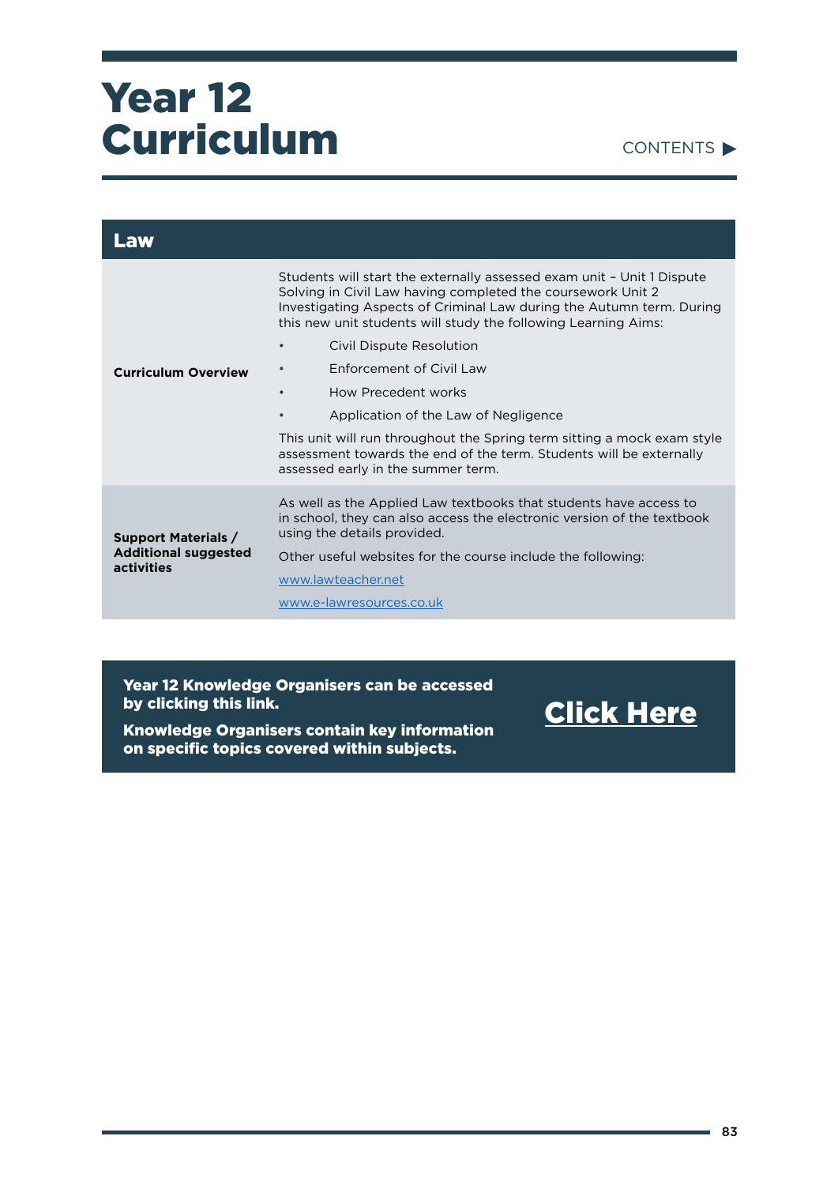# Year 12 Curriculum

CONTENTS ▶

## Law

| | |
|---|---|
| **Curriculum Overview** | Students will start the externally assessed exam unit – Unit 1 Dispute Solving in Civil Law having completed the coursework Unit 2 Investigating Aspects of Criminal Law during the Autumn term. During this new unit students will study the following Learning Aims:<br>• Civil Dispute Resolution<br>• Enforcement of Civil Law<br>• How Precedent works<br>• Application of the Law of Negligence<br>This unit will run throughout the Spring term sitting a mock exam style assessment towards the end of the term. Students will be externally assessed early in the summer term. |
| **Support Materials / Additional suggested activities** | As well as the Applied Law textbooks that students have access to in school, they can also access the electronic version of the textbook using the details provided.<br>Other useful websites for the course include the following:<br>www.lawteacher.net<br>www.e-lawresources.co.uk |

**Year 12 Knowledge Organisers can be accessed by clicking this link.**

**Knowledge Organisers contain key information on specific topics covered within subjects.**

**Click Here**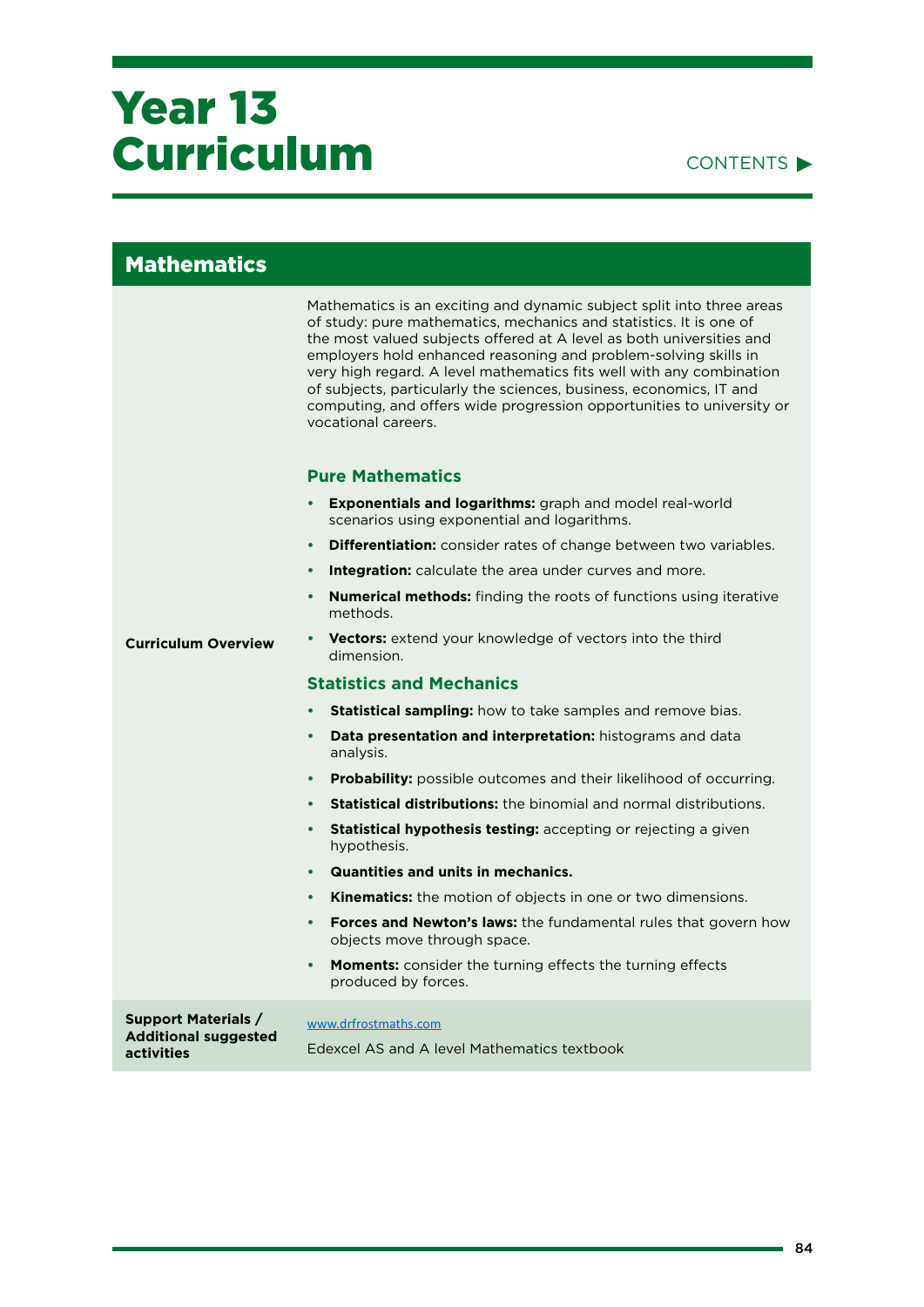# Year 13 Curriculum

CONTENTS ▶

## Mathematics

| | |
|---|---|
| **Curriculum Overview** | Mathematics is an exciting and dynamic subject split into three areas of study: pure mathematics, mechanics and statistics. It is one of the most valued subjects offered at A level as both universities and employers hold enhanced reasoning and problem-solving skills in very high regard. A level mathematics fits well with any combination of subjects, particularly the sciences, business, economics, IT and computing, and offers wide progression opportunities to university or vocational careers.<br><br>**Pure Mathematics**<br>• **Exponentials and logarithms:** graph and model real-world scenarios using exponential and logarithms.<br>• **Differentiation:** consider rates of change between two variables.<br>• **Integration:** calculate the area under curves and more.<br>• **Numerical methods:** finding the roots of functions using iterative methods.<br>• **Vectors:** extend your knowledge of vectors into the third dimension.<br><br>**Statistics and Mechanics**<br>• **Statistical sampling:** how to take samples and remove bias.<br>• **Data presentation and interpretation:** histograms and data analysis.<br>• **Probability:** possible outcomes and their likelihood of occurring.<br>• **Statistical distributions:** the binomial and normal distributions.<br>• **Statistical hypothesis testing:** accepting or rejecting a given hypothesis.<br>• **Quantities and units in mechanics.**<br>• **Kinematics:** the motion of objects in one or two dimensions.<br>• **Forces and Newton's laws:** the fundamental rules that govern how objects move through space.<br>• **Moments:** consider the turning effects the turning effects produced by forces. |
| **Support Materials / Additional suggested activities** | www.drfrostmaths.com<br><br>Edexcel AS and A level Mathematics textbook |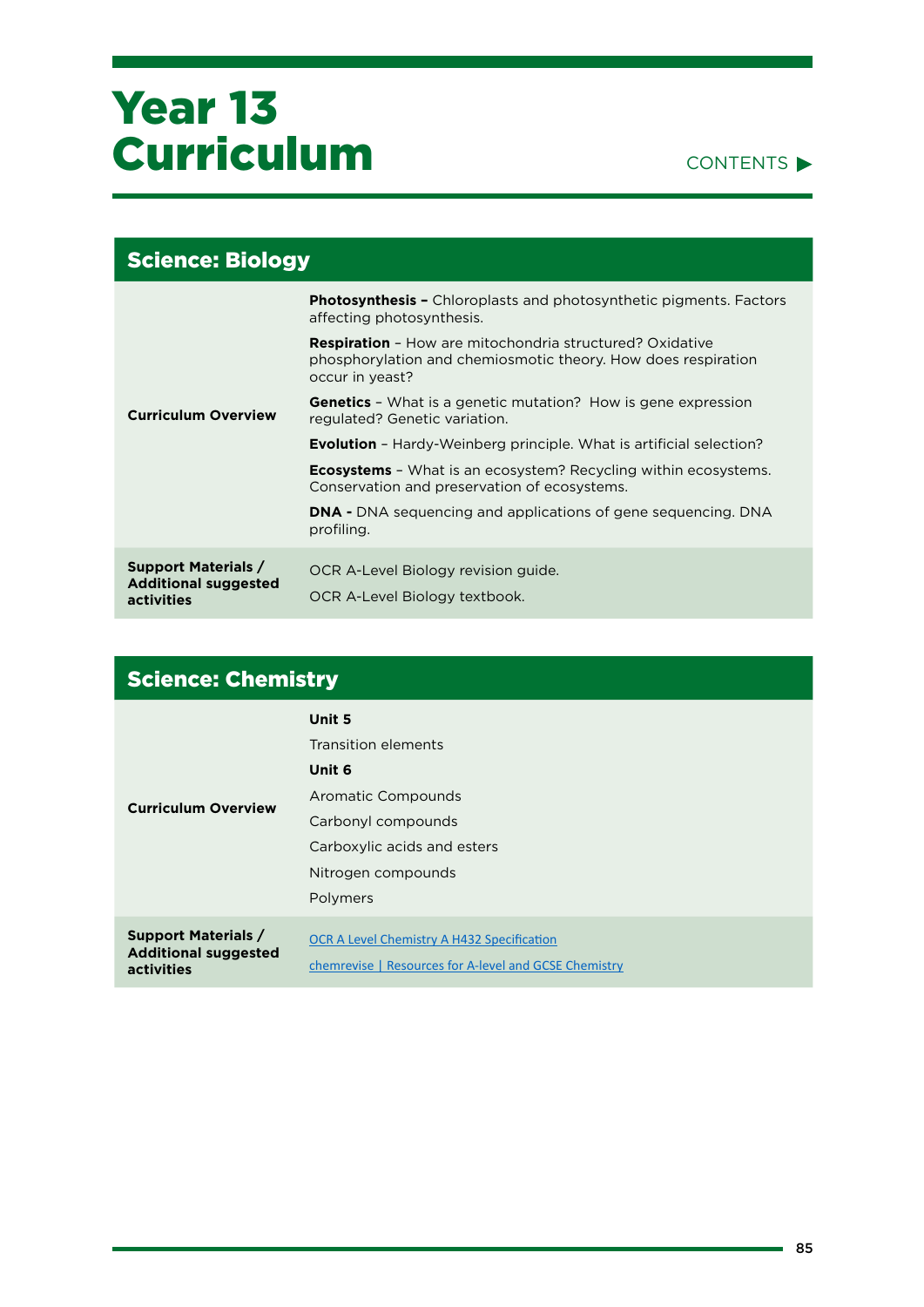# Year 13 Curriculum

CONTENTS ▶

## Science: Biology

| | |
|---|---|
| **Curriculum Overview** | **Photosynthesis –** Chloroplasts and photosynthetic pigments. Factors affecting photosynthesis.<br><br>**Respiration** – How are mitochondria structured? Oxidative phosphorylation and chemiosmotic theory. How does respiration occur in yeast?<br><br>**Genetics** – What is a genetic mutation? How is gene expression regulated? Genetic variation.<br><br>**Evolution** – Hardy-Weinberg principle. What is artificial selection?<br><br>**Ecosystems** – What is an ecosystem? Recycling within ecosystems. Conservation and preservation of ecosystems.<br><br>**DNA -** DNA sequencing and applications of gene sequencing. DNA profiling. |
| **Support Materials / Additional suggested activities** | OCR A-Level Biology revision guide.<br><br>OCR A-Level Biology textbook. |

## Science: Chemistry

| | |
|---|---|
| **Curriculum Overview** | **Unit 5**<br><br>Transition elements<br><br>**Unit 6**<br><br>Aromatic Compounds<br><br>Carbonyl compounds<br><br>Carboxylic acids and esters<br><br>Nitrogen compounds<br><br>Polymers |
| **Support Materials / Additional suggested activities** | OCR A Level Chemistry A H432 Specification<br><br>chemrevise \| Resources for A-level and GCSE Chemistry |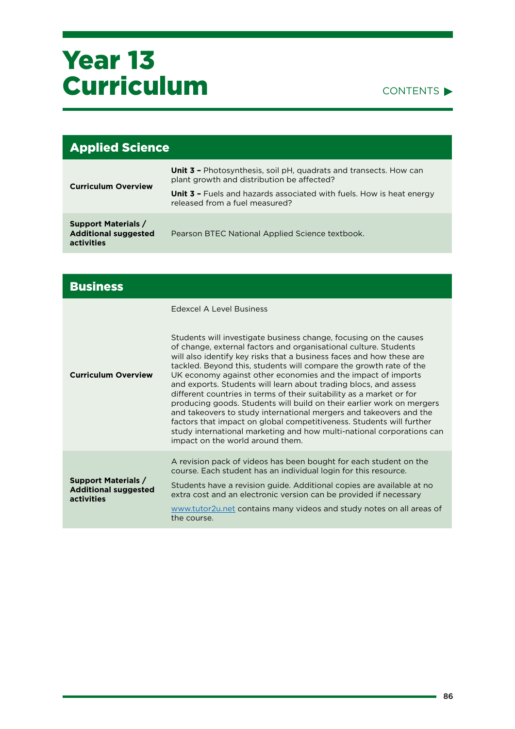# Year 13 Curriculum

CONTENTS ▶

## Applied Science

| | |
|---|---|
| **Curriculum Overview** | **Unit 3 –** Photosynthesis, soil pH, quadrats and transects. How can plant growth and distribution be affected?<br><br>**Unit 3 –** Fuels and hazards associated with fuels. How is heat energy released from a fuel measured? |
| **Support Materials / Additional suggested activities** | Pearson BTEC National Applied Science textbook. |

## Business

| | |
|---|---|
| **Curriculum Overview** | Edexcel A Level Business<br><br>Students will investigate business change, focusing on the causes of change, external factors and organisational culture. Students will also identify key risks that a business faces and how these are tackled. Beyond this, students will compare the growth rate of the UK economy against other economies and the impact of imports and exports. Students will learn about trading blocs, and assess different countries in terms of their suitability as a market or for producing goods. Students will build on their earlier work on mergers and takeovers to study international mergers and takeovers and the factors that impact on global competitiveness. Students will further study international marketing and how multi-national corporations can impact on the world around them. |
| **Support Materials / Additional suggested activities** | A revision pack of videos has been bought for each student on the course. Each student has an individual login for this resource.<br><br>Students have a revision guide. Additional copies are available at no extra cost and an electronic version can be provided if necessary<br><br>www.tutor2u.net contains many videos and study notes on all areas of the course. |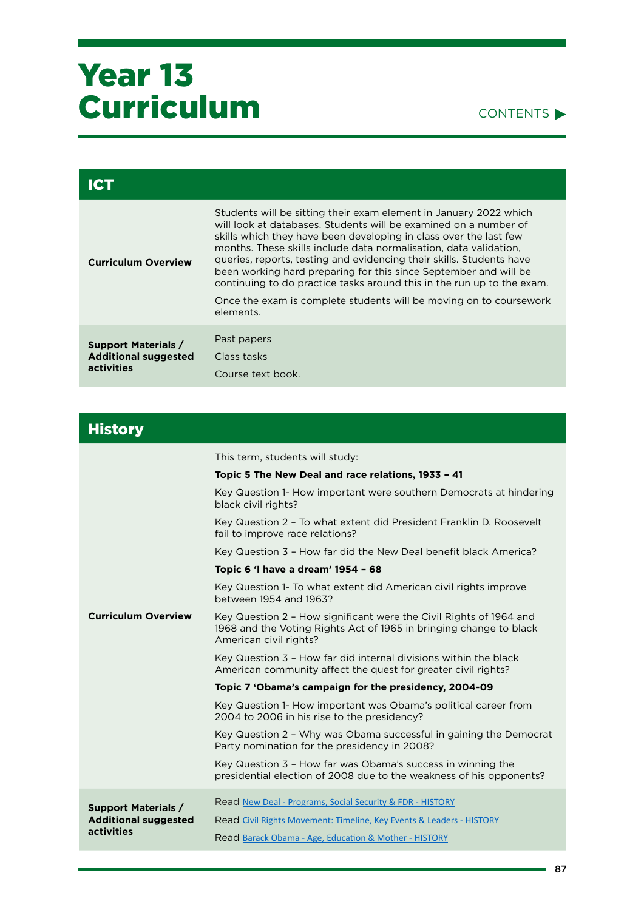# Year 13 Curriculum

CONTENTS ▶

## ICT

| | |
|---|---|
| **Curriculum Overview** | Students will be sitting their exam element in January 2022 which will look at databases. Students will be examined on a number of skills which they have been developing in class over the last few months. These skills include data normalisation, data validation, queries, reports, testing and evidencing their skills. Students have been working hard preparing for this since September and will be continuing to do practice tasks around this in the run up to the exam.<br><br>Once the exam is complete students will be moving on to coursework elements. |
| **Support Materials / Additional suggested activities** | Past papers<br><br>Class tasks<br><br>Course text book. |

## History

| | |
|---|---|
| **Curriculum Overview** | This term, students will study:<br><br>**Topic 5 The New Deal and race relations, 1933 – 41**<br><br>Key Question 1- How important were southern Democrats at hindering black civil rights?<br><br>Key Question 2 – To what extent did President Franklin D. Roosevelt fail to improve race relations?<br><br>Key Question 3 – How far did the New Deal benefit black America?<br><br>**Topic 6 'I have a dream' 1954 – 68**<br><br>Key Question 1- To what extent did American civil rights improve between 1954 and 1963?<br><br>Key Question 2 – How significant were the Civil Rights of 1964 and 1968 and the Voting Rights Act of 1965 in bringing change to black American civil rights?<br><br>Key Question 3 – How far did internal divisions within the black American community affect the quest for greater civil rights?<br><br>**Topic 7 'Obama's campaign for the presidency, 2004-09**<br><br>Key Question 1- How important was Obama's political career from 2004 to 2006 in his rise to the presidency?<br><br>Key Question 2 – Why was Obama successful in gaining the Democrat Party nomination for the presidency in 2008?<br><br>Key Question 3 – How far was Obama's success in winning the presidential election of 2008 due to the weakness of his opponents? |
| **Support Materials / Additional suggested activities** | Read New Deal - Programs, Social Security & FDR - HISTORY<br><br>Read Civil Rights Movement: Timeline, Key Events & Leaders - HISTORY<br><br>Read Barack Obama - Age, Education & Mother - HISTORY |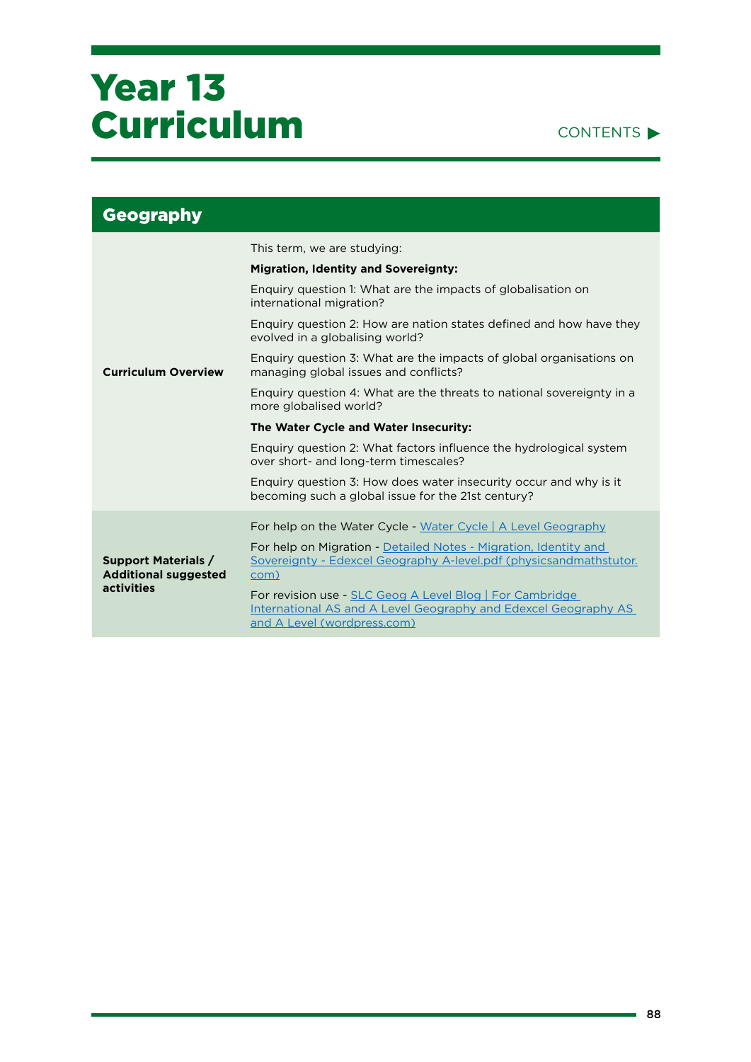# Year 13 Curriculum

CONTENTS ▶

## Geography

| | |
|---|---|
| **Curriculum Overview** | This term, we are studying:<br><br>**Migration, Identity and Sovereignty:**<br><br>Enquiry question 1: What are the impacts of globalisation on international migration?<br><br>Enquiry question 2: How are nation states defined and how have they evolved in a globalising world?<br><br>Enquiry question 3: What are the impacts of global organisations on managing global issues and conflicts?<br><br>Enquiry question 4: What are the threats to national sovereignty in a more globalised world?<br><br>**The Water Cycle and Water Insecurity:**<br><br>Enquiry question 2: What factors influence the hydrological system over short- and long-term timescales?<br><br>Enquiry question 3: How does water insecurity occur and why is it becoming such a global issue for the 21st century? |
| **Support Materials / Additional suggested activities** | For help on the Water Cycle - Water Cycle \| A Level Geography<br><br>For help on Migration - Detailed Notes - Migration, Identity and Sovereignty - Edexcel Geography A-level.pdf (physicsandmathstutor.com)<br><br>For revision use - SLC Geog A Level Blog \| For Cambridge International AS and A Level Geography and Edexcel Geography AS and A Level (wordpress.com) |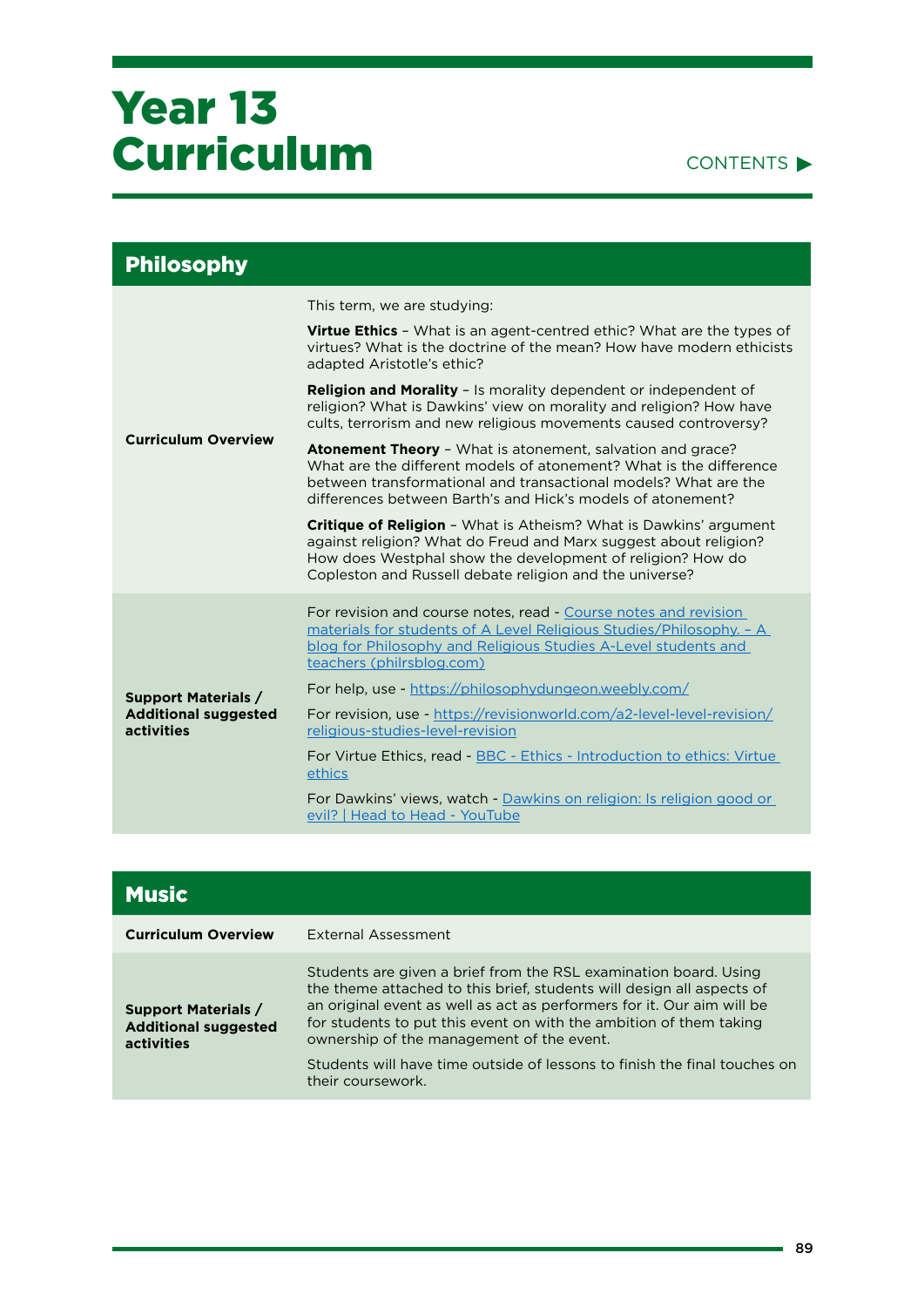# Year 13 Curriculum

CONTENTS ▶

## Philosophy

| | |
|---|---|
| **Curriculum Overview** | This term, we are studying:<br><br>**Virtue Ethics** – What is an agent-centred ethic? What are the types of virtues? What is the doctrine of the mean? How have modern ethicists adapted Aristotle's ethic?<br><br>**Religion and Morality** – Is morality dependent or independent of religion? What is Dawkins' view on morality and religion? How have cults, terrorism and new religious movements caused controversy?<br><br>**Atonement Theory** – What is atonement, salvation and grace? What are the different models of atonement? What is the difference between transformational and transactional models? What are the differences between Barth's and Hick's models of atonement?<br><br>**Critique of Religion** – What is Atheism? What is Dawkins' argument against religion? What do Freud and Marx suggest about religion? How does Westphal show the development of religion? How do Copleston and Russell debate religion and the universe? |
| **Support Materials / Additional suggested activities** | For revision and course notes, read - Course notes and revision materials for students of A Level Religious Studies/Philosophy. – A blog for Philosophy and Religious Studies A-Level students and teachers (philrsblog.com)<br><br>For help, use - https://philosophydungeon.weebly.com/<br><br>For revision, use - https://revisionworld.com/a2-level-level-revision/religious-studies-level-revision<br><br>For Virtue Ethics, read - BBC - Ethics - Introduction to ethics: Virtue ethics<br><br>For Dawkins' views, watch - Dawkins on religion: Is religion good or evil? \| Head to Head - YouTube |

## Music

| | |
|---|---|
| **Curriculum Overview** | External Assessment |
| **Support Materials / Additional suggested activities** | Students are given a brief from the RSL examination board. Using the theme attached to this brief, students will design all aspects of an original event as well as act as performers for it. Our aim will be for students to put this event on with the ambition of them taking ownership of the management of the event.<br><br>Students will have time outside of lessons to finish the final touches on their coursework. |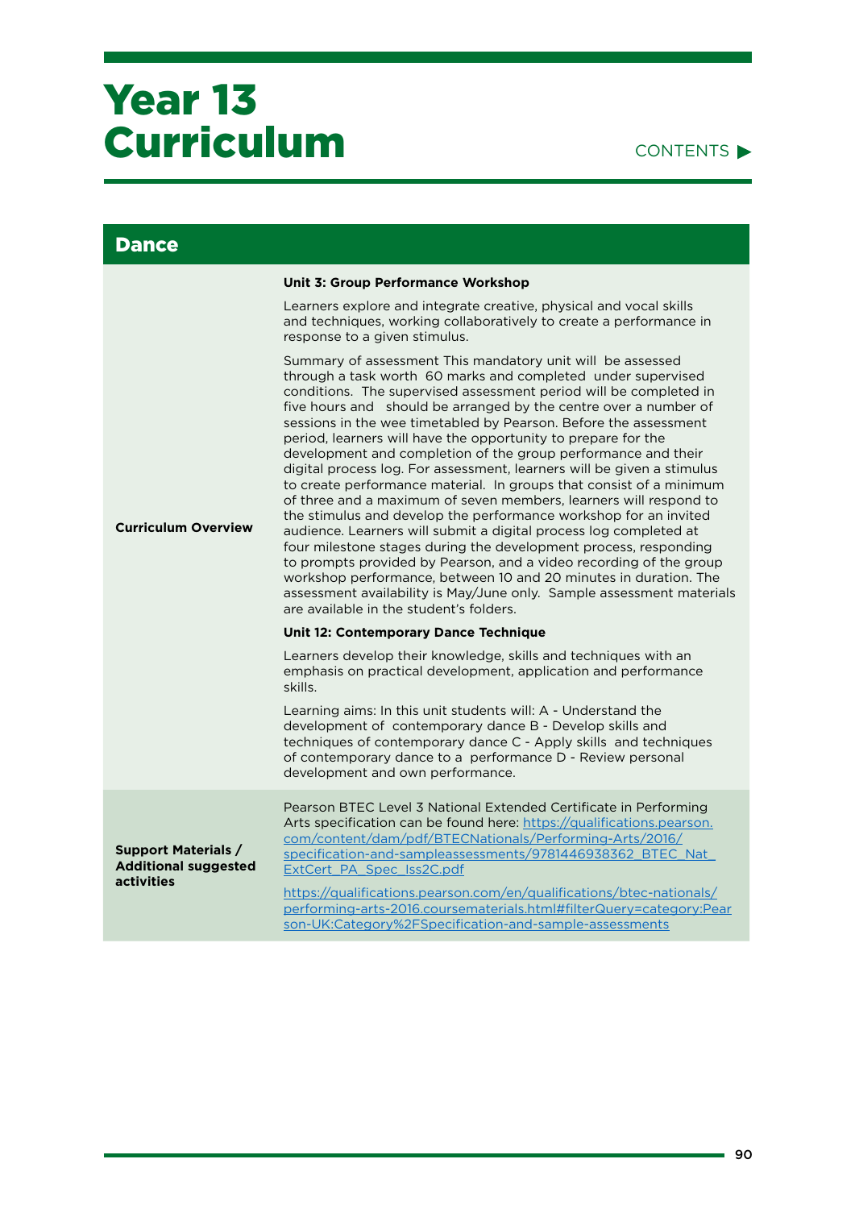# Year 13 Curriculum

CONTENTS ▶

## Dance

| | |
|---|---|
| **Curriculum Overview** | **Unit 3: Group Performance Workshop**<br><br>Learners explore and integrate creative, physical and vocal skills and techniques, working collaboratively to create a performance in response to a given stimulus.<br><br>Summary of assessment This mandatory unit will be assessed through a task worth 60 marks and completed under supervised conditions. The supervised assessment period will be completed in five hours and should be arranged by the centre over a number of sessions in the wee timetabled by Pearson. Before the assessment period, learners will have the opportunity to prepare for the development and completion of the group performance and their digital process log. For assessment, learners will be given a stimulus to create performance material. In groups that consist of a minimum of three and a maximum of seven members, learners will respond to the stimulus and develop the performance workshop for an invited audience. Learners will submit a digital process log completed at four milestone stages during the development process, responding to prompts provided by Pearson, and a video recording of the group workshop performance, between 10 and 20 minutes in duration. The assessment availability is May/June only. Sample assessment materials are available in the student's folders.<br><br>**Unit 12: Contemporary Dance Technique**<br><br>Learners develop their knowledge, skills and techniques with an emphasis on practical development, application and performance skills.<br><br>Learning aims: In this unit students will: A - Understand the development of contemporary dance B - Develop skills and techniques of contemporary dance C - Apply skills and techniques of contemporary dance to a performance D - Review personal development and own performance. |
| **Support Materials / Additional suggested activities** | Pearson BTEC Level 3 National Extended Certificate in Performing Arts specification can be found here: https://qualifications.pearson.com/content/dam/pdf/BTECNationals/Performing-Arts/2016/specification-and-sampleassessments/9781446938362_BTEC_Nat_ExtCert_PA_Spec_Iss2C.pdf<br><br>https://qualifications.pearson.com/en/qualifications/btec-nationals/performing-arts-2016.coursematerials.html#filterQuery=category:Pearson-UK:Category%2FSpecification-and-sample-assessments |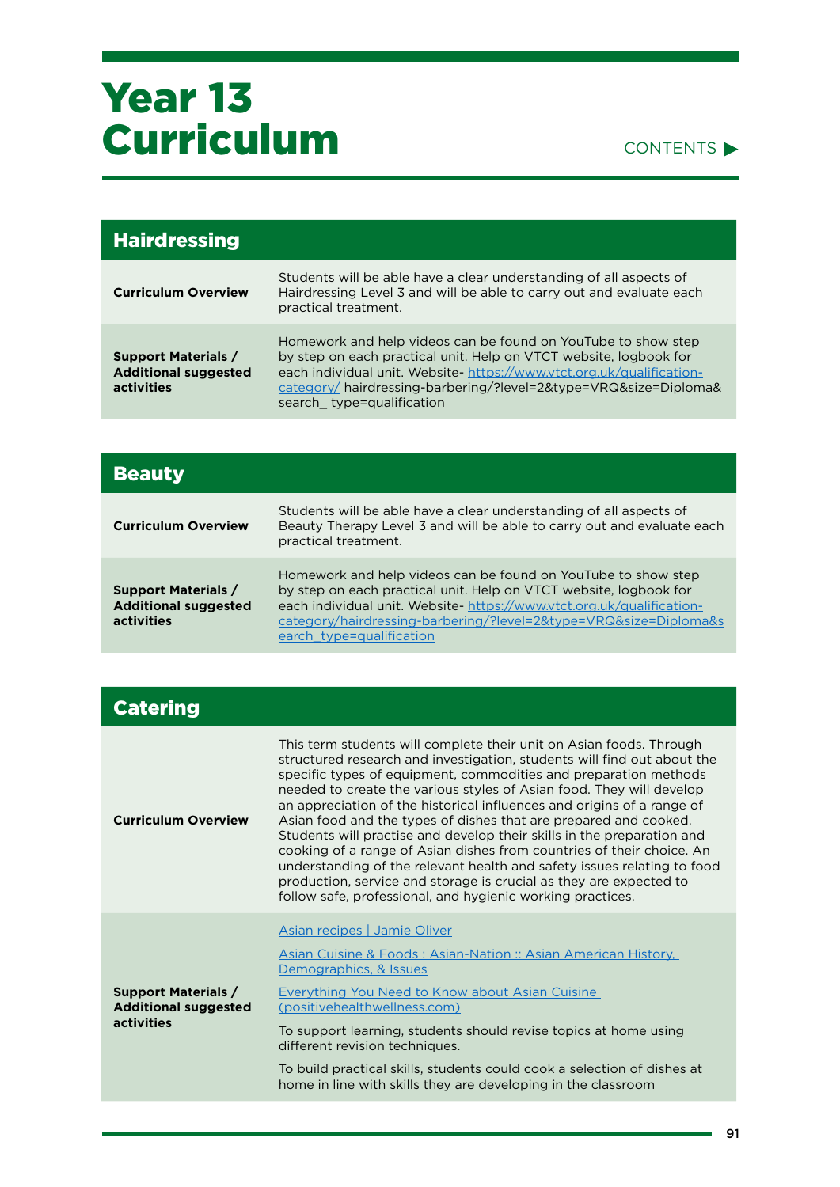# Year 13 Curriculum

CONTENTS ▶

| Hairdressing | |
|---|---|
| **Curriculum Overview** | Students will be able have a clear understanding of all aspects of Hairdressing Level 3 and will be able to carry out and evaluate each practical treatment. |
| **Support Materials / Additional suggested activities** | Homework and help videos can be found on YouTube to show step by step on each practical unit. Help on VTCT website, logbook for each individual unit. Website- https://www.vtct.org.uk/qualification-category/ hairdressing-barbering/?level=2&type=VRQ&size=Diploma& search_ type=qualification |

| Beauty | |
|---|---|
| **Curriculum Overview** | Students will be able have a clear understanding of all aspects of Beauty Therapy Level 3 and will be able to carry out and evaluate each practical treatment. |
| **Support Materials / Additional suggested activities** | Homework and help videos can be found on YouTube to show step by step on each practical unit. Help on VTCT website, logbook for each individual unit. Website- https://www.vtct.org.uk/qualification-category/hairdressing-barbering/?level=2&type=VRQ&size=Diploma&search_type=qualification |

| Catering | |
|---|---|
| **Curriculum Overview** | This term students will complete their unit on Asian foods. Through structured research and investigation, students will find out about the specific types of equipment, commodities and preparation methods needed to create the various styles of Asian food. They will develop an appreciation of the historical influences and origins of a range of Asian food and the types of dishes that are prepared and cooked. Students will practise and develop their skills in the preparation and cooking of a range of Asian dishes from countries of their choice. An understanding of the relevant health and safety issues relating to food production, service and storage is crucial as they are expected to follow safe, professional, and hygienic working practices. |
| **Support Materials / Additional suggested activities** | Asian recipes \| Jamie Oliver<br><br>Asian Cuisine & Foods : Asian-Nation :: Asian American History, Demographics, & Issues<br><br>Everything You Need to Know about Asian Cuisine (positivehealthwellness.com)<br><br>To support learning, students should revise topics at home using different revision techniques.<br><br>To build practical skills, students could cook a selection of dishes at home in line with skills they are developing in the classroom |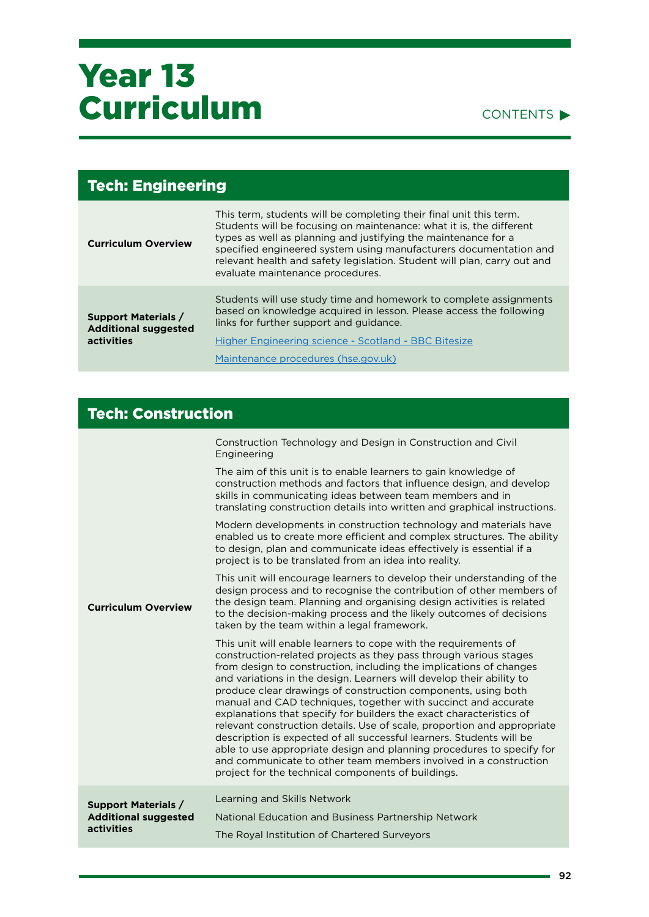# Year 13 Curriculum

CONTENTS ▶

## Tech: Engineering

| | |
|---|---|
| **Curriculum Overview** | This term, students will be completing their final unit this term. Students will be focusing on maintenance: what it is, the different types as well as planning and justifying the maintenance for a specified engineered system using manufacturers documentation and relevant health and safety legislation. Student will plan, carry out and evaluate maintenance procedures. |
| **Support Materials / Additional suggested activities** | Students will use study time and homework to complete assignments based on knowledge acquired in lesson. Please access the following links for further support and guidance.<br><br>Higher Engineering science - Scotland - BBC Bitesize<br><br>Maintenance procedures (hse.gov.uk) |

## Tech: Construction

| | |
|---|---|
| **Curriculum Overview** | Construction Technology and Design in Construction and Civil Engineering<br><br>The aim of this unit is to enable learners to gain knowledge of construction methods and factors that influence design, and develop skills in communicating ideas between team members and in translating construction details into written and graphical instructions.<br><br>Modern developments in construction technology and materials have enabled us to create more efficient and complex structures. The ability to design, plan and communicate ideas effectively is essential if a project is to be translated from an idea into reality.<br><br>This unit will encourage learners to develop their understanding of the design process and to recognise the contribution of other members of the design team. Planning and organising design activities is related to the decision-making process and the likely outcomes of decisions taken by the team within a legal framework.<br><br>This unit will enable learners to cope with the requirements of construction-related projects as they pass through various stages from design to construction, including the implications of changes and variations in the design. Learners will develop their ability to produce clear drawings of construction components, using both manual and CAD techniques, together with succinct and accurate explanations that specify for builders the exact characteristics of relevant construction details. Use of scale, proportion and appropriate description is expected of all successful learners. Students will be able to use appropriate design and planning procedures to specify for and communicate to other team members involved in a construction project for the technical components of buildings. |
| **Support Materials / Additional suggested activities** | Learning and Skills Network<br><br>National Education and Business Partnership Network<br><br>The Royal Institution of Chartered Surveyors |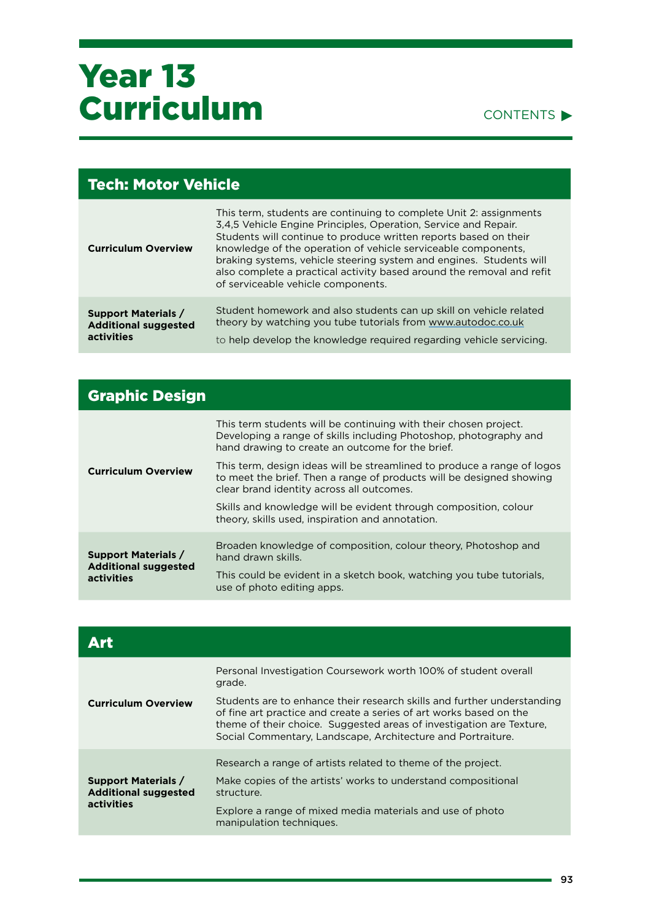# Year 13 Curriculum

CONTENTS ▶

| Tech: Motor Vehicle | |
|---|---|
| **Curriculum Overview** | This term, students are continuing to complete Unit 2: assignments 3,4,5 Vehicle Engine Principles, Operation, Service and Repair. Students will continue to produce written reports based on their knowledge of the operation of vehicle serviceable components, braking systems, vehicle steering system and engines. Students will also complete a practical activity based around the removal and refit of serviceable vehicle components. |
| **Support Materials / Additional suggested activities** | Student homework and also students can up skill on vehicle related theory by watching you tube tutorials from www.autodoc.co.uk<br><br>to help develop the knowledge required regarding vehicle servicing. |

| Graphic Design | |
|---|---|
| **Curriculum Overview** | This term students will be continuing with their chosen project. Developing a range of skills including Photoshop, photography and hand drawing to create an outcome for the brief.<br><br>This term, design ideas will be streamlined to produce a range of logos to meet the brief. Then a range of products will be designed showing clear brand identity across all outcomes.<br><br>Skills and knowledge will be evident through composition, colour theory, skills used, inspiration and annotation. |
| **Support Materials / Additional suggested activities** | Broaden knowledge of composition, colour theory, Photoshop and hand drawn skills.<br><br>This could be evident in a sketch book, watching you tube tutorials, use of photo editing apps. |

| Art | |
|---|---|
| **Curriculum Overview** | Personal Investigation Coursework worth 100% of student overall grade.<br><br>Students are to enhance their research skills and further understanding of fine art practice and create a series of art works based on the theme of their choice. Suggested areas of investigation are Texture, Social Commentary, Landscape, Architecture and Portraiture. |
| **Support Materials / Additional suggested activities** | Research a range of artists related to theme of the project.<br><br>Make copies of the artists' works to understand compositional structure.<br><br>Explore a range of mixed media materials and use of photo manipulation techniques. |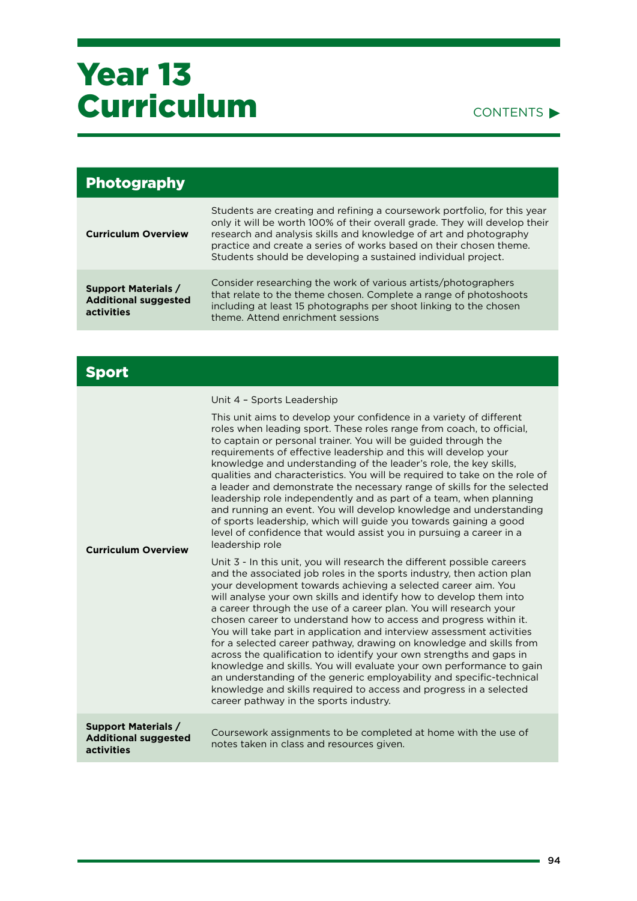# Year 13 Curriculum

CONTENTS ▶

## Photography

| | |
|---|---|
| **Curriculum Overview** | Students are creating and refining a coursework portfolio, for this year only it will be worth 100% of their overall grade. They will develop their research and analysis skills and knowledge of art and photography practice and create a series of works based on their chosen theme. Students should be developing a sustained individual project. |
| **Support Materials / Additional suggested activities** | Consider researching the work of various artists/photographers that relate to the theme chosen. Complete a range of photoshoots including at least 15 photographs per shoot linking to the chosen theme. Attend enrichment sessions |

## Sport

| | |
|---|---|
| **Curriculum Overview** | Unit 4 – Sports Leadership<br><br>This unit aims to develop your confidence in a variety of different roles when leading sport. These roles range from coach, to official, to captain or personal trainer. You will be guided through the requirements of effective leadership and this will develop your knowledge and understanding of the leader's role, the key skills, qualities and characteristics. You will be required to take on the role of a leader and demonstrate the necessary range of skills for the selected leadership role independently and as part of a team, when planning and running an event. You will develop knowledge and understanding of sports leadership, which will guide you towards gaining a good level of confidence that would assist you in pursuing a career in a leadership role<br><br>Unit 3 - In this unit, you will research the different possible careers and the associated job roles in the sports industry, then action plan your development towards achieving a selected career aim. You will analyse your own skills and identify how to develop them into a career through the use of a career plan. You will research your chosen career to understand how to access and progress within it. You will take part in application and interview assessment activities for a selected career pathway, drawing on knowledge and skills from across the qualification to identify your own strengths and gaps in knowledge and skills. You will evaluate your own performance to gain an understanding of the generic employability and specific-technical knowledge and skills required to access and progress in a selected career pathway in the sports industry. |
| **Support Materials / Additional suggested activities** | Coursework assignments to be completed at home with the use of notes taken in class and resources given. |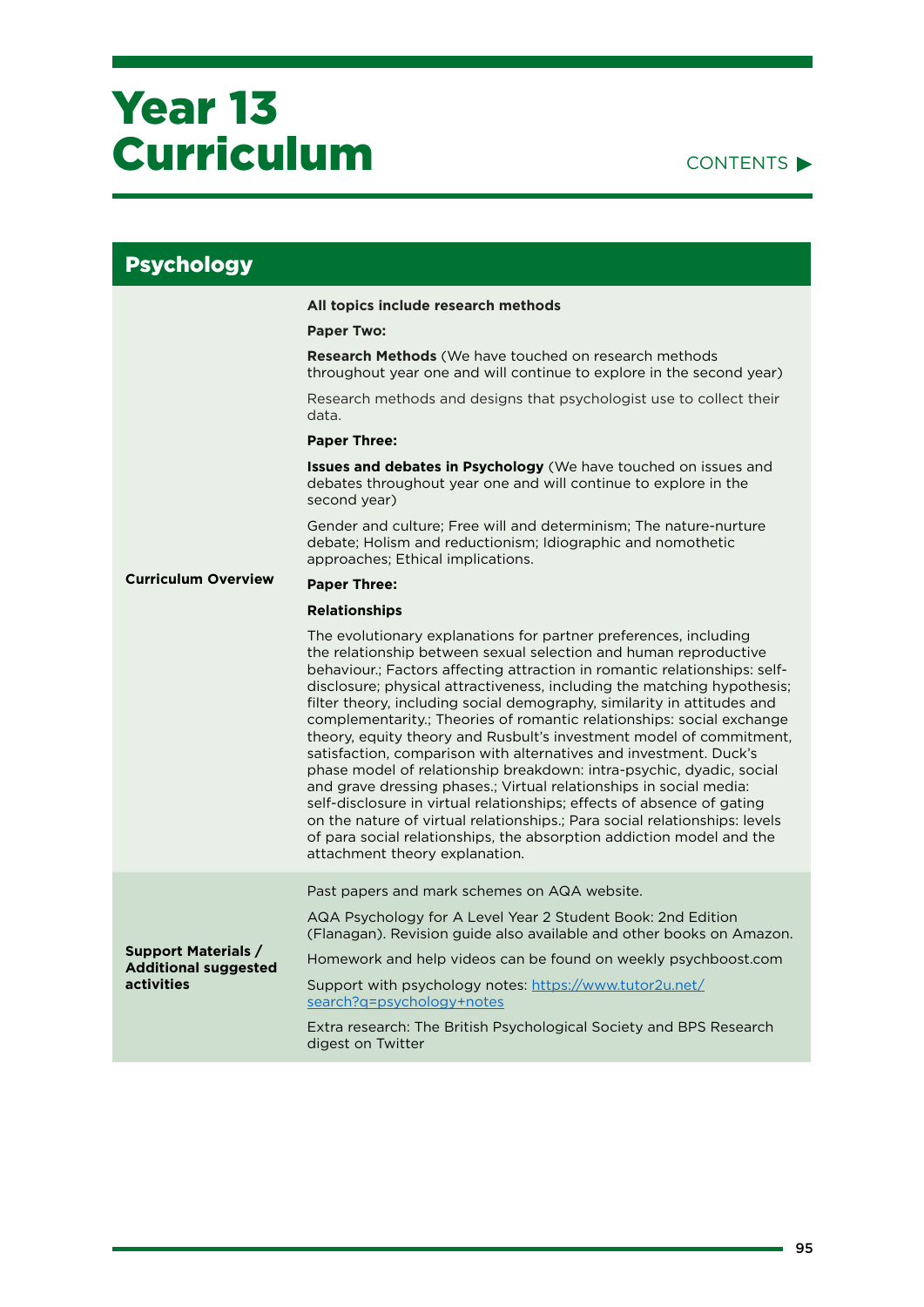# Year 13 Curriculum

CONTENTS ▶

## Psychology

| | |
|---|---|
| **Curriculum Overview** | **All topics include research methods**<br><br>**Paper Two:**<br><br>**Research Methods** (We have touched on research methods throughout year one and will continue to explore in the second year)<br><br>Research methods and designs that psychologist use to collect their data.<br><br>**Paper Three:**<br><br>**Issues and debates in Psychology** (We have touched on issues and debates throughout year one and will continue to explore in the second year)<br><br>Gender and culture; Free will and determinism; The nature-nurture debate; Holism and reductionism; Idiographic and nomothetic approaches; Ethical implications.<br><br>**Paper Three:**<br><br>**Relationships**<br><br>The evolutionary explanations for partner preferences, including the relationship between sexual selection and human reproductive behaviour.; Factors affecting attraction in romantic relationships: self-disclosure; physical attractiveness, including the matching hypothesis; filter theory, including social demography, similarity in attitudes and complementarity.; Theories of romantic relationships: social exchange theory, equity theory and Rusbult's investment model of commitment, satisfaction, comparison with alternatives and investment. Duck's phase model of relationship breakdown: intra-psychic, dyadic, social and grave dressing phases.; Virtual relationships in social media: self-disclosure in virtual relationships; effects of absence of gating on the nature of virtual relationships.; Para social relationships: levels of para social relationships, the absorption addiction model and the attachment theory explanation. |
| **Support Materials / Additional suggested activities** | Past papers and mark schemes on AQA website.<br><br>AQA Psychology for A Level Year 2 Student Book: 2nd Edition (Flanagan). Revision guide also available and other books on Amazon.<br><br>Homework and help videos can be found on weekly psychboost.com<br><br>Support with psychology notes: https://www.tutor2u.net/search?q=psychology+notes<br><br>Extra research: The British Psychological Society and BPS Research digest on Twitter |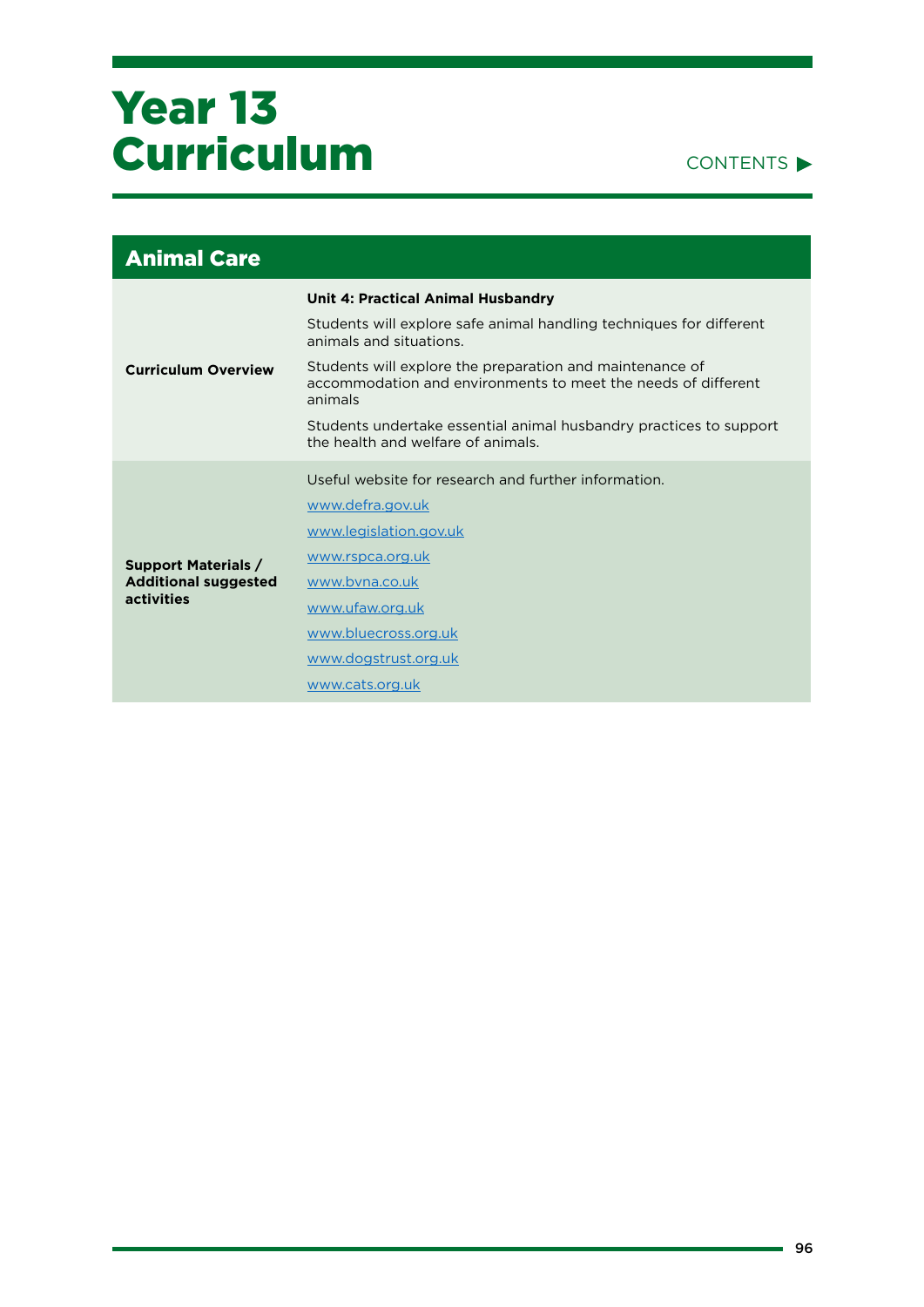# Year 13 Curriculum

CONTENTS ▶

## Animal Care

| | |
|---|---|
| **Curriculum Overview** | **Unit 4: Practical Animal Husbandry**<br>Students will explore safe animal handling techniques for different animals and situations.<br>Students will explore the preparation and maintenance of accommodation and environments to meet the needs of different animals<br>Students undertake essential animal husbandry practices to support the health and welfare of animals. |
| **Support Materials / Additional suggested activities** | Useful website for research and further information.<br>www.defra.gov.uk<br>www.legislation.gov.uk<br>www.rspca.org.uk<br>www.bvna.co.uk<br>www.ufaw.org.uk<br>www.bluecross.org.uk<br>www.dogstrust.org.uk<br>www.cats.org.uk |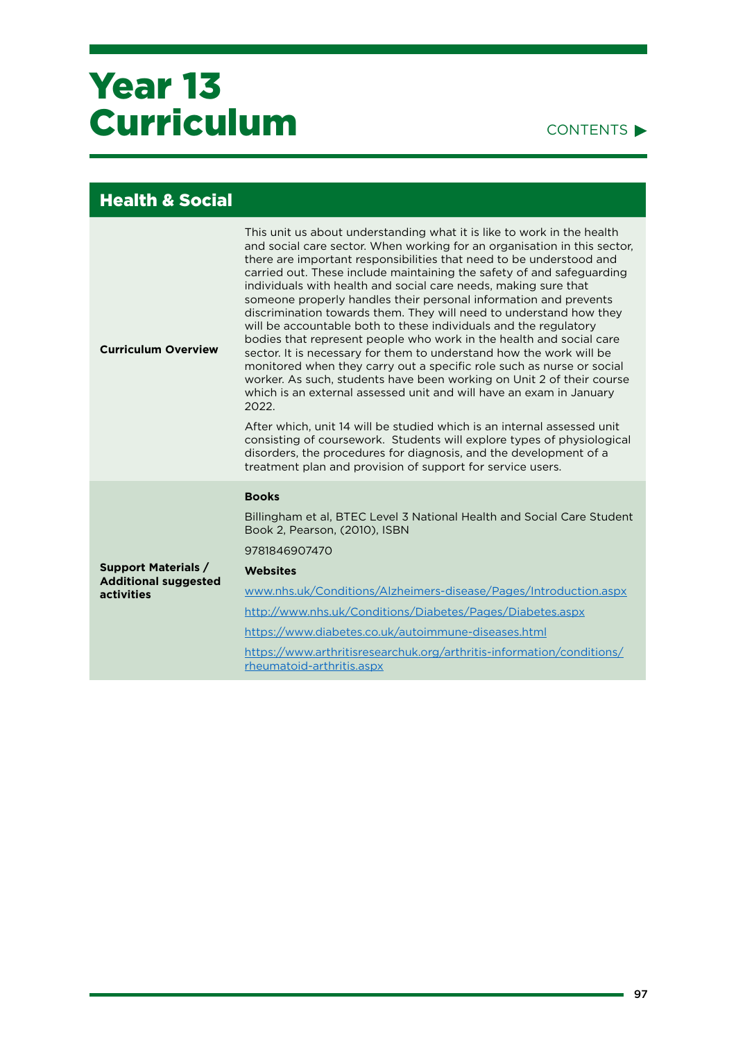# Year 13 Curriculum

CONTENTS ▶

## Health & Social

| | |
|---|---|
| **Curriculum Overview** | This unit us about understanding what it is like to work in the health and social care sector. When working for an organisation in this sector, there are important responsibilities that need to be understood and carried out. These include maintaining the safety of and safeguarding individuals with health and social care needs, making sure that someone properly handles their personal information and prevents discrimination towards them. They will need to understand how they will be accountable both to these individuals and the regulatory bodies that represent people who work in the health and social care sector. It is necessary for them to understand how the work will be monitored when they carry out a specific role such as nurse or social worker. As such, students have been working on Unit 2 of their course which is an external assessed unit and will have an exam in January 2022.<br><br>After which, unit 14 will be studied which is an internal assessed unit consisting of coursework. Students will explore types of physiological disorders, the procedures for diagnosis, and the development of a treatment plan and provision of support for service users. |
| **Support Materials / Additional suggested activities** | **Books**<br><br>Billingham et al, BTEC Level 3 National Health and Social Care Student Book 2, Pearson, (2010), ISBN<br><br>9781846907470<br><br>**Websites**<br><br>www.nhs.uk/Conditions/Alzheimers-disease/Pages/Introduction.aspx<br><br>http://www.nhs.uk/Conditions/Diabetes/Pages/Diabetes.aspx<br><br>https://www.diabetes.co.uk/autoimmune-diseases.html<br><br>https://www.arthritisresearchuk.org/arthritis-information/conditions/rheumatoid-arthritis.aspx |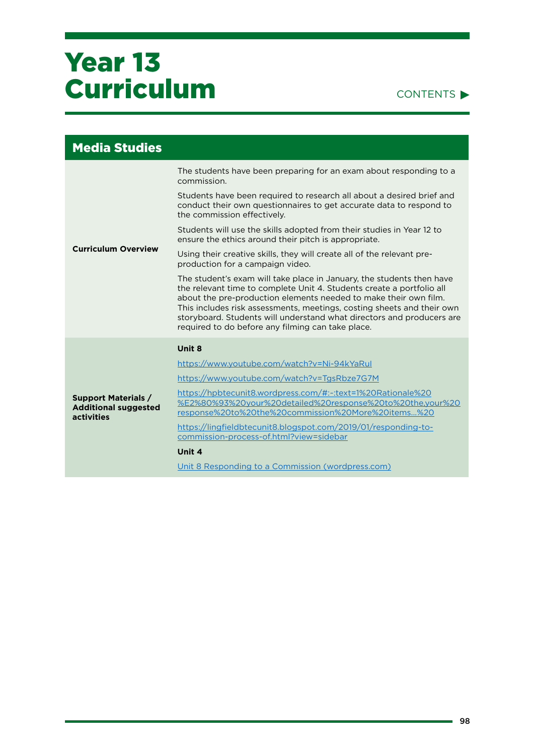# Year 13 Curriculum

CONTENTS ▶

## Media Studies

| | |
|---|---|
| **Curriculum Overview** | The students have been preparing for an exam about responding to a commission.<br><br>Students have been required to research all about a desired brief and conduct their own questionnaires to get accurate data to respond to the commission effectively.<br><br>Students will use the skills adopted from their studies in Year 12 to ensure the ethics around their pitch is appropriate.<br><br>Using their creative skills, they will create all of the relevant pre-production for a campaign video.<br><br>The student's exam will take place in January, the students then have the relevant time to complete Unit 4. Students create a portfolio all about the pre-production elements needed to make their own film. This includes risk assessments, meetings, costing sheets and their own storyboard. Students will understand what directors and producers are required to do before any filming can take place. |
| **Support Materials / Additional suggested activities** | **Unit 8**<br><br>https://www.youtube.com/watch?v=Ni-94kYaRuI<br><br>https://www.youtube.com/watch?v=TgsRbze7G7M<br><br>https://hpbtecunit8.wordpress.com/#:~:text=1%20Rationale%20%E2%80%93%20your%20detailed%20response%20to%20the,your%20response%20to%20the%20commission%20More%20items...%20<br><br>https://lingfieldbtecunit8.blogspot.com/2019/01/responding-to-commission-process-of.html?view=sidebar<br><br>**Unit 4**<br><br>Unit 8 Responding to a Commission (wordpress.com) |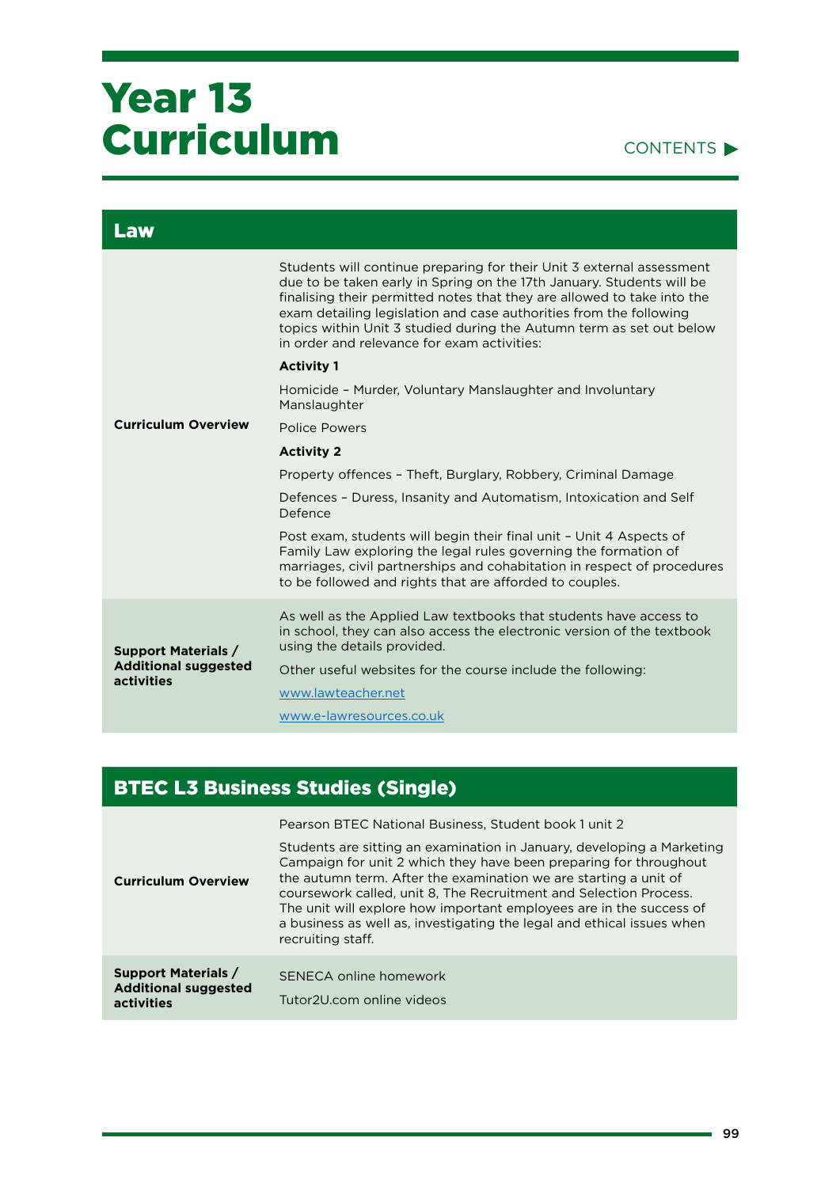# Year 13 Curriculum

CONTENTS ▶

## Law

| | |
|---|---|
| **Curriculum Overview** | Students will continue preparing for their Unit 3 external assessment due to be taken early in Spring on the 17th January. Students will be finalising their permitted notes that they are allowed to take into the exam detailing legislation and case authorities from the following topics within Unit 3 studied during the Autumn term as set out below in order and relevance for exam activities:<br><br>**Activity 1**<br><br>Homicide – Murder, Voluntary Manslaughter and Involuntary Manslaughter<br><br>Police Powers<br><br>**Activity 2**<br><br>Property offences – Theft, Burglary, Robbery, Criminal Damage<br><br>Defences – Duress, Insanity and Automatism, Intoxication and Self Defence<br><br>Post exam, students will begin their final unit – Unit 4 Aspects of Family Law exploring the legal rules governing the formation of marriages, civil partnerships and cohabitation in respect of procedures to be followed and rights that are afforded to couples. |
| **Support Materials / Additional suggested activities** | As well as the Applied Law textbooks that students have access to in school, they can also access the electronic version of the textbook using the details provided.<br><br>Other useful websites for the course include the following:<br><br>www.lawteacher.net<br><br>www.e-lawresources.co.uk |

## BTEC L3 Business Studies (Single)

| | |
|---|---|
| **Curriculum Overview** | Pearson BTEC National Business, Student book 1 unit 2<br><br>Students are sitting an examination in January, developing a Marketing Campaign for unit 2 which they have been preparing for throughout the autumn term. After the examination we are starting a unit of coursework called, unit 8, The Recruitment and Selection Process. The unit will explore how important employees are in the success of a business as well as, investigating the legal and ethical issues when recruiting staff. |
| **Support Materials / Additional suggested activities** | SENECA online homework<br><br>Tutor2U.com online videos |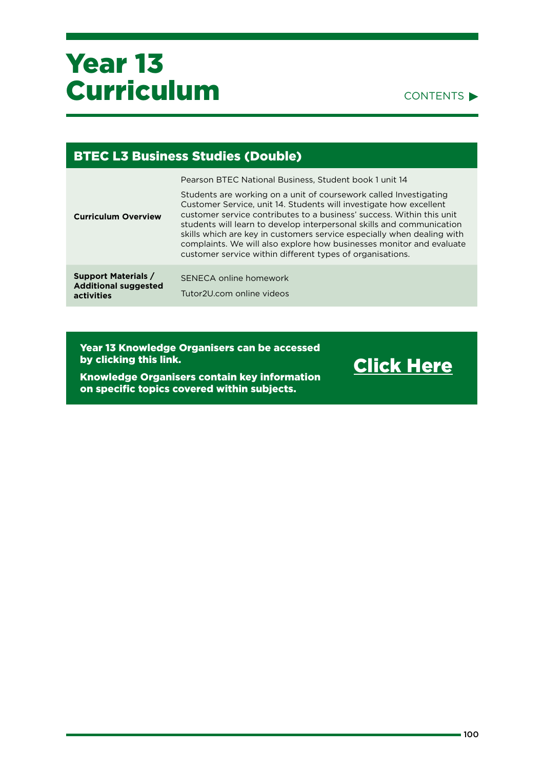# Year 13 Curriculum

CONTENTS ▶

## BTEC L3 Business Studies (Double)

| | |
|---|---|
| **Curriculum Overview** | Pearson BTEC National Business, Student book 1 unit 14<br><br>Students are working on a unit of coursework called Investigating Customer Service, unit 14. Students will investigate how excellent customer service contributes to a business' success. Within this unit students will learn to develop interpersonal skills and communication skills which are key in customers service especially when dealing with complaints. We will also explore how businesses monitor and evaluate customer service within different types of organisations. |
| **Support Materials / Additional suggested activities** | SENECA online homework<br><br>Tutor2U.com online videos |

**Year 13 Knowledge Organisers can be accessed by clicking this link.**

**Knowledge Organisers contain key information on specific topics covered within subjects.**

**Click Here**